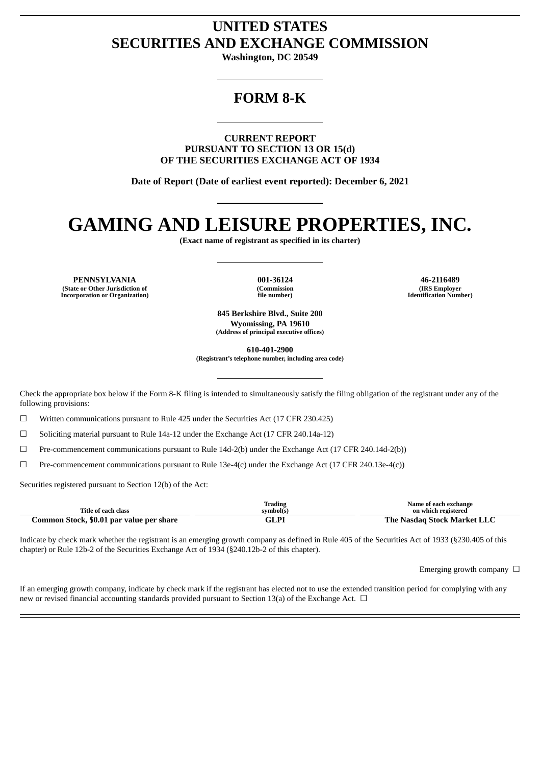# UNITED STATES
# SECURITIES AND EXCHANGE COMMISSION

**Washington, DC 20549**

## FORM 8-K

**CURRENT REPORT**
**PURSUANT TO SECTION 13 OR 15(d)**
**OF THE SECURITIES EXCHANGE ACT OF 1934**

**Date of Report (Date of earliest event reported): December 6, 2021**

# GAMING AND LEISURE PROPERTIES, INC.

**(Exact name of registrant as specified in its charter)**

| PENNSYLVANIA | 001-36124 | 46-2116489 |
|---|---|---|
| (State or Other Jurisdiction of Incorporation or Organization) | (Commission file number) | (IRS Employer Identification Number) |

**845 Berkshire Blvd., Suite 200**
**Wyomissing, PA 19610**
**(Address of principal executive offices)**

**610-401-2900**
**(Registrant's telephone number, including area code)**

Check the appropriate box below if the Form 8-K filing is intended to simultaneously satisfy the filing obligation of the registrant under any of the following provisions:

☐ Written communications pursuant to Rule 425 under the Securities Act (17 CFR 230.425)

☐ Soliciting material pursuant to Rule 14a-12 under the Exchange Act (17 CFR 240.14a-12)

☐ Pre-commencement communications pursuant to Rule 14d-2(b) under the Exchange Act (17 CFR 240.14d-2(b))

☐ Pre-commencement communications pursuant to Rule 13e-4(c) under the Exchange Act (17 CFR 240.13e-4(c))

Securities registered pursuant to Section 12(b) of the Act:

| Title of each class | Trading symbol(s) | Name of each exchange on which registered |
|---|---|---|
| **Common Stock, $0.01 par value per share** | **GLPI** | **The Nasdaq Stock Market LLC** |

Indicate by check mark whether the registrant is an emerging growth company as defined in Rule 405 of the Securities Act of 1933 (§230.405 of this chapter) or Rule 12b-2 of the Securities Exchange Act of 1934 (§240.12b-2 of this chapter).

Emerging growth company ☐

If an emerging growth company, indicate by check mark if the registrant has elected not to use the extended transition period for complying with any new or revised financial accounting standards provided pursuant to Section 13(a) of the Exchange Act. ☐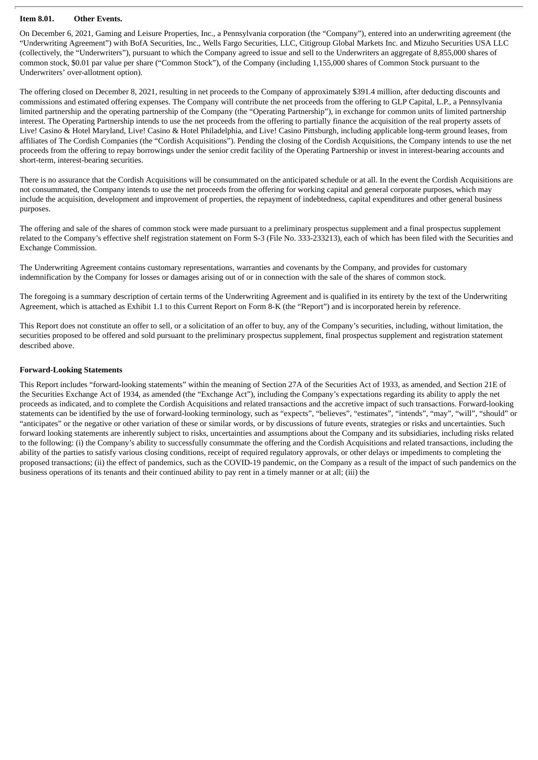**Item 8.01. Other Events.**

On December 6, 2021, Gaming and Leisure Properties, Inc., a Pennsylvania corporation (the "Company"), entered into an underwriting agreement (the "Underwriting Agreement") with BofA Securities, Inc., Wells Fargo Securities, LLC, Citigroup Global Markets Inc. and Mizuho Securities USA LLC (collectively, the "Underwriters"), pursuant to which the Company agreed to issue and sell to the Underwriters an aggregate of 8,855,000 shares of common stock, $0.01 par value per share ("Common Stock"), of the Company (including 1,155,000 shares of Common Stock pursuant to the Underwriters' over-allotment option).

The offering closed on December 8, 2021, resulting in net proceeds to the Company of approximately $391.4 million, after deducting discounts and commissions and estimated offering expenses. The Company will contribute the net proceeds from the offering to GLP Capital, L.P., a Pennsylvania limited partnership and the operating partnership of the Company (the "Operating Partnership"), in exchange for common units of limited partnership interest. The Operating Partnership intends to use the net proceeds from the offering to partially finance the acquisition of the real property assets of Live! Casino & Hotel Maryland, Live! Casino & Hotel Philadelphia, and Live! Casino Pittsburgh, including applicable long-term ground leases, from affiliates of The Cordish Companies (the "Cordish Acquisitions"). Pending the closing of the Cordish Acquisitions, the Company intends to use the net proceeds from the offering to repay borrowings under the senior credit facility of the Operating Partnership or invest in interest-bearing accounts and short-term, interest-bearing securities.

There is no assurance that the Cordish Acquisitions will be consummated on the anticipated schedule or at all. In the event the Cordish Acquisitions are not consummated, the Company intends to use the net proceeds from the offering for working capital and general corporate purposes, which may include the acquisition, development and improvement of properties, the repayment of indebtedness, capital expenditures and other general business purposes.

The offering and sale of the shares of common stock were made pursuant to a preliminary prospectus supplement and a final prospectus supplement related to the Company's effective shelf registration statement on Form S-3 (File No. 333-233213), each of which has been filed with the Securities and Exchange Commission.

The Underwriting Agreement contains customary representations, warranties and covenants by the Company, and provides for customary indemnification by the Company for losses or damages arising out of or in connection with the sale of the shares of common stock.

The foregoing is a summary description of certain terms of the Underwriting Agreement and is qualified in its entirety by the text of the Underwriting Agreement, which is attached as Exhibit 1.1 to this Current Report on Form 8-K (the "Report") and is incorporated herein by reference.

This Report does not constitute an offer to sell, or a solicitation of an offer to buy, any of the Company's securities, including, without limitation, the securities proposed to be offered and sold pursuant to the preliminary prospectus supplement, final prospectus supplement and registration statement described above.

**Forward-Looking Statements**

This Report includes "forward-looking statements" within the meaning of Section 27A of the Securities Act of 1933, as amended, and Section 21E of the Securities Exchange Act of 1934, as amended (the "Exchange Act"), including the Company's expectations regarding its ability to apply the net proceeds as indicated, and to complete the Cordish Acquisitions and related transactions and the accretive impact of such transactions. Forward-looking statements can be identified by the use of forward-looking terminology, such as "expects", "believes", "estimates", "intends", "may", "will", "should" or "anticipates" or the negative or other variation of these or similar words, or by discussions of future events, strategies or risks and uncertainties. Such forward looking statements are inherently subject to risks, uncertainties and assumptions about the Company and its subsidiaries, including risks related to the following: (i) the Company's ability to successfully consummate the offering and the Cordish Acquisitions and related transactions, including the ability of the parties to satisfy various closing conditions, receipt of required regulatory approvals, or other delays or impediments to completing the proposed transactions; (ii) the effect of pandemics, such as the COVID-19 pandemic, on the Company as a result of the impact of such pandemics on the business operations of its tenants and their continued ability to pay rent in a timely manner or at all; (iii) the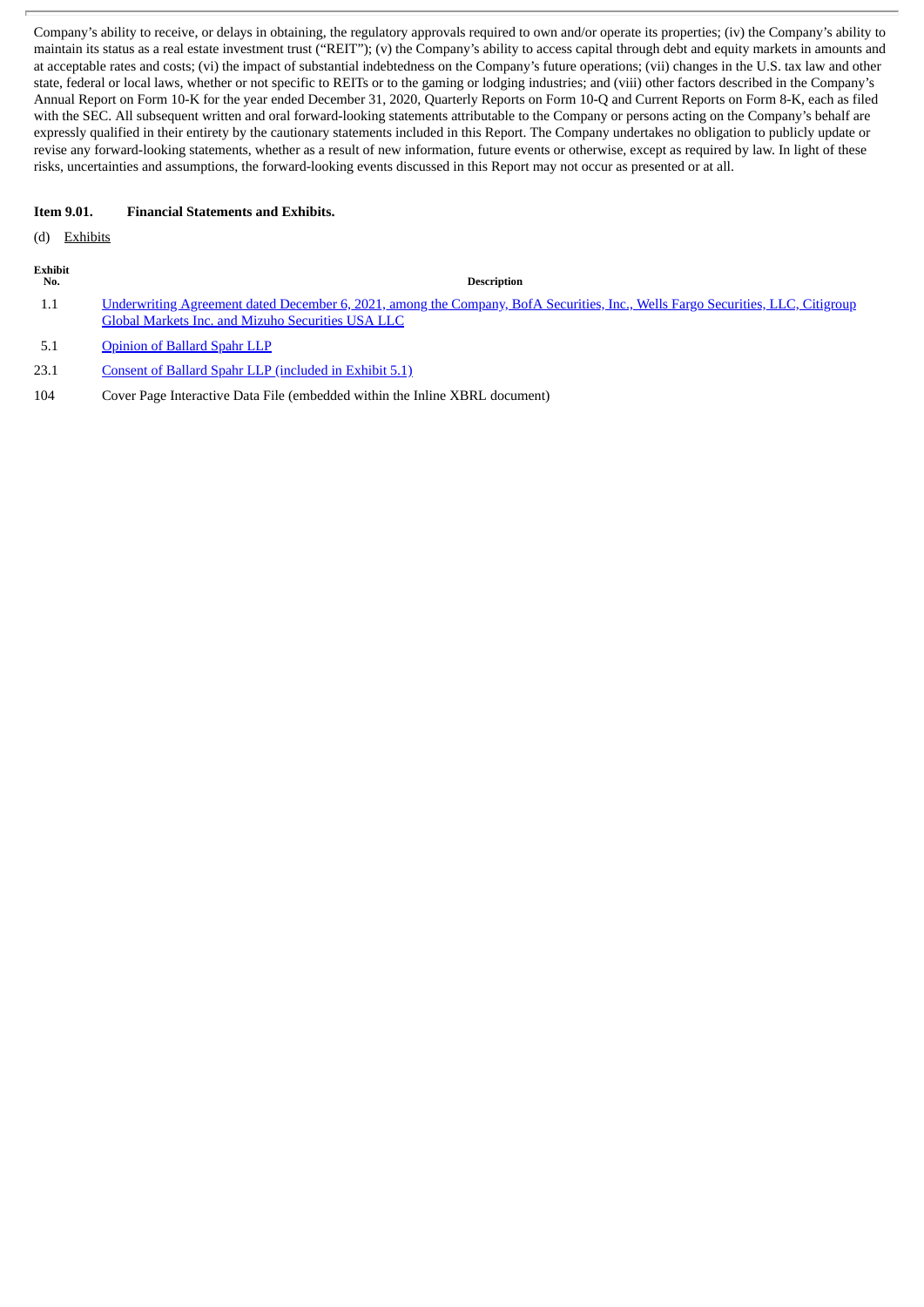Company's ability to receive, or delays in obtaining, the regulatory approvals required to own and/or operate its properties; (iv) the Company's ability to maintain its status as a real estate investment trust ("REIT"); (v) the Company's ability to access capital through debt and equity markets in amounts and at acceptable rates and costs; (vi) the impact of substantial indebtedness on the Company's future operations; (vii) changes in the U.S. tax law and other state, federal or local laws, whether or not specific to REITs or to the gaming or lodging industries; and (viii) other factors described in the Company's Annual Report on Form 10-K for the year ended December 31, 2020, Quarterly Reports on Form 10-Q and Current Reports on Form 8-K, each as filed with the SEC. All subsequent written and oral forward-looking statements attributable to the Company or persons acting on the Company's behalf are expressly qualified in their entirety by the cautionary statements included in this Report. The Company undertakes no obligation to publicly update or revise any forward-looking statements, whether as a result of new information, future events or otherwise, except as required by law. In light of these risks, uncertainties and assumptions, the forward-looking events discussed in this Report may not occur as presented or at all.

**Item 9.01. Financial Statements and Exhibits.**

(d) Exhibits

| Exhibit No. | Description |
|---|---|
| 1.1 | Underwriting Agreement dated December 6, 2021, among the Company, BofA Securities, Inc., Wells Fargo Securities, LLC, Citigroup Global Markets Inc. and Mizuho Securities USA LLC |
| 5.1 | Opinion of Ballard Spahr LLP |
| 23.1 | Consent of Ballard Spahr LLP (included in Exhibit 5.1) |
| 104 | Cover Page Interactive Data File (embedded within the Inline XBRL document) |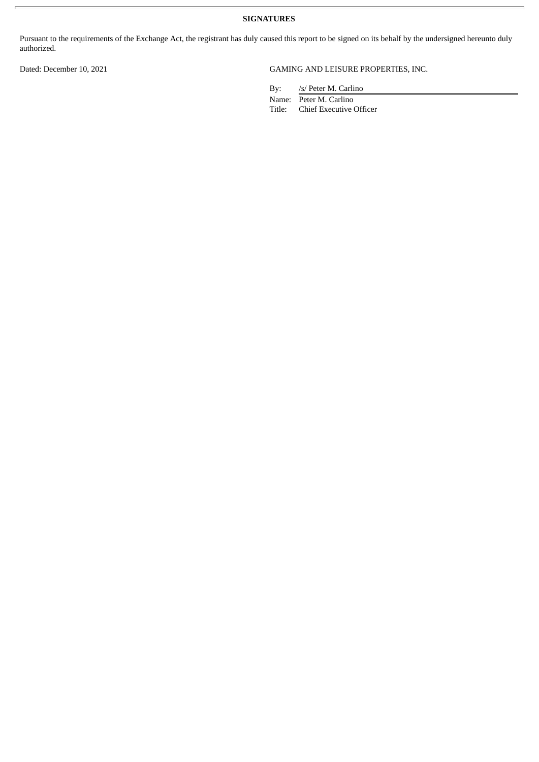**SIGNATURES**

Pursuant to the requirements of the Exchange Act, the registrant has duly caused this report to be signed on its behalf by the undersigned hereunto duly authorized.

Dated: December 10, 2021

GAMING AND LEISURE PROPERTIES, INC.

By: /s/ Peter M. Carlino

Name: Peter M. Carlino

Title: Chief Executive Officer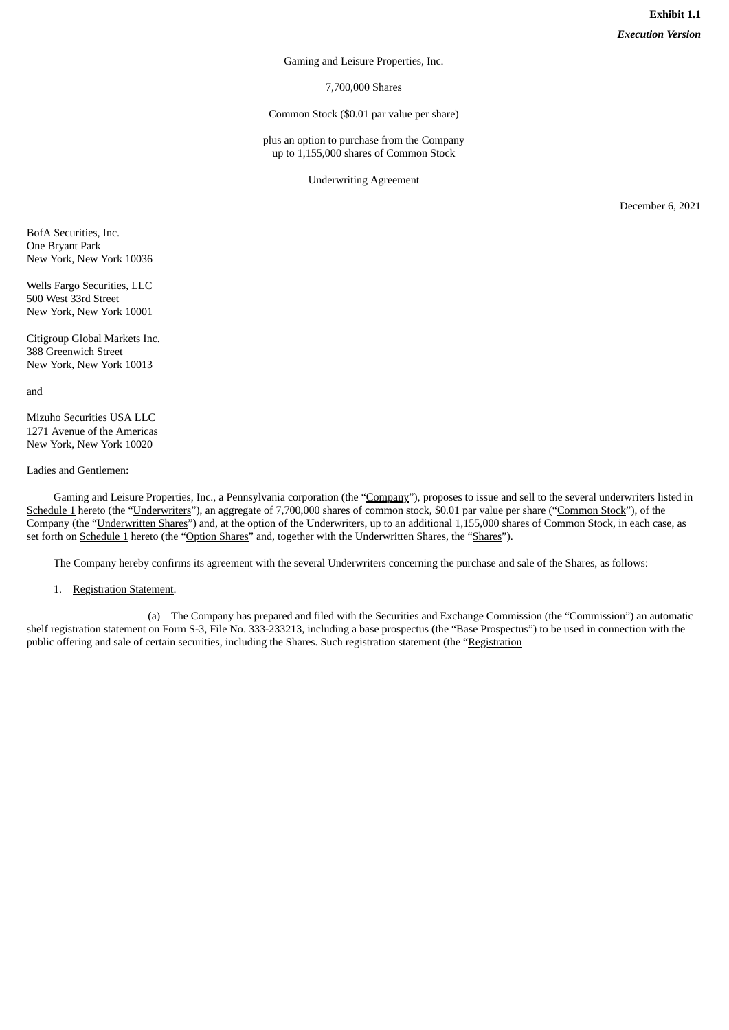**Exhibit 1.1**

***Execution Version***

Gaming and Leisure Properties, Inc.

7,700,000 Shares

Common Stock ($0.01 par value per share)

plus an option to purchase from the Company
up to 1,155,000 shares of Common Stock

Underwriting Agreement

December 6, 2021

BofA Securities, Inc.
One Bryant Park
New York, New York 10036

Wells Fargo Securities, LLC
500 West 33rd Street
New York, New York 10001

Citigroup Global Markets Inc.
388 Greenwich Street
New York, New York 10013

and

Mizuho Securities USA LLC
1271 Avenue of the Americas
New York, New York 10020

Ladies and Gentlemen:

Gaming and Leisure Properties, Inc., a Pennsylvania corporation (the "Company"), proposes to issue and sell to the several underwriters listed in Schedule 1 hereto (the "Underwriters"), an aggregate of 7,700,000 shares of common stock, $0.01 par value per share ("Common Stock"), of the Company (the "Underwritten Shares") and, at the option of the Underwriters, up to an additional 1,155,000 shares of Common Stock, in each case, as set forth on Schedule 1 hereto (the "Option Shares" and, together with the Underwritten Shares, the "Shares").

The Company hereby confirms its agreement with the several Underwriters concerning the purchase and sale of the Shares, as follows:

1. Registration Statement.

(a) The Company has prepared and filed with the Securities and Exchange Commission (the "Commission") an automatic shelf registration statement on Form S-3, File No. 333-233213, including a base prospectus (the "Base Prospectus") to be used in connection with the public offering and sale of certain securities, including the Shares. Such registration statement (the "Registration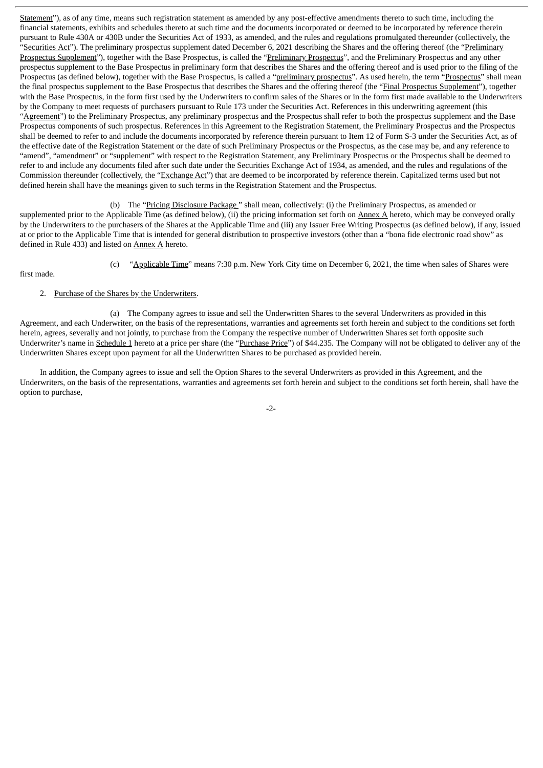Statement"), as of any time, means such registration statement as amended by any post-effective amendments thereto to such time, including the financial statements, exhibits and schedules thereto at such time and the documents incorporated or deemed to be incorporated by reference therein pursuant to Rule 430A or 430B under the Securities Act of 1933, as amended, and the rules and regulations promulgated thereunder (collectively, the "Securities Act"). The preliminary prospectus supplement dated December 6, 2021 describing the Shares and the offering thereof (the "Preliminary Prospectus Supplement"), together with the Base Prospectus, is called the "Preliminary Prospectus", and the Preliminary Prospectus and any other prospectus supplement to the Base Prospectus in preliminary form that describes the Shares and the offering thereof and is used prior to the filing of the Prospectus (as defined below), together with the Base Prospectus, is called a "preliminary prospectus". As used herein, the term "Prospectus" shall mean the final prospectus supplement to the Base Prospectus that describes the Shares and the offering thereof (the "Final Prospectus Supplement"), together with the Base Prospectus, in the form first used by the Underwriters to confirm sales of the Shares or in the form first made available to the Underwriters by the Company to meet requests of purchasers pursuant to Rule 173 under the Securities Act. References in this underwriting agreement (this "Agreement") to the Preliminary Prospectus, any preliminary prospectus and the Prospectus shall refer to both the prospectus supplement and the Base Prospectus components of such prospectus. References in this Agreement to the Registration Statement, the Preliminary Prospectus and the Prospectus shall be deemed to refer to and include the documents incorporated by reference therein pursuant to Item 12 of Form S-3 under the Securities Act, as of the effective date of the Registration Statement or the date of such Preliminary Prospectus or the Prospectus, as the case may be, and any reference to "amend", "amendment" or "supplement" with respect to the Registration Statement, any Preliminary Prospectus or the Prospectus shall be deemed to refer to and include any documents filed after such date under the Securities Exchange Act of 1934, as amended, and the rules and regulations of the Commission thereunder (collectively, the "Exchange Act") that are deemed to be incorporated by reference therein. Capitalized terms used but not defined herein shall have the meanings given to such terms in the Registration Statement and the Prospectus.

(b) The "Pricing Disclosure Package" shall mean, collectively: (i) the Preliminary Prospectus, as amended or supplemented prior to the Applicable Time (as defined below), (ii) the pricing information set forth on Annex A hereto, which may be conveyed orally by the Underwriters to the purchasers of the Shares at the Applicable Time and (iii) any Issuer Free Writing Prospectus (as defined below), if any, issued at or prior to the Applicable Time that is intended for general distribution to prospective investors (other than a "bona fide electronic road show" as defined in Rule 433) and listed on Annex A hereto.

(c) "Applicable Time" means 7:30 p.m. New York City time on December 6, 2021, the time when sales of Shares were first made.

2. Purchase of the Shares by the Underwriters.

(a) The Company agrees to issue and sell the Underwritten Shares to the several Underwriters as provided in this Agreement, and each Underwriter, on the basis of the representations, warranties and agreements set forth herein and subject to the conditions set forth herein, agrees, severally and not jointly, to purchase from the Company the respective number of Underwritten Shares set forth opposite such Underwriter's name in Schedule 1 hereto at a price per share (the "Purchase Price") of $44.235. The Company will not be obligated to deliver any of the Underwritten Shares except upon payment for all the Underwritten Shares to be purchased as provided herein.

In addition, the Company agrees to issue and sell the Option Shares to the several Underwriters as provided in this Agreement, and the Underwriters, on the basis of the representations, warranties and agreements set forth herein and subject to the conditions set forth herein, shall have the option to purchase,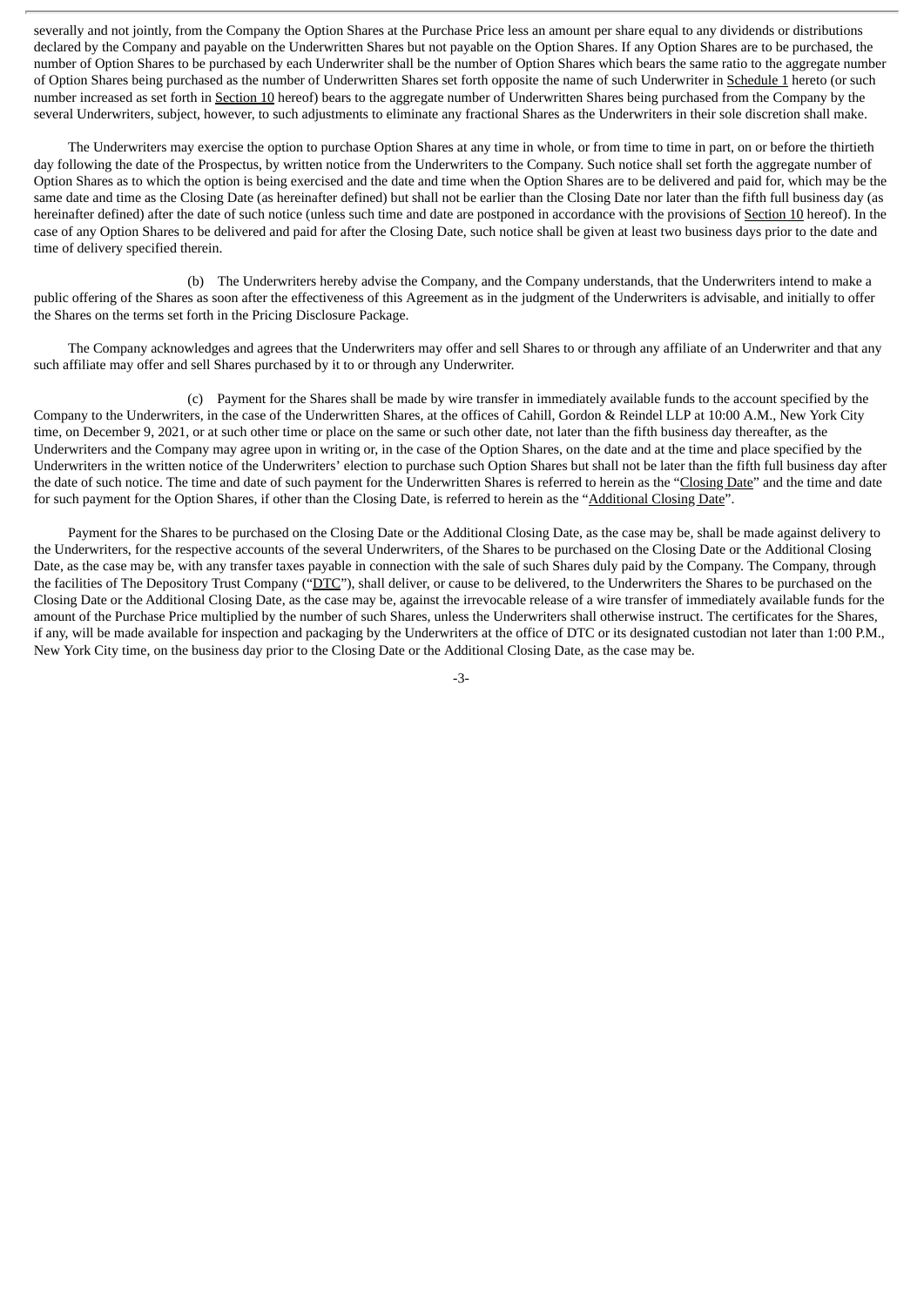severally and not jointly, from the Company the Option Shares at the Purchase Price less an amount per share equal to any dividends or distributions declared by the Company and payable on the Underwritten Shares but not payable on the Option Shares. If any Option Shares are to be purchased, the number of Option Shares to be purchased by each Underwriter shall be the number of Option Shares which bears the same ratio to the aggregate number of Option Shares being purchased as the number of Underwritten Shares set forth opposite the name of such Underwriter in Schedule 1 hereto (or such number increased as set forth in Section 10 hereof) bears to the aggregate number of Underwritten Shares being purchased from the Company by the several Underwriters, subject, however, to such adjustments to eliminate any fractional Shares as the Underwriters in their sole discretion shall make.

The Underwriters may exercise the option to purchase Option Shares at any time in whole, or from time to time in part, on or before the thirtieth day following the date of the Prospectus, by written notice from the Underwriters to the Company. Such notice shall set forth the aggregate number of Option Shares as to which the option is being exercised and the date and time when the Option Shares are to be delivered and paid for, which may be the same date and time as the Closing Date (as hereinafter defined) but shall not be earlier than the Closing Date nor later than the fifth full business day (as hereinafter defined) after the date of such notice (unless such time and date are postponed in accordance with the provisions of Section 10 hereof). In the case of any Option Shares to be delivered and paid for after the Closing Date, such notice shall be given at least two business days prior to the date and time of delivery specified therein.

(b) The Underwriters hereby advise the Company, and the Company understands, that the Underwriters intend to make a public offering of the Shares as soon after the effectiveness of this Agreement as in the judgment of the Underwriters is advisable, and initially to offer the Shares on the terms set forth in the Pricing Disclosure Package.

The Company acknowledges and agrees that the Underwriters may offer and sell Shares to or through any affiliate of an Underwriter and that any such affiliate may offer and sell Shares purchased by it to or through any Underwriter.

(c) Payment for the Shares shall be made by wire transfer in immediately available funds to the account specified by the Company to the Underwriters, in the case of the Underwritten Shares, at the offices of Cahill, Gordon & Reindel LLP at 10:00 A.M., New York City time, on December 9, 2021, or at such other time or place on the same or such other date, not later than the fifth business day thereafter, as the Underwriters and the Company may agree upon in writing or, in the case of the Option Shares, on the date and at the time and place specified by the Underwriters in the written notice of the Underwriters' election to purchase such Option Shares but shall not be later than the fifth full business day after the date of such notice. The time and date of such payment for the Underwritten Shares is referred to herein as the "Closing Date" and the time and date for such payment for the Option Shares, if other than the Closing Date, is referred to herein as the "Additional Closing Date".

Payment for the Shares to be purchased on the Closing Date or the Additional Closing Date, as the case may be, shall be made against delivery to the Underwriters, for the respective accounts of the several Underwriters, of the Shares to be purchased on the Closing Date or the Additional Closing Date, as the case may be, with any transfer taxes payable in connection with the sale of such Shares duly paid by the Company. The Company, through the facilities of The Depository Trust Company ("DTC"), shall deliver, or cause to be delivered, to the Underwriters the Shares to be purchased on the Closing Date or the Additional Closing Date, as the case may be, against the irrevocable release of a wire transfer of immediately available funds for the amount of the Purchase Price multiplied by the number of such Shares, unless the Underwriters shall otherwise instruct. The certificates for the Shares, if any, will be made available for inspection and packaging by the Underwriters at the office of DTC or its designated custodian not later than 1:00 P.M., New York City time, on the business day prior to the Closing Date or the Additional Closing Date, as the case may be.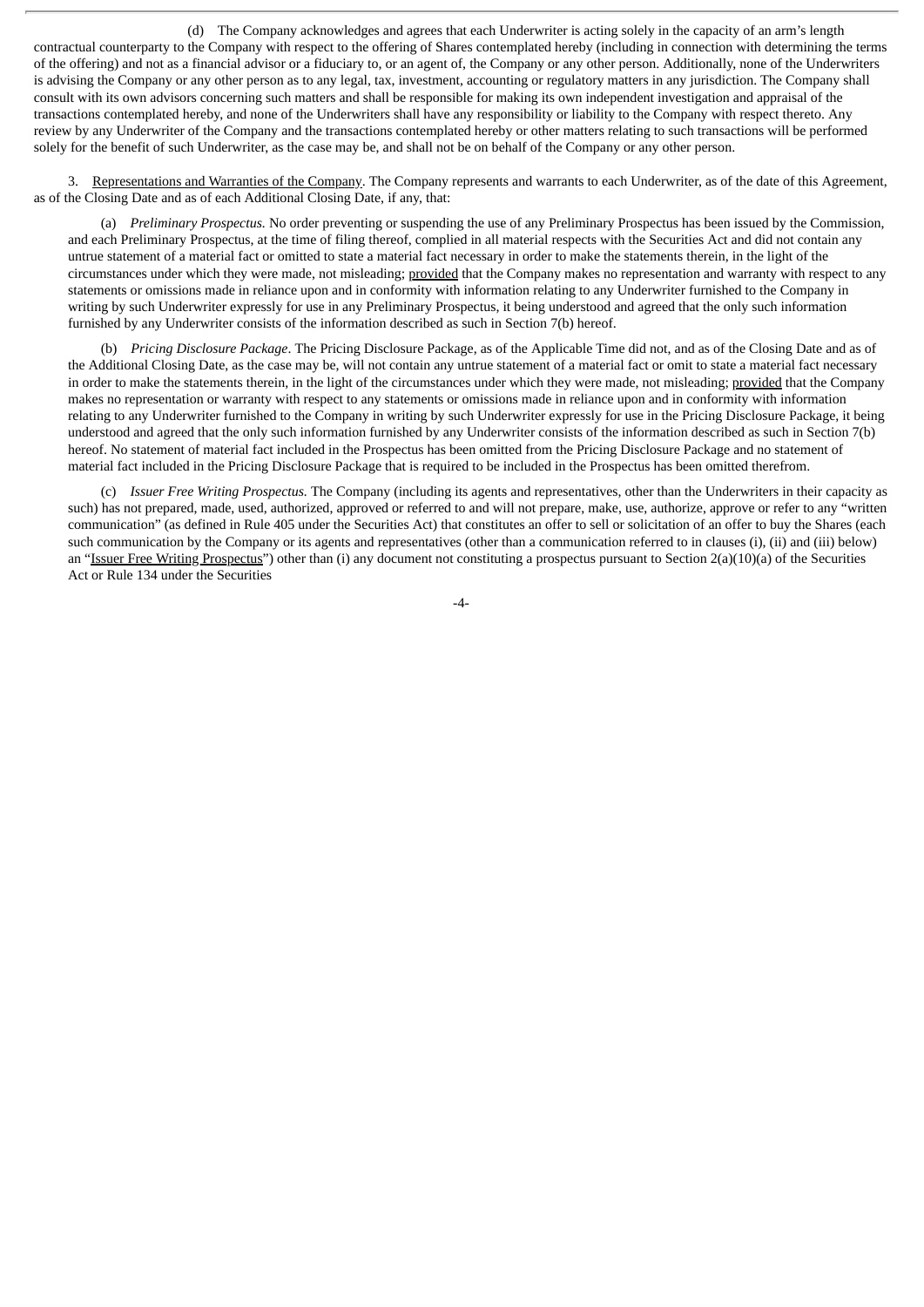(d) The Company acknowledges and agrees that each Underwriter is acting solely in the capacity of an arm's length contractual counterparty to the Company with respect to the offering of Shares contemplated hereby (including in connection with determining the terms of the offering) and not as a financial advisor or a fiduciary to, or an agent of, the Company or any other person. Additionally, none of the Underwriters is advising the Company or any other person as to any legal, tax, investment, accounting or regulatory matters in any jurisdiction. The Company shall consult with its own advisors concerning such matters and shall be responsible for making its own independent investigation and appraisal of the transactions contemplated hereby, and none of the Underwriters shall have any responsibility or liability to the Company with respect thereto. Any review by any Underwriter of the Company and the transactions contemplated hereby or other matters relating to such transactions will be performed solely for the benefit of such Underwriter, as the case may be, and shall not be on behalf of the Company or any other person.

3. Representations and Warranties of the Company. The Company represents and warrants to each Underwriter, as of the date of this Agreement, as of the Closing Date and as of each Additional Closing Date, if any, that:

(a) *Preliminary Prospectus.* No order preventing or suspending the use of any Preliminary Prospectus has been issued by the Commission, and each Preliminary Prospectus, at the time of filing thereof, complied in all material respects with the Securities Act and did not contain any untrue statement of a material fact or omitted to state a material fact necessary in order to make the statements therein, in the light of the circumstances under which they were made, not misleading; provided that the Company makes no representation and warranty with respect to any statements or omissions made in reliance upon and in conformity with information relating to any Underwriter furnished to the Company in writing by such Underwriter expressly for use in any Preliminary Prospectus, it being understood and agreed that the only such information furnished by any Underwriter consists of the information described as such in Section 7(b) hereof.

(b) *Pricing Disclosure Package*. The Pricing Disclosure Package, as of the Applicable Time did not, and as of the Closing Date and as of the Additional Closing Date, as the case may be, will not contain any untrue statement of a material fact or omit to state a material fact necessary in order to make the statements therein, in the light of the circumstances under which they were made, not misleading; provided that the Company makes no representation or warranty with respect to any statements or omissions made in reliance upon and in conformity with information relating to any Underwriter furnished to the Company in writing by such Underwriter expressly for use in the Pricing Disclosure Package, it being understood and agreed that the only such information furnished by any Underwriter consists of the information described as such in Section 7(b) hereof. No statement of material fact included in the Prospectus has been omitted from the Pricing Disclosure Package and no statement of material fact included in the Pricing Disclosure Package that is required to be included in the Prospectus has been omitted therefrom.

(c) *Issuer Free Writing Prospectus.* The Company (including its agents and representatives, other than the Underwriters in their capacity as such) has not prepared, made, used, authorized, approved or referred to and will not prepare, make, use, authorize, approve or refer to any "written communication" (as defined in Rule 405 under the Securities Act) that constitutes an offer to sell or solicitation of an offer to buy the Shares (each such communication by the Company or its agents and representatives (other than a communication referred to in clauses (i), (ii) and (iii) below) an "Issuer Free Writing Prospectus") other than (i) any document not constituting a prospectus pursuant to Section 2(a)(10)(a) of the Securities Act or Rule 134 under the Securities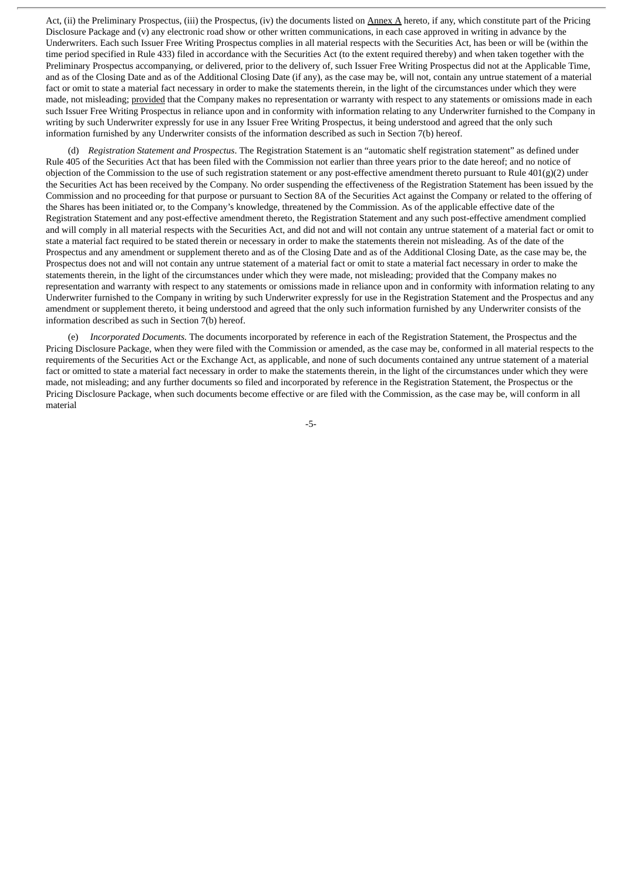Act, (ii) the Preliminary Prospectus, (iii) the Prospectus, (iv) the documents listed on Annex A hereto, if any, which constitute part of the Pricing Disclosure Package and (v) any electronic road show or other written communications, in each case approved in writing in advance by the Underwriters. Each such Issuer Free Writing Prospectus complies in all material respects with the Securities Act, has been or will be (within the time period specified in Rule 433) filed in accordance with the Securities Act (to the extent required thereby) and when taken together with the Preliminary Prospectus accompanying, or delivered, prior to the delivery of, such Issuer Free Writing Prospectus did not at the Applicable Time, and as of the Closing Date and as of the Additional Closing Date (if any), as the case may be, will not, contain any untrue statement of a material fact or omit to state a material fact necessary in order to make the statements therein, in the light of the circumstances under which they were made, not misleading; provided that the Company makes no representation or warranty with respect to any statements or omissions made in each such Issuer Free Writing Prospectus in reliance upon and in conformity with information relating to any Underwriter furnished to the Company in writing by such Underwriter expressly for use in any Issuer Free Writing Prospectus, it being understood and agreed that the only such information furnished by any Underwriter consists of the information described as such in Section 7(b) hereof.

(d) *Registration Statement and Prospectus*. The Registration Statement is an "automatic shelf registration statement" as defined under Rule 405 of the Securities Act that has been filed with the Commission not earlier than three years prior to the date hereof; and no notice of objection of the Commission to the use of such registration statement or any post-effective amendment thereto pursuant to Rule 401(g)(2) under the Securities Act has been received by the Company. No order suspending the effectiveness of the Registration Statement has been issued by the Commission and no proceeding for that purpose or pursuant to Section 8A of the Securities Act against the Company or related to the offering of the Shares has been initiated or, to the Company's knowledge, threatened by the Commission. As of the applicable effective date of the Registration Statement and any post-effective amendment thereto, the Registration Statement and any such post-effective amendment complied and will comply in all material respects with the Securities Act, and did not and will not contain any untrue statement of a material fact or omit to state a material fact required to be stated therein or necessary in order to make the statements therein not misleading. As of the date of the Prospectus and any amendment or supplement thereto and as of the Closing Date and as of the Additional Closing Date, as the case may be, the Prospectus does not and will not contain any untrue statement of a material fact or omit to state a material fact necessary in order to make the statements therein, in the light of the circumstances under which they were made, not misleading; provided that the Company makes no representation and warranty with respect to any statements or omissions made in reliance upon and in conformity with information relating to any Underwriter furnished to the Company in writing by such Underwriter expressly for use in the Registration Statement and the Prospectus and any amendment or supplement thereto, it being understood and agreed that the only such information furnished by any Underwriter consists of the information described as such in Section 7(b) hereof.

(e) *Incorporated Documents.* The documents incorporated by reference in each of the Registration Statement, the Prospectus and the Pricing Disclosure Package, when they were filed with the Commission or amended, as the case may be, conformed in all material respects to the requirements of the Securities Act or the Exchange Act, as applicable, and none of such documents contained any untrue statement of a material fact or omitted to state a material fact necessary in order to make the statements therein, in the light of the circumstances under which they were made, not misleading; and any further documents so filed and incorporated by reference in the Registration Statement, the Prospectus or the Pricing Disclosure Package, when such documents become effective or are filed with the Commission, as the case may be, will conform in all material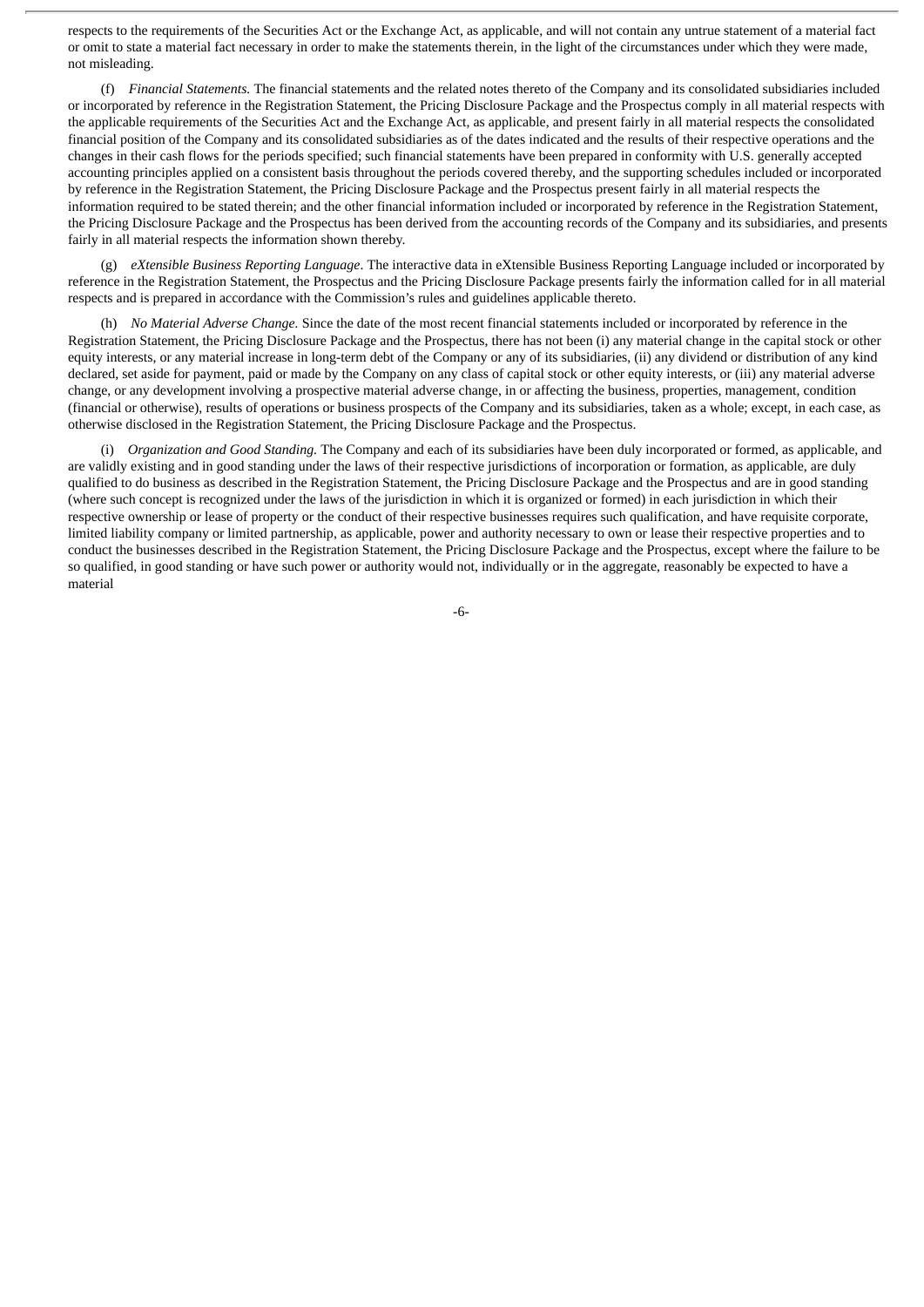respects to the requirements of the Securities Act or the Exchange Act, as applicable, and will not contain any untrue statement of a material fact or omit to state a material fact necessary in order to make the statements therein, in the light of the circumstances under which they were made, not misleading.

(f) *Financial Statements.* The financial statements and the related notes thereto of the Company and its consolidated subsidiaries included or incorporated by reference in the Registration Statement, the Pricing Disclosure Package and the Prospectus comply in all material respects with the applicable requirements of the Securities Act and the Exchange Act, as applicable, and present fairly in all material respects the consolidated financial position of the Company and its consolidated subsidiaries as of the dates indicated and the results of their respective operations and the changes in their cash flows for the periods specified; such financial statements have been prepared in conformity with U.S. generally accepted accounting principles applied on a consistent basis throughout the periods covered thereby, and the supporting schedules included or incorporated by reference in the Registration Statement, the Pricing Disclosure Package and the Prospectus present fairly in all material respects the information required to be stated therein; and the other financial information included or incorporated by reference in the Registration Statement, the Pricing Disclosure Package and the Prospectus has been derived from the accounting records of the Company and its subsidiaries, and presents fairly in all material respects the information shown thereby.

(g) *eXtensible Business Reporting Language*. The interactive data in eXtensible Business Reporting Language included or incorporated by reference in the Registration Statement, the Prospectus and the Pricing Disclosure Package presents fairly the information called for in all material respects and is prepared in accordance with the Commission's rules and guidelines applicable thereto.

(h) *No Material Adverse Change.* Since the date of the most recent financial statements included or incorporated by reference in the Registration Statement, the Pricing Disclosure Package and the Prospectus, there has not been (i) any material change in the capital stock or other equity interests, or any material increase in long-term debt of the Company or any of its subsidiaries, (ii) any dividend or distribution of any kind declared, set aside for payment, paid or made by the Company on any class of capital stock or other equity interests, or (iii) any material adverse change, or any development involving a prospective material adverse change, in or affecting the business, properties, management, condition (financial or otherwise), results of operations or business prospects of the Company and its subsidiaries, taken as a whole; except, in each case, as otherwise disclosed in the Registration Statement, the Pricing Disclosure Package and the Prospectus.

(i) *Organization and Good Standing.* The Company and each of its subsidiaries have been duly incorporated or formed, as applicable, and are validly existing and in good standing under the laws of their respective jurisdictions of incorporation or formation, as applicable, are duly qualified to do business as described in the Registration Statement, the Pricing Disclosure Package and the Prospectus and are in good standing (where such concept is recognized under the laws of the jurisdiction in which it is organized or formed) in each jurisdiction in which their respective ownership or lease of property or the conduct of their respective businesses requires such qualification, and have requisite corporate, limited liability company or limited partnership, as applicable, power and authority necessary to own or lease their respective properties and to conduct the businesses described in the Registration Statement, the Pricing Disclosure Package and the Prospectus, except where the failure to be so qualified, in good standing or have such power or authority would not, individually or in the aggregate, reasonably be expected to have a material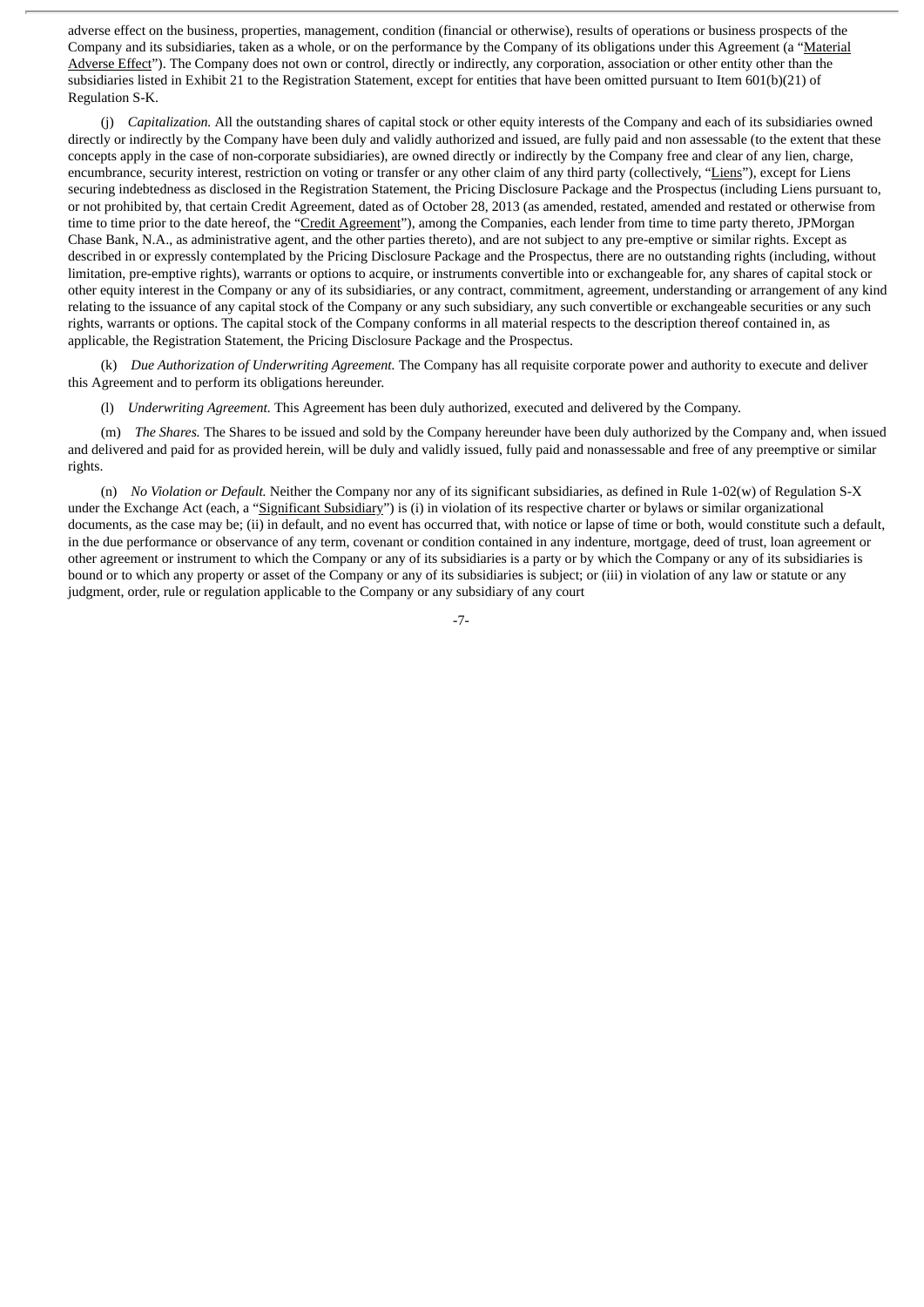adverse effect on the business, properties, management, condition (financial or otherwise), results of operations or business prospects of the Company and its subsidiaries, taken as a whole, or on the performance by the Company of its obligations under this Agreement (a "Material Adverse Effect"). The Company does not own or control, directly or indirectly, any corporation, association or other entity other than the subsidiaries listed in Exhibit 21 to the Registration Statement, except for entities that have been omitted pursuant to Item 601(b)(21) of Regulation S-K.

(j) *Capitalization.* All the outstanding shares of capital stock or other equity interests of the Company and each of its subsidiaries owned directly or indirectly by the Company have been duly and validly authorized and issued, are fully paid and non assessable (to the extent that these concepts apply in the case of non-corporate subsidiaries), are owned directly or indirectly by the Company free and clear of any lien, charge, encumbrance, security interest, restriction on voting or transfer or any other claim of any third party (collectively, "Liens"), except for Liens securing indebtedness as disclosed in the Registration Statement, the Pricing Disclosure Package and the Prospectus (including Liens pursuant to, or not prohibited by, that certain Credit Agreement, dated as of October 28, 2013 (as amended, restated, amended and restated or otherwise from time to time prior to the date hereof, the "Credit Agreement"), among the Companies, each lender from time to time party thereto, JPMorgan Chase Bank, N.A., as administrative agent, and the other parties thereto), and are not subject to any pre-emptive or similar rights. Except as described in or expressly contemplated by the Pricing Disclosure Package and the Prospectus, there are no outstanding rights (including, without limitation, pre-emptive rights), warrants or options to acquire, or instruments convertible into or exchangeable for, any shares of capital stock or other equity interest in the Company or any of its subsidiaries, or any contract, commitment, agreement, understanding or arrangement of any kind relating to the issuance of any capital stock of the Company or any such subsidiary, any such convertible or exchangeable securities or any such rights, warrants or options. The capital stock of the Company conforms in all material respects to the description thereof contained in, as applicable, the Registration Statement, the Pricing Disclosure Package and the Prospectus.

(k) *Due Authorization of Underwriting Agreement.* The Company has all requisite corporate power and authority to execute and deliver this Agreement and to perform its obligations hereunder.

(l) *Underwriting Agreement.* This Agreement has been duly authorized, executed and delivered by the Company.

(m) *The Shares.* The Shares to be issued and sold by the Company hereunder have been duly authorized by the Company and, when issued and delivered and paid for as provided herein, will be duly and validly issued, fully paid and nonassessable and free of any preemptive or similar rights.

(n) *No Violation or Default.* Neither the Company nor any of its significant subsidiaries, as defined in Rule 1-02(w) of Regulation S-X under the Exchange Act (each, a "Significant Subsidiary") is (i) in violation of its respective charter or bylaws or similar organizational documents, as the case may be; (ii) in default, and no event has occurred that, with notice or lapse of time or both, would constitute such a default, in the due performance or observance of any term, covenant or condition contained in any indenture, mortgage, deed of trust, loan agreement or other agreement or instrument to which the Company or any of its subsidiaries is a party or by which the Company or any of its subsidiaries is bound or to which any property or asset of the Company or any of its subsidiaries is subject; or (iii) in violation of any law or statute or any judgment, order, rule or regulation applicable to the Company or any subsidiary of any court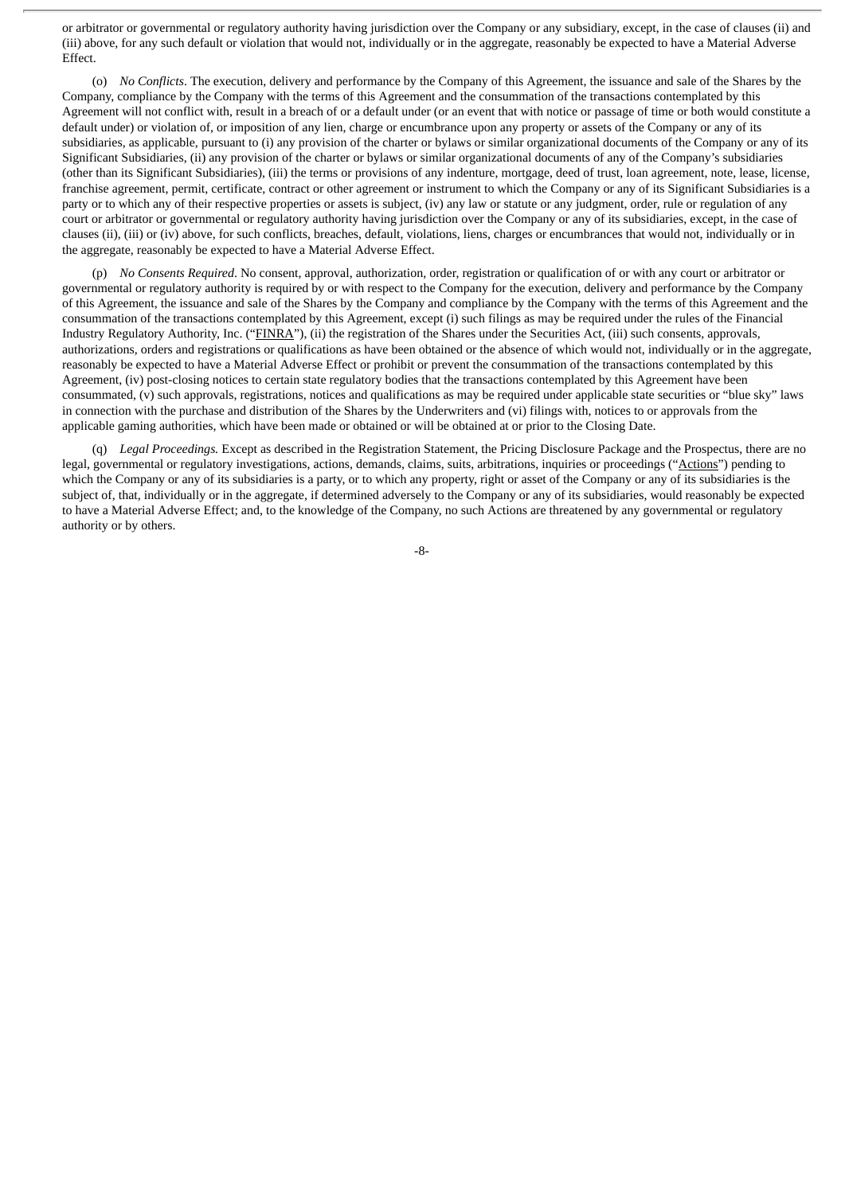or arbitrator or governmental or regulatory authority having jurisdiction over the Company or any subsidiary, except, in the case of clauses (ii) and (iii) above, for any such default or violation that would not, individually or in the aggregate, reasonably be expected to have a Material Adverse Effect.

(o) *No Conflicts*. The execution, delivery and performance by the Company of this Agreement, the issuance and sale of the Shares by the Company, compliance by the Company with the terms of this Agreement and the consummation of the transactions contemplated by this Agreement will not conflict with, result in a breach of or a default under (or an event that with notice or passage of time or both would constitute a default under) or violation of, or imposition of any lien, charge or encumbrance upon any property or assets of the Company or any of its subsidiaries, as applicable, pursuant to (i) any provision of the charter or bylaws or similar organizational documents of the Company or any of its Significant Subsidiaries, (ii) any provision of the charter or bylaws or similar organizational documents of any of the Company's subsidiaries (other than its Significant Subsidiaries), (iii) the terms or provisions of any indenture, mortgage, deed of trust, loan agreement, note, lease, license, franchise agreement, permit, certificate, contract or other agreement or instrument to which the Company or any of its Significant Subsidiaries is a party or to which any of their respective properties or assets is subject, (iv) any law or statute or any judgment, order, rule or regulation of any court or arbitrator or governmental or regulatory authority having jurisdiction over the Company or any of its subsidiaries, except, in the case of clauses (ii), (iii) or (iv) above, for such conflicts, breaches, default, violations, liens, charges or encumbrances that would not, individually or in the aggregate, reasonably be expected to have a Material Adverse Effect.

(p) *No Consents Required*. No consent, approval, authorization, order, registration or qualification of or with any court or arbitrator or governmental or regulatory authority is required by or with respect to the Company for the execution, delivery and performance by the Company of this Agreement, the issuance and sale of the Shares by the Company and compliance by the Company with the terms of this Agreement and the consummation of the transactions contemplated by this Agreement, except (i) such filings as may be required under the rules of the Financial Industry Regulatory Authority, Inc. ("FINRA"), (ii) the registration of the Shares under the Securities Act, (iii) such consents, approvals, authorizations, orders and registrations or qualifications as have been obtained or the absence of which would not, individually or in the aggregate, reasonably be expected to have a Material Adverse Effect or prohibit or prevent the consummation of the transactions contemplated by this Agreement, (iv) post-closing notices to certain state regulatory bodies that the transactions contemplated by this Agreement have been consummated, (v) such approvals, registrations, notices and qualifications as may be required under applicable state securities or "blue sky" laws in connection with the purchase and distribution of the Shares by the Underwriters and (vi) filings with, notices to or approvals from the applicable gaming authorities, which have been made or obtained or will be obtained at or prior to the Closing Date.

(q) *Legal Proceedings.* Except as described in the Registration Statement, the Pricing Disclosure Package and the Prospectus, there are no legal, governmental or regulatory investigations, actions, demands, claims, suits, arbitrations, inquiries or proceedings ("Actions") pending to which the Company or any of its subsidiaries is a party, or to which any property, right or asset of the Company or any of its subsidiaries is the subject of, that, individually or in the aggregate, if determined adversely to the Company or any of its subsidiaries, would reasonably be expected to have a Material Adverse Effect; and, to the knowledge of the Company, no such Actions are threatened by any governmental or regulatory authority or by others.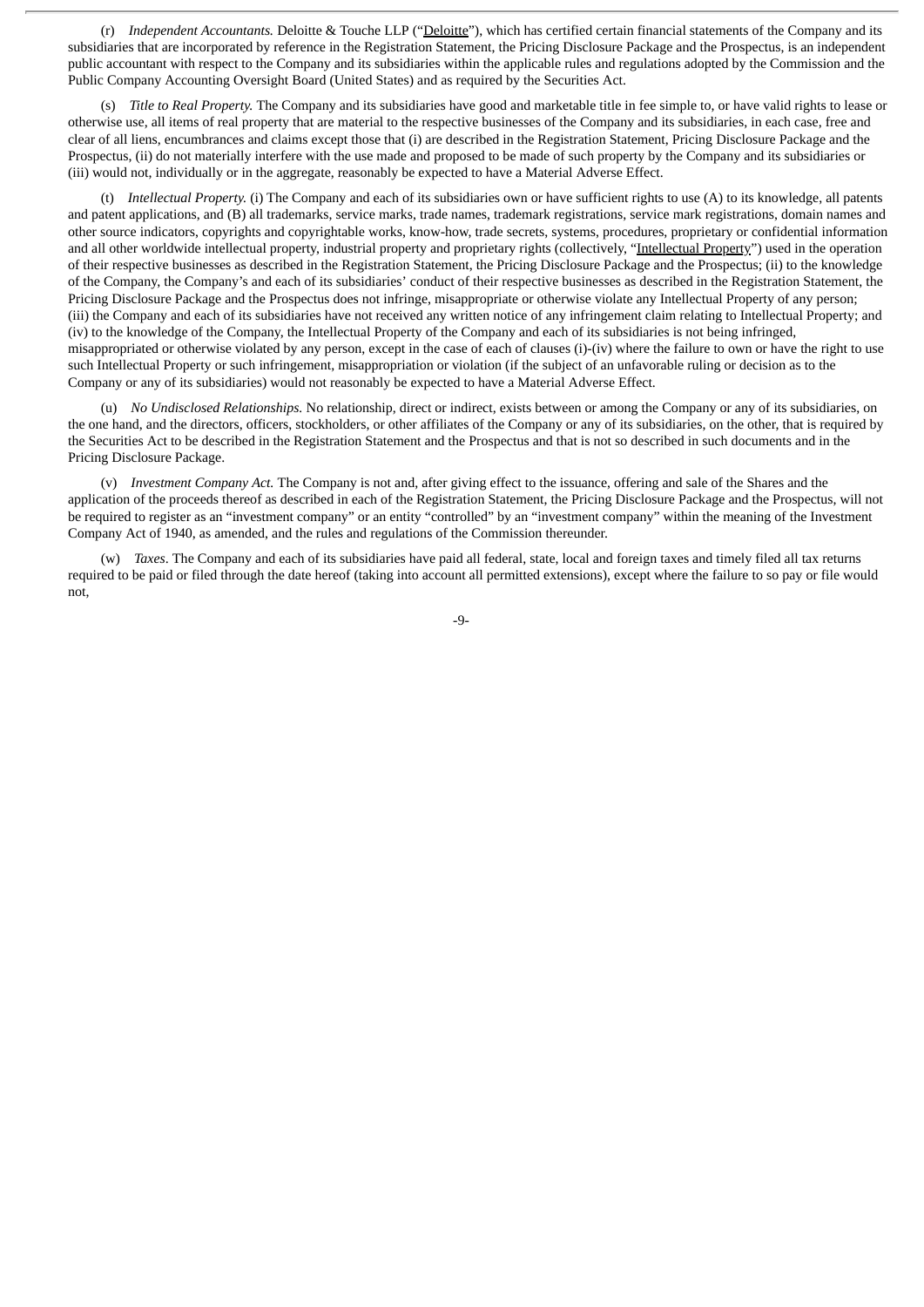(r) *Independent Accountants.* Deloitte & Touche LLP ("Deloitte"), which has certified certain financial statements of the Company and its subsidiaries that are incorporated by reference in the Registration Statement, the Pricing Disclosure Package and the Prospectus, is an independent public accountant with respect to the Company and its subsidiaries within the applicable rules and regulations adopted by the Commission and the Public Company Accounting Oversight Board (United States) and as required by the Securities Act.

(s) *Title to Real Property.* The Company and its subsidiaries have good and marketable title in fee simple to, or have valid rights to lease or otherwise use, all items of real property that are material to the respective businesses of the Company and its subsidiaries, in each case, free and clear of all liens, encumbrances and claims except those that (i) are described in the Registration Statement, Pricing Disclosure Package and the Prospectus, (ii) do not materially interfere with the use made and proposed to be made of such property by the Company and its subsidiaries or (iii) would not, individually or in the aggregate, reasonably be expected to have a Material Adverse Effect.

(t) *Intellectual Property.* (i) The Company and each of its subsidiaries own or have sufficient rights to use (A) to its knowledge, all patents and patent applications, and (B) all trademarks, service marks, trade names, trademark registrations, service mark registrations, domain names and other source indicators, copyrights and copyrightable works, know-how, trade secrets, systems, procedures, proprietary or confidential information and all other worldwide intellectual property, industrial property and proprietary rights (collectively, "Intellectual Property") used in the operation of their respective businesses as described in the Registration Statement, the Pricing Disclosure Package and the Prospectus; (ii) to the knowledge of the Company, the Company's and each of its subsidiaries' conduct of their respective businesses as described in the Registration Statement, the Pricing Disclosure Package and the Prospectus does not infringe, misappropriate or otherwise violate any Intellectual Property of any person; (iii) the Company and each of its subsidiaries have not received any written notice of any infringement claim relating to Intellectual Property; and (iv) to the knowledge of the Company, the Intellectual Property of the Company and each of its subsidiaries is not being infringed, misappropriated or otherwise violated by any person, except in the case of each of clauses (i)-(iv) where the failure to own or have the right to use such Intellectual Property or such infringement, misappropriation or violation (if the subject of an unfavorable ruling or decision as to the Company or any of its subsidiaries) would not reasonably be expected to have a Material Adverse Effect.

(u) *No Undisclosed Relationships.* No relationship, direct or indirect, exists between or among the Company or any of its subsidiaries, on the one hand, and the directors, officers, stockholders, or other affiliates of the Company or any of its subsidiaries, on the other, that is required by the Securities Act to be described in the Registration Statement and the Prospectus and that is not so described in such documents and in the Pricing Disclosure Package.

(v) *Investment Company Act.* The Company is not and, after giving effect to the issuance, offering and sale of the Shares and the application of the proceeds thereof as described in each of the Registration Statement, the Pricing Disclosure Package and the Prospectus, will not be required to register as an "investment company" or an entity "controlled" by an "investment company" within the meaning of the Investment Company Act of 1940, as amended, and the rules and regulations of the Commission thereunder.

(w) *Taxes*. The Company and each of its subsidiaries have paid all federal, state, local and foreign taxes and timely filed all tax returns required to be paid or filed through the date hereof (taking into account all permitted extensions), except where the failure to so pay or file would not,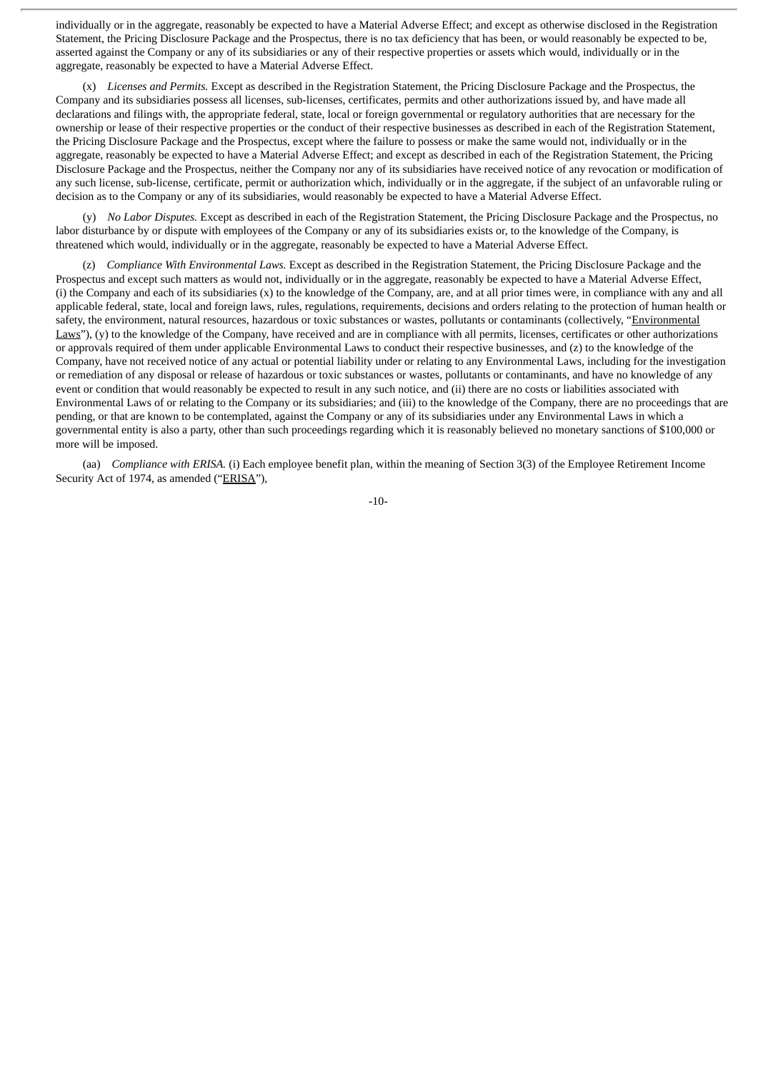individually or in the aggregate, reasonably be expected to have a Material Adverse Effect; and except as otherwise disclosed in the Registration Statement, the Pricing Disclosure Package and the Prospectus, there is no tax deficiency that has been, or would reasonably be expected to be, asserted against the Company or any of its subsidiaries or any of their respective properties or assets which would, individually or in the aggregate, reasonably be expected to have a Material Adverse Effect.

(x) *Licenses and Permits.* Except as described in the Registration Statement, the Pricing Disclosure Package and the Prospectus, the Company and its subsidiaries possess all licenses, sub-licenses, certificates, permits and other authorizations issued by, and have made all declarations and filings with, the appropriate federal, state, local or foreign governmental or regulatory authorities that are necessary for the ownership or lease of their respective properties or the conduct of their respective businesses as described in each of the Registration Statement, the Pricing Disclosure Package and the Prospectus, except where the failure to possess or make the same would not, individually or in the aggregate, reasonably be expected to have a Material Adverse Effect; and except as described in each of the Registration Statement, the Pricing Disclosure Package and the Prospectus, neither the Company nor any of its subsidiaries have received notice of any revocation or modification of any such license, sub-license, certificate, permit or authorization which, individually or in the aggregate, if the subject of an unfavorable ruling or decision as to the Company or any of its subsidiaries, would reasonably be expected to have a Material Adverse Effect.

(y) *No Labor Disputes.* Except as described in each of the Registration Statement, the Pricing Disclosure Package and the Prospectus, no labor disturbance by or dispute with employees of the Company or any of its subsidiaries exists or, to the knowledge of the Company, is threatened which would, individually or in the aggregate, reasonably be expected to have a Material Adverse Effect.

(z) *Compliance With Environmental Laws.* Except as described in the Registration Statement, the Pricing Disclosure Package and the Prospectus and except such matters as would not, individually or in the aggregate, reasonably be expected to have a Material Adverse Effect, (i) the Company and each of its subsidiaries (x) to the knowledge of the Company, are, and at all prior times were, in compliance with any and all applicable federal, state, local and foreign laws, rules, regulations, requirements, decisions and orders relating to the protection of human health or safety, the environment, natural resources, hazardous or toxic substances or wastes, pollutants or contaminants (collectively, "Environmental Laws"), (y) to the knowledge of the Company, have received and are in compliance with all permits, licenses, certificates or other authorizations or approvals required of them under applicable Environmental Laws to conduct their respective businesses, and (z) to the knowledge of the Company, have not received notice of any actual or potential liability under or relating to any Environmental Laws, including for the investigation or remediation of any disposal or release of hazardous or toxic substances or wastes, pollutants or contaminants, and have no knowledge of any event or condition that would reasonably be expected to result in any such notice, and (ii) there are no costs or liabilities associated with Environmental Laws of or relating to the Company or its subsidiaries; and (iii) to the knowledge of the Company, there are no proceedings that are pending, or that are known to be contemplated, against the Company or any of its subsidiaries under any Environmental Laws in which a governmental entity is also a party, other than such proceedings regarding which it is reasonably believed no monetary sanctions of $100,000 or more will be imposed.

(aa) *Compliance with ERISA.* (i) Each employee benefit plan, within the meaning of Section 3(3) of the Employee Retirement Income Security Act of 1974, as amended ("ERISA"),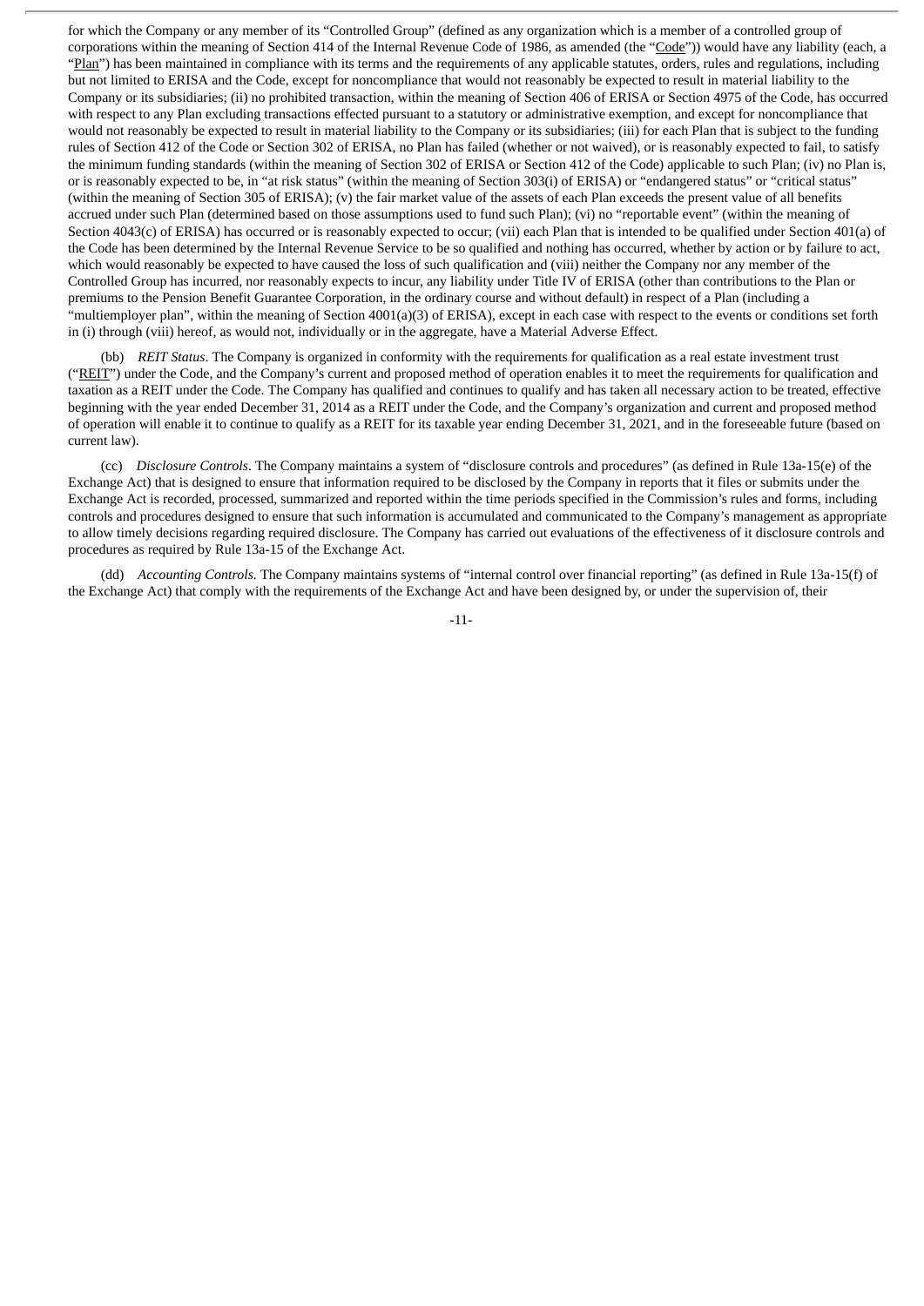for which the Company or any member of its "Controlled Group" (defined as any organization which is a member of a controlled group of corporations within the meaning of Section 414 of the Internal Revenue Code of 1986, as amended (the "Code")) would have any liability (each, a "Plan") has been maintained in compliance with its terms and the requirements of any applicable statutes, orders, rules and regulations, including but not limited to ERISA and the Code, except for noncompliance that would not reasonably be expected to result in material liability to the Company or its subsidiaries; (ii) no prohibited transaction, within the meaning of Section 406 of ERISA or Section 4975 of the Code, has occurred with respect to any Plan excluding transactions effected pursuant to a statutory or administrative exemption, and except for noncompliance that would not reasonably be expected to result in material liability to the Company or its subsidiaries; (iii) for each Plan that is subject to the funding rules of Section 412 of the Code or Section 302 of ERISA, no Plan has failed (whether or not waived), or is reasonably expected to fail, to satisfy the minimum funding standards (within the meaning of Section 302 of ERISA or Section 412 of the Code) applicable to such Plan; (iv) no Plan is, or is reasonably expected to be, in "at risk status" (within the meaning of Section 303(i) of ERISA) or "endangered status" or "critical status" (within the meaning of Section 305 of ERISA); (v) the fair market value of the assets of each Plan exceeds the present value of all benefits accrued under such Plan (determined based on those assumptions used to fund such Plan); (vi) no "reportable event" (within the meaning of Section 4043(c) of ERISA) has occurred or is reasonably expected to occur; (vii) each Plan that is intended to be qualified under Section 401(a) of the Code has been determined by the Internal Revenue Service to be so qualified and nothing has occurred, whether by action or by failure to act, which would reasonably be expected to have caused the loss of such qualification and (viii) neither the Company nor any member of the Controlled Group has incurred, nor reasonably expects to incur, any liability under Title IV of ERISA (other than contributions to the Plan or premiums to the Pension Benefit Guarantee Corporation, in the ordinary course and without default) in respect of a Plan (including a "multiemployer plan", within the meaning of Section 4001(a)(3) of ERISA), except in each case with respect to the events or conditions set forth in (i) through (viii) hereof, as would not, individually or in the aggregate, have a Material Adverse Effect.

(bb) *REIT Status*. The Company is organized in conformity with the requirements for qualification as a real estate investment trust ("REIT") under the Code, and the Company's current and proposed method of operation enables it to meet the requirements for qualification and taxation as a REIT under the Code. The Company has qualified and continues to qualify and has taken all necessary action to be treated, effective beginning with the year ended December 31, 2014 as a REIT under the Code, and the Company's organization and current and proposed method of operation will enable it to continue to qualify as a REIT for its taxable year ending December 31, 2021, and in the foreseeable future (based on current law).

(cc) *Disclosure Controls*. The Company maintains a system of "disclosure controls and procedures" (as defined in Rule 13a-15(e) of the Exchange Act) that is designed to ensure that information required to be disclosed by the Company in reports that it files or submits under the Exchange Act is recorded, processed, summarized and reported within the time periods specified in the Commission's rules and forms, including controls and procedures designed to ensure that such information is accumulated and communicated to the Company's management as appropriate to allow timely decisions regarding required disclosure. The Company has carried out evaluations of the effectiveness of it disclosure controls and procedures as required by Rule 13a-15 of the Exchange Act.

(dd) *Accounting Controls.* The Company maintains systems of "internal control over financial reporting" (as defined in Rule 13a-15(f) of the Exchange Act) that comply with the requirements of the Exchange Act and have been designed by, or under the supervision of, their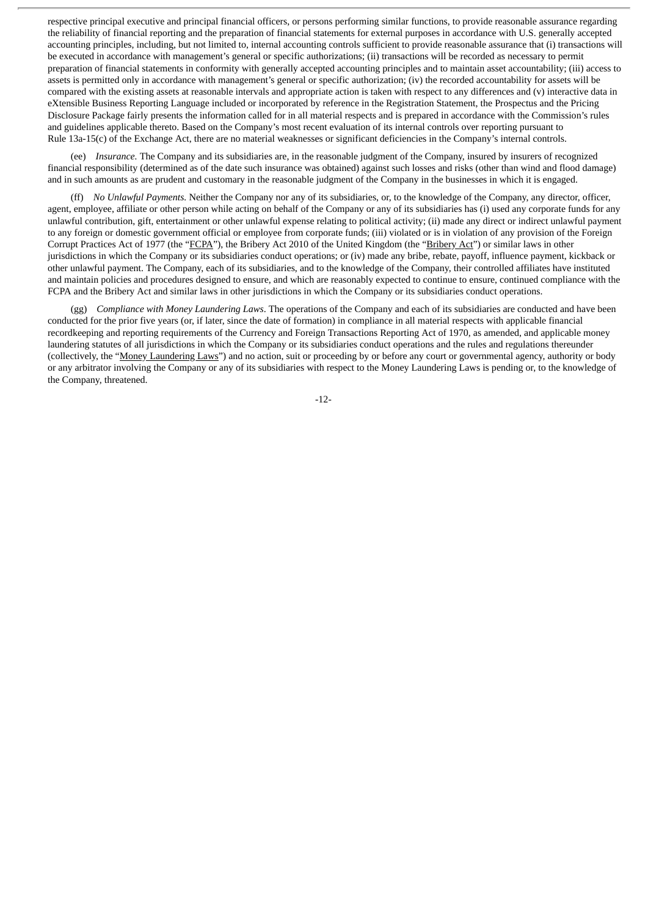respective principal executive and principal financial officers, or persons performing similar functions, to provide reasonable assurance regarding the reliability of financial reporting and the preparation of financial statements for external purposes in accordance with U.S. generally accepted accounting principles, including, but not limited to, internal accounting controls sufficient to provide reasonable assurance that (i) transactions will be executed in accordance with management's general or specific authorizations; (ii) transactions will be recorded as necessary to permit preparation of financial statements in conformity with generally accepted accounting principles and to maintain asset accountability; (iii) access to assets is permitted only in accordance with management's general or specific authorization; (iv) the recorded accountability for assets will be compared with the existing assets at reasonable intervals and appropriate action is taken with respect to any differences and (v) interactive data in eXtensible Business Reporting Language included or incorporated by reference in the Registration Statement, the Prospectus and the Pricing Disclosure Package fairly presents the information called for in all material respects and is prepared in accordance with the Commission's rules and guidelines applicable thereto. Based on the Company's most recent evaluation of its internal controls over reporting pursuant to Rule 13a-15(c) of the Exchange Act, there are no material weaknesses or significant deficiencies in the Company's internal controls.

(ee) *Insurance.* The Company and its subsidiaries are, in the reasonable judgment of the Company, insured by insurers of recognized financial responsibility (determined as of the date such insurance was obtained) against such losses and risks (other than wind and flood damage) and in such amounts as are prudent and customary in the reasonable judgment of the Company in the businesses in which it is engaged.

(ff) *No Unlawful Payments.* Neither the Company nor any of its subsidiaries, or, to the knowledge of the Company, any director, officer, agent, employee, affiliate or other person while acting on behalf of the Company or any of its subsidiaries has (i) used any corporate funds for any unlawful contribution, gift, entertainment or other unlawful expense relating to political activity; (ii) made any direct or indirect unlawful payment to any foreign or domestic government official or employee from corporate funds; (iii) violated or is in violation of any provision of the Foreign Corrupt Practices Act of 1977 (the "FCPA"), the Bribery Act 2010 of the United Kingdom (the "Bribery Act") or similar laws in other jurisdictions in which the Company or its subsidiaries conduct operations; or (iv) made any bribe, rebate, payoff, influence payment, kickback or other unlawful payment. The Company, each of its subsidiaries, and to the knowledge of the Company, their controlled affiliates have instituted and maintain policies and procedures designed to ensure, and which are reasonably expected to continue to ensure, continued compliance with the FCPA and the Bribery Act and similar laws in other jurisdictions in which the Company or its subsidiaries conduct operations.

(gg) *Compliance with Money Laundering Laws*. The operations of the Company and each of its subsidiaries are conducted and have been conducted for the prior five years (or, if later, since the date of formation) in compliance in all material respects with applicable financial recordkeeping and reporting requirements of the Currency and Foreign Transactions Reporting Act of 1970, as amended, and applicable money laundering statutes of all jurisdictions in which the Company or its subsidiaries conduct operations and the rules and regulations thereunder (collectively, the "Money Laundering Laws") and no action, suit or proceeding by or before any court or governmental agency, authority or body or any arbitrator involving the Company or any of its subsidiaries with respect to the Money Laundering Laws is pending or, to the knowledge of the Company, threatened.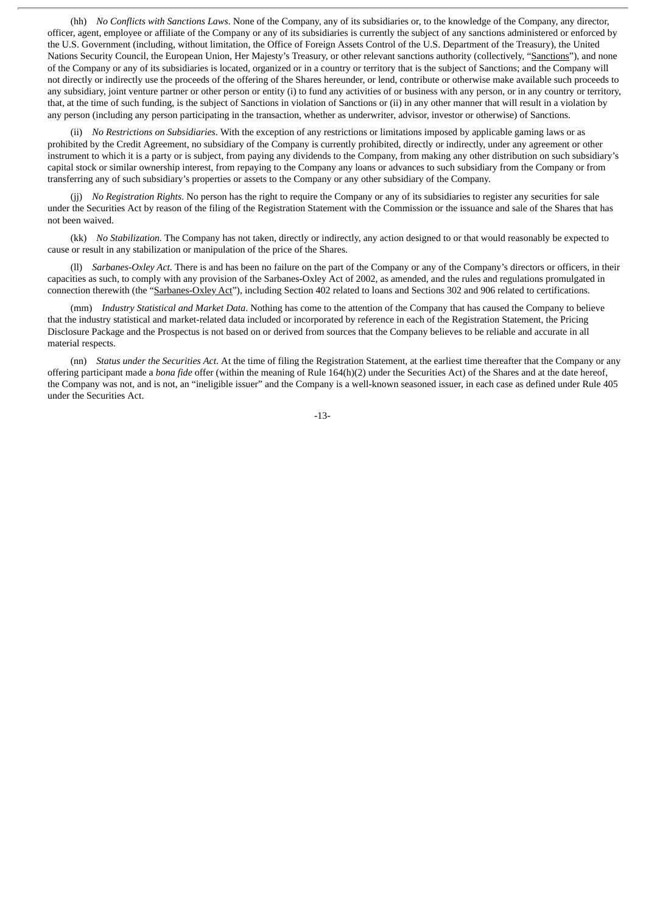(hh) *No Conflicts with Sanctions Laws*. None of the Company, any of its subsidiaries or, to the knowledge of the Company, any director, officer, agent, employee or affiliate of the Company or any of its subsidiaries is currently the subject of any sanctions administered or enforced by the U.S. Government (including, without limitation, the Office of Foreign Assets Control of the U.S. Department of the Treasury), the United Nations Security Council, the European Union, Her Majesty's Treasury, or other relevant sanctions authority (collectively, "Sanctions"), and none of the Company or any of its subsidiaries is located, organized or in a country or territory that is the subject of Sanctions; and the Company will not directly or indirectly use the proceeds of the offering of the Shares hereunder, or lend, contribute or otherwise make available such proceeds to any subsidiary, joint venture partner or other person or entity (i) to fund any activities of or business with any person, or in any country or territory, that, at the time of such funding, is the subject of Sanctions in violation of Sanctions or (ii) in any other manner that will result in a violation by any person (including any person participating in the transaction, whether as underwriter, advisor, investor or otherwise) of Sanctions.

(ii) *No Restrictions on Subsidiaries*. With the exception of any restrictions or limitations imposed by applicable gaming laws or as prohibited by the Credit Agreement, no subsidiary of the Company is currently prohibited, directly or indirectly, under any agreement or other instrument to which it is a party or is subject, from paying any dividends to the Company, from making any other distribution on such subsidiary's capital stock or similar ownership interest, from repaying to the Company any loans or advances to such subsidiary from the Company or from transferring any of such subsidiary's properties or assets to the Company or any other subsidiary of the Company.

(jj) *No Registration Rights*. No person has the right to require the Company or any of its subsidiaries to register any securities for sale under the Securities Act by reason of the filing of the Registration Statement with the Commission or the issuance and sale of the Shares that has not been waived.

(kk) *No Stabilization.* The Company has not taken, directly or indirectly, any action designed to or that would reasonably be expected to cause or result in any stabilization or manipulation of the price of the Shares.

(ll) *Sarbanes-Oxley Act.* There is and has been no failure on the part of the Company or any of the Company's directors or officers, in their capacities as such, to comply with any provision of the Sarbanes-Oxley Act of 2002, as amended, and the rules and regulations promulgated in connection therewith (the "Sarbanes-Oxley Act"), including Section 402 related to loans and Sections 302 and 906 related to certifications.

(mm) *Industry Statistical and Market Data*. Nothing has come to the attention of the Company that has caused the Company to believe that the industry statistical and market-related data included or incorporated by reference in each of the Registration Statement, the Pricing Disclosure Package and the Prospectus is not based on or derived from sources that the Company believes to be reliable and accurate in all material respects.

(nn) *Status under the Securities Act*. At the time of filing the Registration Statement, at the earliest time thereafter that the Company or any offering participant made a *bona fide* offer (within the meaning of Rule 164(h)(2) under the Securities Act) of the Shares and at the date hereof, the Company was not, and is not, an "ineligible issuer" and the Company is a well-known seasoned issuer, in each case as defined under Rule 405 under the Securities Act.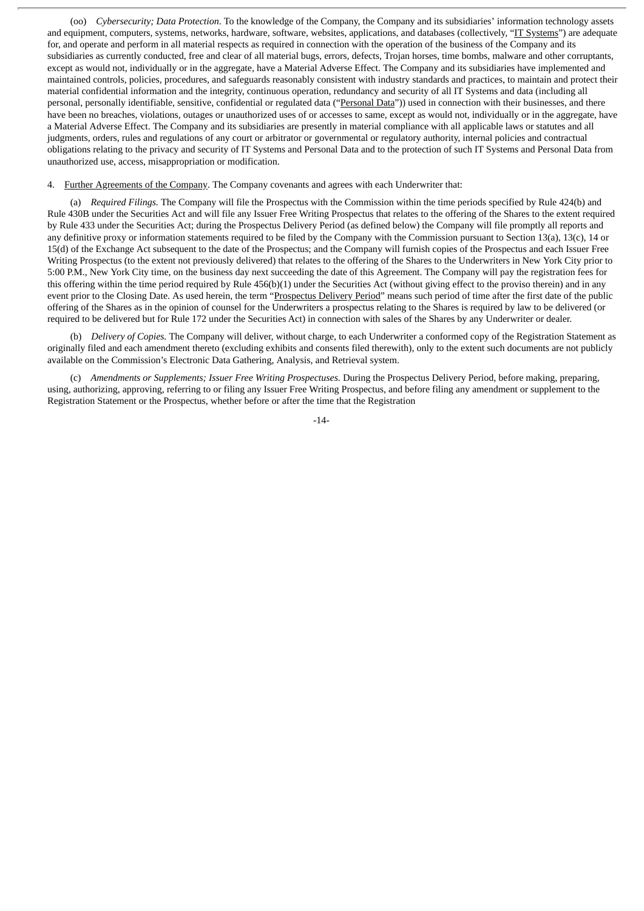(oo) *Cybersecurity; Data Protection*. To the knowledge of the Company, the Company and its subsidiaries' information technology assets and equipment, computers, systems, networks, hardware, software, websites, applications, and databases (collectively, "IT Systems") are adequate for, and operate and perform in all material respects as required in connection with the operation of the business of the Company and its subsidiaries as currently conducted, free and clear of all material bugs, errors, defects, Trojan horses, time bombs, malware and other corruptants, except as would not, individually or in the aggregate, have a Material Adverse Effect. The Company and its subsidiaries have implemented and maintained controls, policies, procedures, and safeguards reasonably consistent with industry standards and practices, to maintain and protect their material confidential information and the integrity, continuous operation, redundancy and security of all IT Systems and data (including all personal, personally identifiable, sensitive, confidential or regulated data ("Personal Data")) used in connection with their businesses, and there have been no breaches, violations, outages or unauthorized uses of or accesses to same, except as would not, individually or in the aggregate, have a Material Adverse Effect. The Company and its subsidiaries are presently in material compliance with all applicable laws or statutes and all judgments, orders, rules and regulations of any court or arbitrator or governmental or regulatory authority, internal policies and contractual obligations relating to the privacy and security of IT Systems and Personal Data and to the protection of such IT Systems and Personal Data from unauthorized use, access, misappropriation or modification.

4. Further Agreements of the Company. The Company covenants and agrees with each Underwriter that:

(a) *Required Filings.* The Company will file the Prospectus with the Commission within the time periods specified by Rule 424(b) and Rule 430B under the Securities Act and will file any Issuer Free Writing Prospectus that relates to the offering of the Shares to the extent required by Rule 433 under the Securities Act; during the Prospectus Delivery Period (as defined below) the Company will file promptly all reports and any definitive proxy or information statements required to be filed by the Company with the Commission pursuant to Section 13(a), 13(c), 14 or 15(d) of the Exchange Act subsequent to the date of the Prospectus; and the Company will furnish copies of the Prospectus and each Issuer Free Writing Prospectus (to the extent not previously delivered) that relates to the offering of the Shares to the Underwriters in New York City prior to 5:00 P.M., New York City time, on the business day next succeeding the date of this Agreement. The Company will pay the registration fees for this offering within the time period required by Rule 456(b)(1) under the Securities Act (without giving effect to the proviso therein) and in any event prior to the Closing Date. As used herein, the term "Prospectus Delivery Period" means such period of time after the first date of the public offering of the Shares as in the opinion of counsel for the Underwriters a prospectus relating to the Shares is required by law to be delivered (or required to be delivered but for Rule 172 under the Securities Act) in connection with sales of the Shares by any Underwriter or dealer.

(b) *Delivery of Copies.* The Company will deliver, without charge, to each Underwriter a conformed copy of the Registration Statement as originally filed and each amendment thereto (excluding exhibits and consents filed therewith), only to the extent such documents are not publicly available on the Commission's Electronic Data Gathering, Analysis, and Retrieval system.

(c) *Amendments or Supplements; Issuer Free Writing Prospectuses.* During the Prospectus Delivery Period, before making, preparing, using, authorizing, approving, referring to or filing any Issuer Free Writing Prospectus, and before filing any amendment or supplement to the Registration Statement or the Prospectus, whether before or after the time that the Registration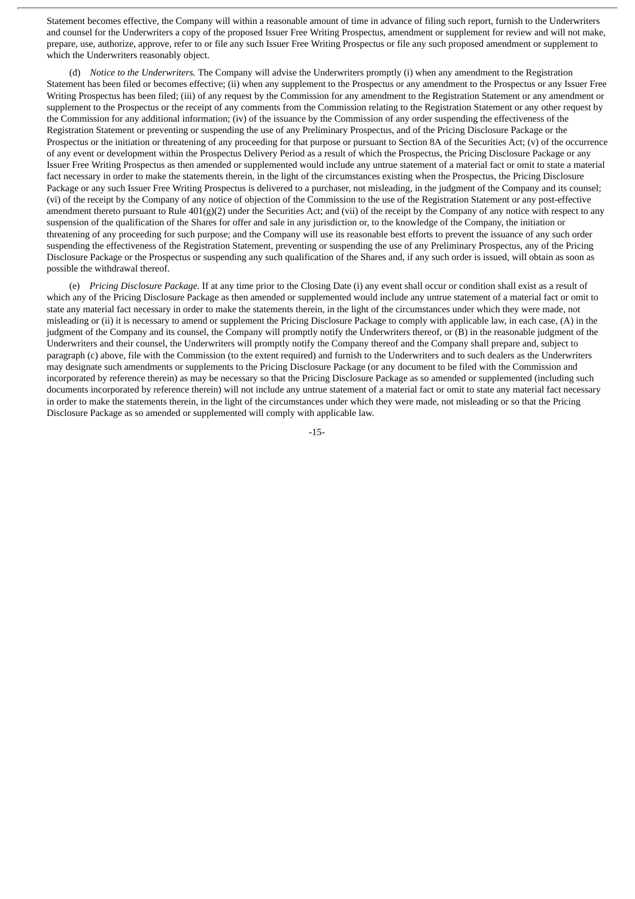Statement becomes effective, the Company will within a reasonable amount of time in advance of filing such report, furnish to the Underwriters and counsel for the Underwriters a copy of the proposed Issuer Free Writing Prospectus, amendment or supplement for review and will not make, prepare, use, authorize, approve, refer to or file any such Issuer Free Writing Prospectus or file any such proposed amendment or supplement to which the Underwriters reasonably object.

(d) *Notice to the Underwriters.* The Company will advise the Underwriters promptly (i) when any amendment to the Registration Statement has been filed or becomes effective; (ii) when any supplement to the Prospectus or any amendment to the Prospectus or any Issuer Free Writing Prospectus has been filed; (iii) of any request by the Commission for any amendment to the Registration Statement or any amendment or supplement to the Prospectus or the receipt of any comments from the Commission relating to the Registration Statement or any other request by the Commission for any additional information; (iv) of the issuance by the Commission of any order suspending the effectiveness of the Registration Statement or preventing or suspending the use of any Preliminary Prospectus, and of the Pricing Disclosure Package or the Prospectus or the initiation or threatening of any proceeding for that purpose or pursuant to Section 8A of the Securities Act; (v) of the occurrence of any event or development within the Prospectus Delivery Period as a result of which the Prospectus, the Pricing Disclosure Package or any Issuer Free Writing Prospectus as then amended or supplemented would include any untrue statement of a material fact or omit to state a material fact necessary in order to make the statements therein, in the light of the circumstances existing when the Prospectus, the Pricing Disclosure Package or any such Issuer Free Writing Prospectus is delivered to a purchaser, not misleading, in the judgment of the Company and its counsel; (vi) of the receipt by the Company of any notice of objection of the Commission to the use of the Registration Statement or any post-effective amendment thereto pursuant to Rule 401(g)(2) under the Securities Act; and (vii) of the receipt by the Company of any notice with respect to any suspension of the qualification of the Shares for offer and sale in any jurisdiction or, to the knowledge of the Company, the initiation or threatening of any proceeding for such purpose; and the Company will use its reasonable best efforts to prevent the issuance of any such order suspending the effectiveness of the Registration Statement, preventing or suspending the use of any Preliminary Prospectus, any of the Pricing Disclosure Package or the Prospectus or suspending any such qualification of the Shares and, if any such order is issued, will obtain as soon as possible the withdrawal thereof.

(e) *Pricing Disclosure Package.* If at any time prior to the Closing Date (i) any event shall occur or condition shall exist as a result of which any of the Pricing Disclosure Package as then amended or supplemented would include any untrue statement of a material fact or omit to state any material fact necessary in order to make the statements therein, in the light of the circumstances under which they were made, not misleading or (ii) it is necessary to amend or supplement the Pricing Disclosure Package to comply with applicable law, in each case, (A) in the judgment of the Company and its counsel, the Company will promptly notify the Underwriters thereof, or (B) in the reasonable judgment of the Underwriters and their counsel, the Underwriters will promptly notify the Company thereof and the Company shall prepare and, subject to paragraph (c) above, file with the Commission (to the extent required) and furnish to the Underwriters and to such dealers as the Underwriters may designate such amendments or supplements to the Pricing Disclosure Package (or any document to be filed with the Commission and incorporated by reference therein) as may be necessary so that the Pricing Disclosure Package as so amended or supplemented (including such documents incorporated by reference therein) will not include any untrue statement of a material fact or omit to state any material fact necessary in order to make the statements therein, in the light of the circumstances under which they were made, not misleading or so that the Pricing Disclosure Package as so amended or supplemented will comply with applicable law.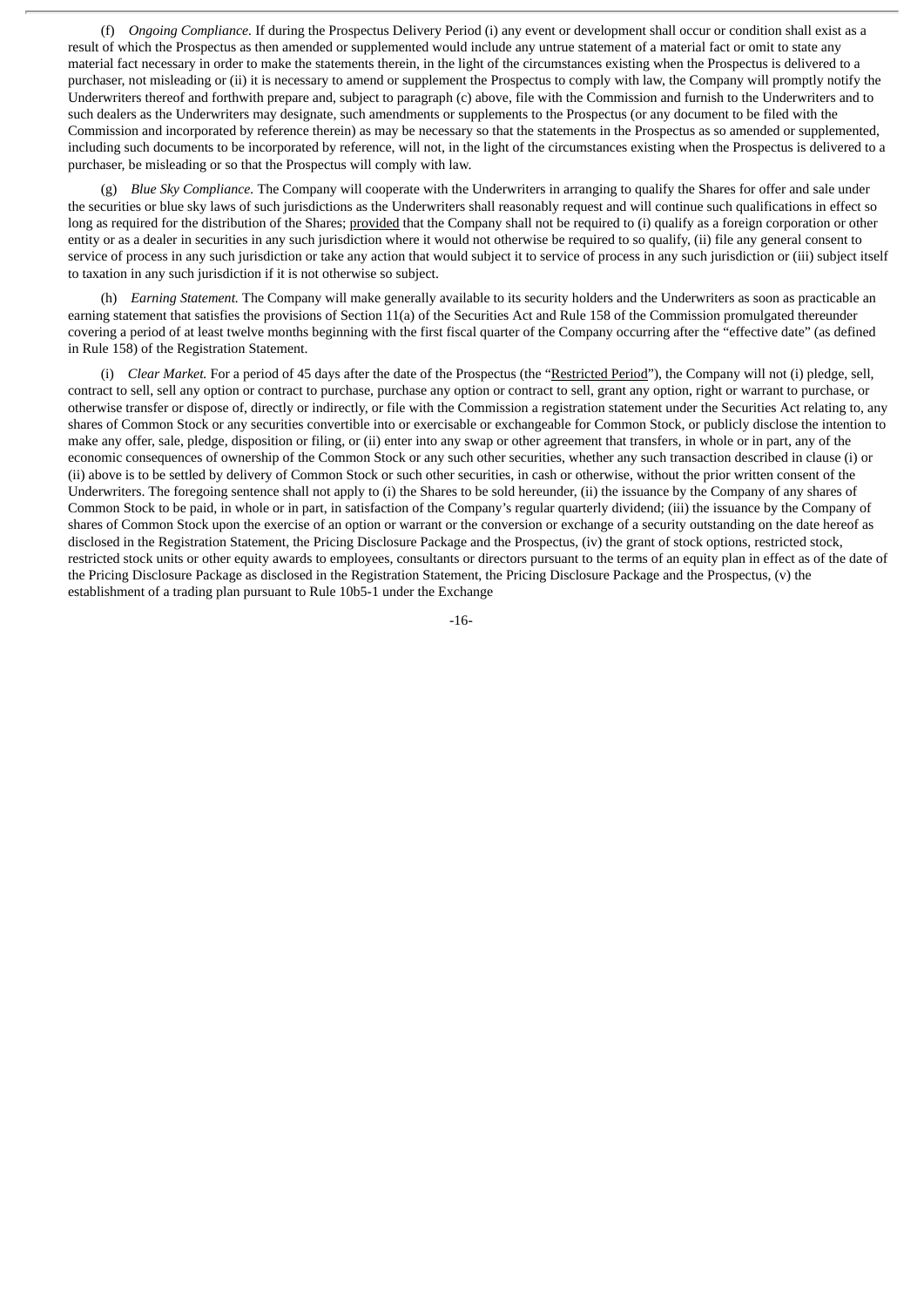(f) *Ongoing Compliance.* If during the Prospectus Delivery Period (i) any event or development shall occur or condition shall exist as a result of which the Prospectus as then amended or supplemented would include any untrue statement of a material fact or omit to state any material fact necessary in order to make the statements therein, in the light of the circumstances existing when the Prospectus is delivered to a purchaser, not misleading or (ii) it is necessary to amend or supplement the Prospectus to comply with law, the Company will promptly notify the Underwriters thereof and forthwith prepare and, subject to paragraph (c) above, file with the Commission and furnish to the Underwriters and to such dealers as the Underwriters may designate, such amendments or supplements to the Prospectus (or any document to be filed with the Commission and incorporated by reference therein) as may be necessary so that the statements in the Prospectus as so amended or supplemented, including such documents to be incorporated by reference, will not, in the light of the circumstances existing when the Prospectus is delivered to a purchaser, be misleading or so that the Prospectus will comply with law.

(g) *Blue Sky Compliance.* The Company will cooperate with the Underwriters in arranging to qualify the Shares for offer and sale under the securities or blue sky laws of such jurisdictions as the Underwriters shall reasonably request and will continue such qualifications in effect so long as required for the distribution of the Shares; provided that the Company shall not be required to (i) qualify as a foreign corporation or other entity or as a dealer in securities in any such jurisdiction where it would not otherwise be required to so qualify, (ii) file any general consent to service of process in any such jurisdiction or take any action that would subject it to service of process in any such jurisdiction or (iii) subject itself to taxation in any such jurisdiction if it is not otherwise so subject.

(h) *Earning Statement.* The Company will make generally available to its security holders and the Underwriters as soon as practicable an earning statement that satisfies the provisions of Section 11(a) of the Securities Act and Rule 158 of the Commission promulgated thereunder covering a period of at least twelve months beginning with the first fiscal quarter of the Company occurring after the "effective date" (as defined in Rule 158) of the Registration Statement.

(i) *Clear Market.* For a period of 45 days after the date of the Prospectus (the "Restricted Period"), the Company will not (i) pledge, sell, contract to sell, sell any option or contract to purchase, purchase any option or contract to sell, grant any option, right or warrant to purchase, or otherwise transfer or dispose of, directly or indirectly, or file with the Commission a registration statement under the Securities Act relating to, any shares of Common Stock or any securities convertible into or exercisable or exchangeable for Common Stock, or publicly disclose the intention to make any offer, sale, pledge, disposition or filing, or (ii) enter into any swap or other agreement that transfers, in whole or in part, any of the economic consequences of ownership of the Common Stock or any such other securities, whether any such transaction described in clause (i) or (ii) above is to be settled by delivery of Common Stock or such other securities, in cash or otherwise, without the prior written consent of the Underwriters. The foregoing sentence shall not apply to (i) the Shares to be sold hereunder, (ii) the issuance by the Company of any shares of Common Stock to be paid, in whole or in part, in satisfaction of the Company's regular quarterly dividend; (iii) the issuance by the Company of shares of Common Stock upon the exercise of an option or warrant or the conversion or exchange of a security outstanding on the date hereof as disclosed in the Registration Statement, the Pricing Disclosure Package and the Prospectus, (iv) the grant of stock options, restricted stock, restricted stock units or other equity awards to employees, consultants or directors pursuant to the terms of an equity plan in effect as of the date of the Pricing Disclosure Package as disclosed in the Registration Statement, the Pricing Disclosure Package and the Prospectus, (v) the establishment of a trading plan pursuant to Rule 10b5-1 under the Exchange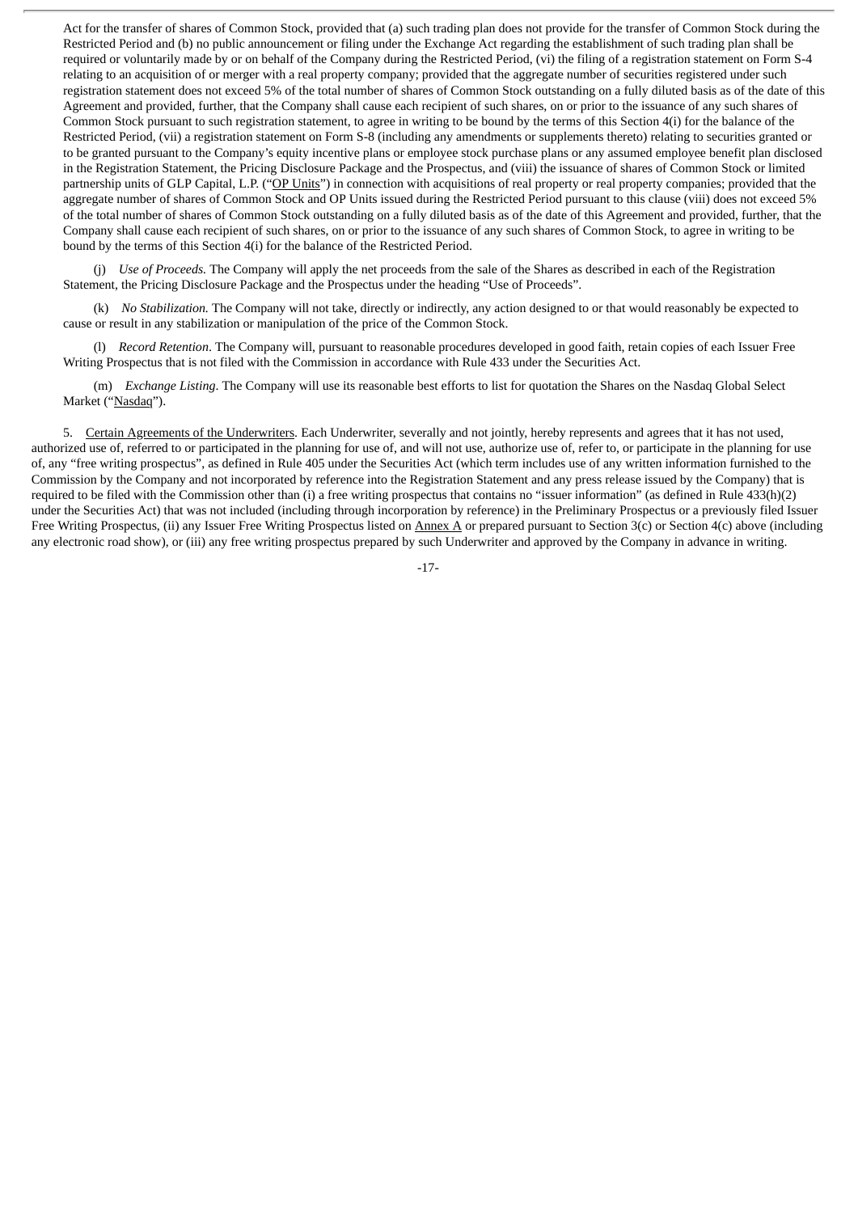Act for the transfer of shares of Common Stock, provided that (a) such trading plan does not provide for the transfer of Common Stock during the Restricted Period and (b) no public announcement or filing under the Exchange Act regarding the establishment of such trading plan shall be required or voluntarily made by or on behalf of the Company during the Restricted Period, (vi) the filing of a registration statement on Form S-4 relating to an acquisition of or merger with a real property company; provided that the aggregate number of securities registered under such registration statement does not exceed 5% of the total number of shares of Common Stock outstanding on a fully diluted basis as of the date of this Agreement and provided, further, that the Company shall cause each recipient of such shares, on or prior to the issuance of any such shares of Common Stock pursuant to such registration statement, to agree in writing to be bound by the terms of this Section 4(i) for the balance of the Restricted Period, (vii) a registration statement on Form S-8 (including any amendments or supplements thereto) relating to securities granted or to be granted pursuant to the Company's equity incentive plans or employee stock purchase plans or any assumed employee benefit plan disclosed in the Registration Statement, the Pricing Disclosure Package and the Prospectus, and (viii) the issuance of shares of Common Stock or limited partnership units of GLP Capital, L.P. ("OP Units") in connection with acquisitions of real property or real property companies; provided that the aggregate number of shares of Common Stock and OP Units issued during the Restricted Period pursuant to this clause (viii) does not exceed 5% of the total number of shares of Common Stock outstanding on a fully diluted basis as of the date of this Agreement and provided, further, that the Company shall cause each recipient of such shares, on or prior to the issuance of any such shares of Common Stock, to agree in writing to be bound by the terms of this Section 4(i) for the balance of the Restricted Period.

(j) *Use of Proceeds.* The Company will apply the net proceeds from the sale of the Shares as described in each of the Registration Statement, the Pricing Disclosure Package and the Prospectus under the heading "Use of Proceeds".

(k) *No Stabilization.* The Company will not take, directly or indirectly, any action designed to or that would reasonably be expected to cause or result in any stabilization or manipulation of the price of the Common Stock.

(l) *Record Retention*. The Company will, pursuant to reasonable procedures developed in good faith, retain copies of each Issuer Free Writing Prospectus that is not filed with the Commission in accordance with Rule 433 under the Securities Act.

(m) *Exchange Listing*. The Company will use its reasonable best efforts to list for quotation the Shares on the Nasdaq Global Select Market ("Nasdaq").

5. Certain Agreements of the Underwriters. Each Underwriter, severally and not jointly, hereby represents and agrees that it has not used, authorized use of, referred to or participated in the planning for use of, and will not use, authorize use of, refer to, or participate in the planning for use of, any "free writing prospectus", as defined in Rule 405 under the Securities Act (which term includes use of any written information furnished to the Commission by the Company and not incorporated by reference into the Registration Statement and any press release issued by the Company) that is required to be filed with the Commission other than (i) a free writing prospectus that contains no "issuer information" (as defined in Rule 433(h)(2) under the Securities Act) that was not included (including through incorporation by reference) in the Preliminary Prospectus or a previously filed Issuer Free Writing Prospectus, (ii) any Issuer Free Writing Prospectus listed on Annex A or prepared pursuant to Section 3(c) or Section 4(c) above (including any electronic road show), or (iii) any free writing prospectus prepared by such Underwriter and approved by the Company in advance in writing.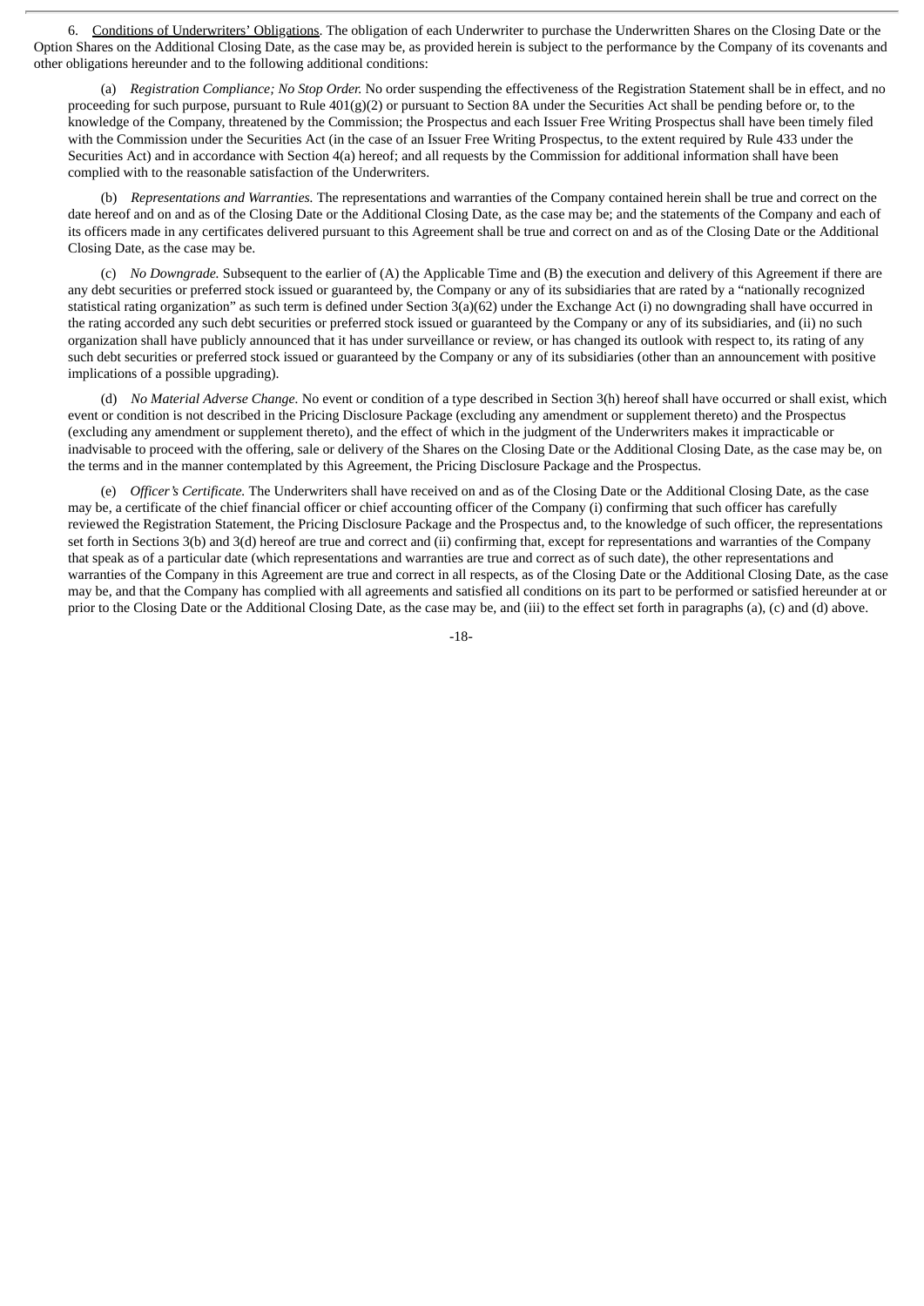6. <u>Conditions of Underwriters' Obligations</u>. The obligation of each Underwriter to purchase the Underwritten Shares on the Closing Date or the Option Shares on the Additional Closing Date, as the case may be, as provided herein is subject to the performance by the Company of its covenants and other obligations hereunder and to the following additional conditions:

(a) *Registration Compliance; No Stop Order.* No order suspending the effectiveness of the Registration Statement shall be in effect, and no proceeding for such purpose, pursuant to Rule 401(g)(2) or pursuant to Section 8A under the Securities Act shall be pending before or, to the knowledge of the Company, threatened by the Commission; the Prospectus and each Issuer Free Writing Prospectus shall have been timely filed with the Commission under the Securities Act (in the case of an Issuer Free Writing Prospectus, to the extent required by Rule 433 under the Securities Act) and in accordance with Section 4(a) hereof; and all requests by the Commission for additional information shall have been complied with to the reasonable satisfaction of the Underwriters.

(b) *Representations and Warranties.* The representations and warranties of the Company contained herein shall be true and correct on the date hereof and on and as of the Closing Date or the Additional Closing Date, as the case may be; and the statements of the Company and each of its officers made in any certificates delivered pursuant to this Agreement shall be true and correct on and as of the Closing Date or the Additional Closing Date, as the case may be.

(c) *No Downgrade.* Subsequent to the earlier of (A) the Applicable Time and (B) the execution and delivery of this Agreement if there are any debt securities or preferred stock issued or guaranteed by, the Company or any of its subsidiaries that are rated by a "nationally recognized statistical rating organization" as such term is defined under Section 3(a)(62) under the Exchange Act (i) no downgrading shall have occurred in the rating accorded any such debt securities or preferred stock issued or guaranteed by the Company or any of its subsidiaries, and (ii) no such organization shall have publicly announced that it has under surveillance or review, or has changed its outlook with respect to, its rating of any such debt securities or preferred stock issued or guaranteed by the Company or any of its subsidiaries (other than an announcement with positive implications of a possible upgrading).

(d) *No Material Adverse Change.* No event or condition of a type described in Section 3(h) hereof shall have occurred or shall exist, which event or condition is not described in the Pricing Disclosure Package (excluding any amendment or supplement thereto) and the Prospectus (excluding any amendment or supplement thereto), and the effect of which in the judgment of the Underwriters makes it impracticable or inadvisable to proceed with the offering, sale or delivery of the Shares on the Closing Date or the Additional Closing Date, as the case may be, on the terms and in the manner contemplated by this Agreement, the Pricing Disclosure Package and the Prospectus.

(e) *Officer's Certificate.* The Underwriters shall have received on and as of the Closing Date or the Additional Closing Date, as the case may be, a certificate of the chief financial officer or chief accounting officer of the Company (i) confirming that such officer has carefully reviewed the Registration Statement, the Pricing Disclosure Package and the Prospectus and, to the knowledge of such officer, the representations set forth in Sections 3(b) and 3(d) hereof are true and correct and (ii) confirming that, except for representations and warranties of the Company that speak as of a particular date (which representations and warranties are true and correct as of such date), the other representations and warranties of the Company in this Agreement are true and correct in all respects, as of the Closing Date or the Additional Closing Date, as the case may be, and that the Company has complied with all agreements and satisfied all conditions on its part to be performed or satisfied hereunder at or prior to the Closing Date or the Additional Closing Date, as the case may be, and (iii) to the effect set forth in paragraphs (a), (c) and (d) above.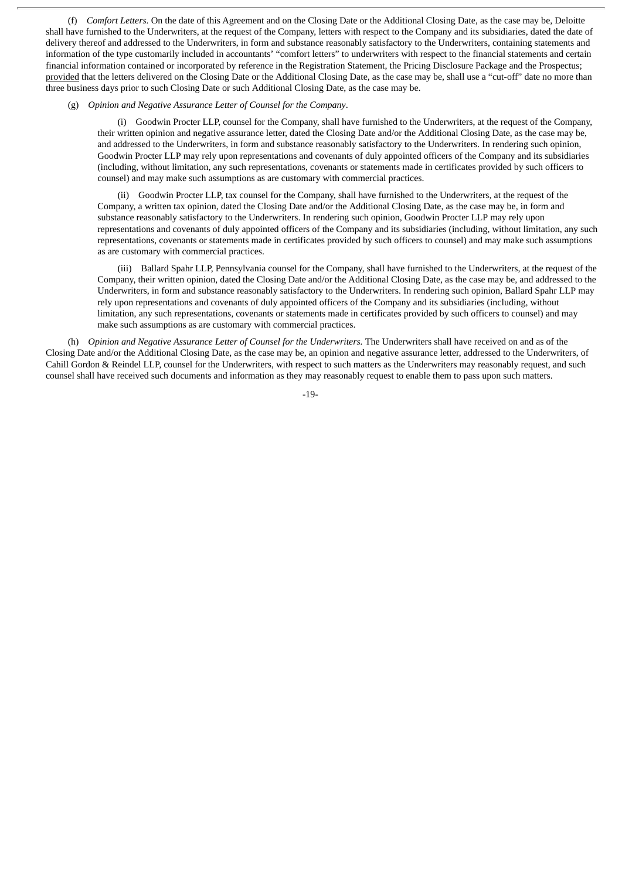(f) *Comfort Letters.* On the date of this Agreement and on the Closing Date or the Additional Closing Date, as the case may be, Deloitte shall have furnished to the Underwriters, at the request of the Company, letters with respect to the Company and its subsidiaries, dated the date of delivery thereof and addressed to the Underwriters, in form and substance reasonably satisfactory to the Underwriters, containing statements and information of the type customarily included in accountants' "comfort letters" to underwriters with respect to the financial statements and certain financial information contained or incorporated by reference in the Registration Statement, the Pricing Disclosure Package and the Prospectus; provided that the letters delivered on the Closing Date or the Additional Closing Date, as the case may be, shall use a "cut-off" date no more than three business days prior to such Closing Date or such Additional Closing Date, as the case may be.

(g) *Opinion and Negative Assurance Letter of Counsel for the Company*.

(i) Goodwin Procter LLP, counsel for the Company, shall have furnished to the Underwriters, at the request of the Company, their written opinion and negative assurance letter, dated the Closing Date and/or the Additional Closing Date, as the case may be, and addressed to the Underwriters, in form and substance reasonably satisfactory to the Underwriters. In rendering such opinion, Goodwin Procter LLP may rely upon representations and covenants of duly appointed officers of the Company and its subsidiaries (including, without limitation, any such representations, covenants or statements made in certificates provided by such officers to counsel) and may make such assumptions as are customary with commercial practices.

(ii) Goodwin Procter LLP, tax counsel for the Company, shall have furnished to the Underwriters, at the request of the Company, a written tax opinion, dated the Closing Date and/or the Additional Closing Date, as the case may be, in form and substance reasonably satisfactory to the Underwriters. In rendering such opinion, Goodwin Procter LLP may rely upon representations and covenants of duly appointed officers of the Company and its subsidiaries (including, without limitation, any such representations, covenants or statements made in certificates provided by such officers to counsel) and may make such assumptions as are customary with commercial practices.

(iii) Ballard Spahr LLP, Pennsylvania counsel for the Company, shall have furnished to the Underwriters, at the request of the Company, their written opinion, dated the Closing Date and/or the Additional Closing Date, as the case may be, and addressed to the Underwriters, in form and substance reasonably satisfactory to the Underwriters. In rendering such opinion, Ballard Spahr LLP may rely upon representations and covenants of duly appointed officers of the Company and its subsidiaries (including, without limitation, any such representations, covenants or statements made in certificates provided by such officers to counsel) and may make such assumptions as are customary with commercial practices.

(h) *Opinion and Negative Assurance Letter of Counsel for the Underwriters.* The Underwriters shall have received on and as of the Closing Date and/or the Additional Closing Date, as the case may be, an opinion and negative assurance letter, addressed to the Underwriters, of Cahill Gordon & Reindel LLP, counsel for the Underwriters, with respect to such matters as the Underwriters may reasonably request, and such counsel shall have received such documents and information as they may reasonably request to enable them to pass upon such matters.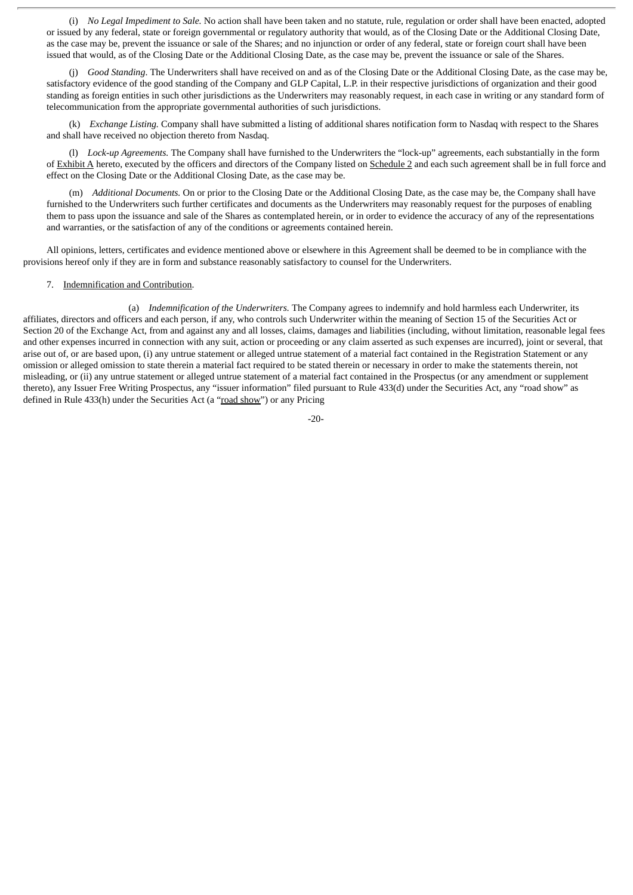(i) *No Legal Impediment to Sale.* No action shall have been taken and no statute, rule, regulation or order shall have been enacted, adopted or issued by any federal, state or foreign governmental or regulatory authority that would, as of the Closing Date or the Additional Closing Date, as the case may be, prevent the issuance or sale of the Shares; and no injunction or order of any federal, state or foreign court shall have been issued that would, as of the Closing Date or the Additional Closing Date, as the case may be, prevent the issuance or sale of the Shares.

(j) *Good Standing*. The Underwriters shall have received on and as of the Closing Date or the Additional Closing Date, as the case may be, satisfactory evidence of the good standing of the Company and GLP Capital, L.P. in their respective jurisdictions of organization and their good standing as foreign entities in such other jurisdictions as the Underwriters may reasonably request, in each case in writing or any standard form of telecommunication from the appropriate governmental authorities of such jurisdictions.

(k) *Exchange Listing.* Company shall have submitted a listing of additional shares notification form to Nasdaq with respect to the Shares and shall have received no objection thereto from Nasdaq.

(l) *Lock-up Agreements.* The Company shall have furnished to the Underwriters the "lock-up" agreements, each substantially in the form of Exhibit A hereto, executed by the officers and directors of the Company listed on Schedule 2 and each such agreement shall be in full force and effect on the Closing Date or the Additional Closing Date, as the case may be.

(m) *Additional Documents.* On or prior to the Closing Date or the Additional Closing Date, as the case may be, the Company shall have furnished to the Underwriters such further certificates and documents as the Underwriters may reasonably request for the purposes of enabling them to pass upon the issuance and sale of the Shares as contemplated herein, or in order to evidence the accuracy of any of the representations and warranties, or the satisfaction of any of the conditions or agreements contained herein.

All opinions, letters, certificates and evidence mentioned above or elsewhere in this Agreement shall be deemed to be in compliance with the provisions hereof only if they are in form and substance reasonably satisfactory to counsel for the Underwriters.

7. Indemnification and Contribution.

(a) *Indemnification of the Underwriters.* The Company agrees to indemnify and hold harmless each Underwriter, its affiliates, directors and officers and each person, if any, who controls such Underwriter within the meaning of Section 15 of the Securities Act or Section 20 of the Exchange Act, from and against any and all losses, claims, damages and liabilities (including, without limitation, reasonable legal fees and other expenses incurred in connection with any suit, action or proceeding or any claim asserted as such expenses are incurred), joint or several, that arise out of, or are based upon, (i) any untrue statement or alleged untrue statement of a material fact contained in the Registration Statement or any omission or alleged omission to state therein a material fact required to be stated therein or necessary in order to make the statements therein, not misleading, or (ii) any untrue statement or alleged untrue statement of a material fact contained in the Prospectus (or any amendment or supplement thereto), any Issuer Free Writing Prospectus, any "issuer information" filed pursuant to Rule 433(d) under the Securities Act, any "road show" as defined in Rule 433(h) under the Securities Act (a "road show") or any Pricing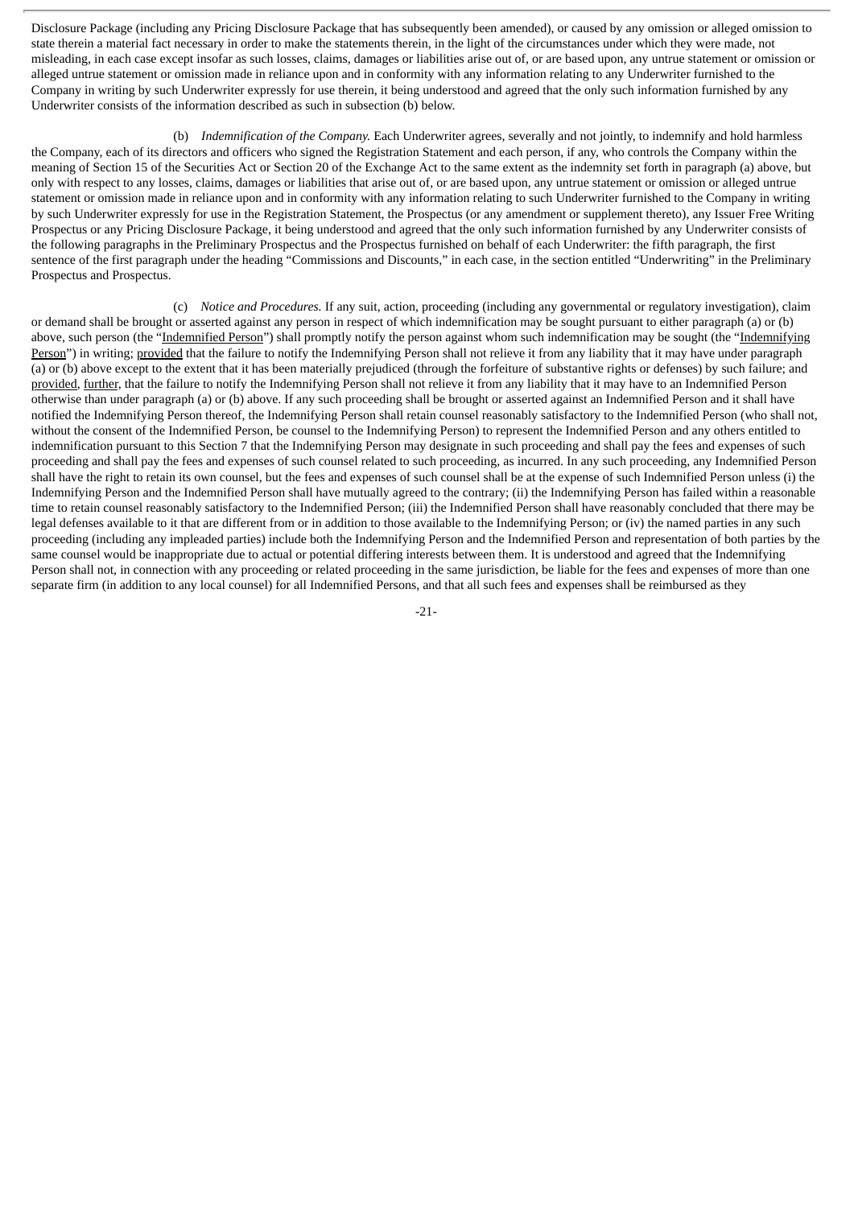Disclosure Package (including any Pricing Disclosure Package that has subsequently been amended), or caused by any omission or alleged omission to state therein a material fact necessary in order to make the statements therein, in the light of the circumstances under which they were made, not misleading, in each case except insofar as such losses, claims, damages or liabilities arise out of, or are based upon, any untrue statement or omission or alleged untrue statement or omission made in reliance upon and in conformity with any information relating to any Underwriter furnished to the Company in writing by such Underwriter expressly for use therein, it being understood and agreed that the only such information furnished by any Underwriter consists of the information described as such in subsection (b) below.

(b) *Indemnification of the Company.* Each Underwriter agrees, severally and not jointly, to indemnify and hold harmless the Company, each of its directors and officers who signed the Registration Statement and each person, if any, who controls the Company within the meaning of Section 15 of the Securities Act or Section 20 of the Exchange Act to the same extent as the indemnity set forth in paragraph (a) above, but only with respect to any losses, claims, damages or liabilities that arise out of, or are based upon, any untrue statement or omission or alleged untrue statement or omission made in reliance upon and in conformity with any information relating to such Underwriter furnished to the Company in writing by such Underwriter expressly for use in the Registration Statement, the Prospectus (or any amendment or supplement thereto), any Issuer Free Writing Prospectus or any Pricing Disclosure Package, it being understood and agreed that the only such information furnished by any Underwriter consists of the following paragraphs in the Preliminary Prospectus and the Prospectus furnished on behalf of each Underwriter: the fifth paragraph, the first sentence of the first paragraph under the heading "Commissions and Discounts," in each case, in the section entitled "Underwriting" in the Preliminary Prospectus and Prospectus.

(c) *Notice and Procedures.* If any suit, action, proceeding (including any governmental or regulatory investigation), claim or demand shall be brought or asserted against any person in respect of which indemnification may be sought pursuant to either paragraph (a) or (b) above, such person (the "Indemnified Person") shall promptly notify the person against whom such indemnification may be sought (the "Indemnifying Person") in writing; provided that the failure to notify the Indemnifying Person shall not relieve it from any liability that it may have under paragraph (a) or (b) above except to the extent that it has been materially prejudiced (through the forfeiture of substantive rights or defenses) by such failure; and provided, further, that the failure to notify the Indemnifying Person shall not relieve it from any liability that it may have to an Indemnified Person otherwise than under paragraph (a) or (b) above. If any such proceeding shall be brought or asserted against an Indemnified Person and it shall have notified the Indemnifying Person thereof, the Indemnifying Person shall retain counsel reasonably satisfactory to the Indemnified Person (who shall not, without the consent of the Indemnified Person, be counsel to the Indemnifying Person) to represent the Indemnified Person and any others entitled to indemnification pursuant to this Section 7 that the Indemnifying Person may designate in such proceeding and shall pay the fees and expenses of such proceeding and shall pay the fees and expenses of such counsel related to such proceeding, as incurred. In any such proceeding, any Indemnified Person shall have the right to retain its own counsel, but the fees and expenses of such counsel shall be at the expense of such Indemnified Person unless (i) the Indemnifying Person and the Indemnified Person shall have mutually agreed to the contrary; (ii) the Indemnifying Person has failed within a reasonable time to retain counsel reasonably satisfactory to the Indemnified Person; (iii) the Indemnified Person shall have reasonably concluded that there may be legal defenses available to it that are different from or in addition to those available to the Indemnifying Person; or (iv) the named parties in any such proceeding (including any impleaded parties) include both the Indemnifying Person and the Indemnified Person and representation of both parties by the same counsel would be inappropriate due to actual or potential differing interests between them. It is understood and agreed that the Indemnifying Person shall not, in connection with any proceeding or related proceeding in the same jurisdiction, be liable for the fees and expenses of more than one separate firm (in addition to any local counsel) for all Indemnified Persons, and that all such fees and expenses shall be reimbursed as they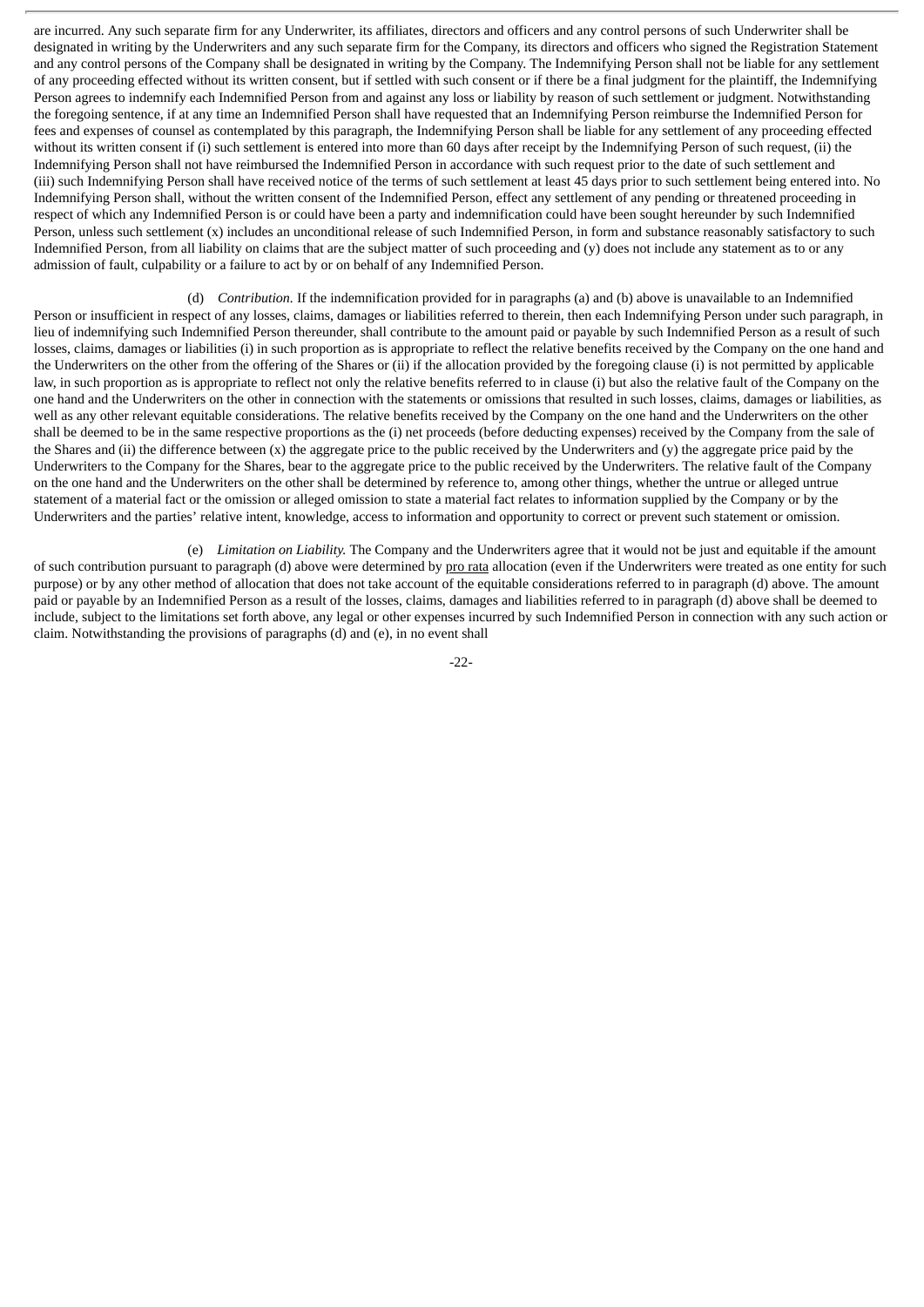are incurred. Any such separate firm for any Underwriter, its affiliates, directors and officers and any control persons of such Underwriter shall be designated in writing by the Underwriters and any such separate firm for the Company, its directors and officers who signed the Registration Statement and any control persons of the Company shall be designated in writing by the Company. The Indemnifying Person shall not be liable for any settlement of any proceeding effected without its written consent, but if settled with such consent or if there be a final judgment for the plaintiff, the Indemnifying Person agrees to indemnify each Indemnified Person from and against any loss or liability by reason of such settlement or judgment. Notwithstanding the foregoing sentence, if at any time an Indemnified Person shall have requested that an Indemnifying Person reimburse the Indemnified Person for fees and expenses of counsel as contemplated by this paragraph, the Indemnifying Person shall be liable for any settlement of any proceeding effected without its written consent if (i) such settlement is entered into more than 60 days after receipt by the Indemnifying Person of such request, (ii) the Indemnifying Person shall not have reimbursed the Indemnified Person in accordance with such request prior to the date of such settlement and (iii) such Indemnifying Person shall have received notice of the terms of such settlement at least 45 days prior to such settlement being entered into. No Indemnifying Person shall, without the written consent of the Indemnified Person, effect any settlement of any pending or threatened proceeding in respect of which any Indemnified Person is or could have been a party and indemnification could have been sought hereunder by such Indemnified Person, unless such settlement (x) includes an unconditional release of such Indemnified Person, in form and substance reasonably satisfactory to such Indemnified Person, from all liability on claims that are the subject matter of such proceeding and (y) does not include any statement as to or any admission of fault, culpability or a failure to act by or on behalf of any Indemnified Person.

(d) *Contribution*. If the indemnification provided for in paragraphs (a) and (b) above is unavailable to an Indemnified Person or insufficient in respect of any losses, claims, damages or liabilities referred to therein, then each Indemnifying Person under such paragraph, in lieu of indemnifying such Indemnified Person thereunder, shall contribute to the amount paid or payable by such Indemnified Person as a result of such losses, claims, damages or liabilities (i) in such proportion as is appropriate to reflect the relative benefits received by the Company on the one hand and the Underwriters on the other from the offering of the Shares or (ii) if the allocation provided by the foregoing clause (i) is not permitted by applicable law, in such proportion as is appropriate to reflect not only the relative benefits referred to in clause (i) but also the relative fault of the Company on the one hand and the Underwriters on the other in connection with the statements or omissions that resulted in such losses, claims, damages or liabilities, as well as any other relevant equitable considerations. The relative benefits received by the Company on the one hand and the Underwriters on the other shall be deemed to be in the same respective proportions as the (i) net proceeds (before deducting expenses) received by the Company from the sale of the Shares and (ii) the difference between (x) the aggregate price to the public received by the Underwriters and (y) the aggregate price paid by the Underwriters to the Company for the Shares, bear to the aggregate price to the public received by the Underwriters. The relative fault of the Company on the one hand and the Underwriters on the other shall be determined by reference to, among other things, whether the untrue or alleged untrue statement of a material fact or the omission or alleged omission to state a material fact relates to information supplied by the Company or by the Underwriters and the parties' relative intent, knowledge, access to information and opportunity to correct or prevent such statement or omission.

(e) *Limitation on Liability.* The Company and the Underwriters agree that it would not be just and equitable if the amount of such contribution pursuant to paragraph (d) above were determined by pro rata allocation (even if the Underwriters were treated as one entity for such purpose) or by any other method of allocation that does not take account of the equitable considerations referred to in paragraph (d) above. The amount paid or payable by an Indemnified Person as a result of the losses, claims, damages and liabilities referred to in paragraph (d) above shall be deemed to include, subject to the limitations set forth above, any legal or other expenses incurred by such Indemnified Person in connection with any such action or claim. Notwithstanding the provisions of paragraphs (d) and (e), in no event shall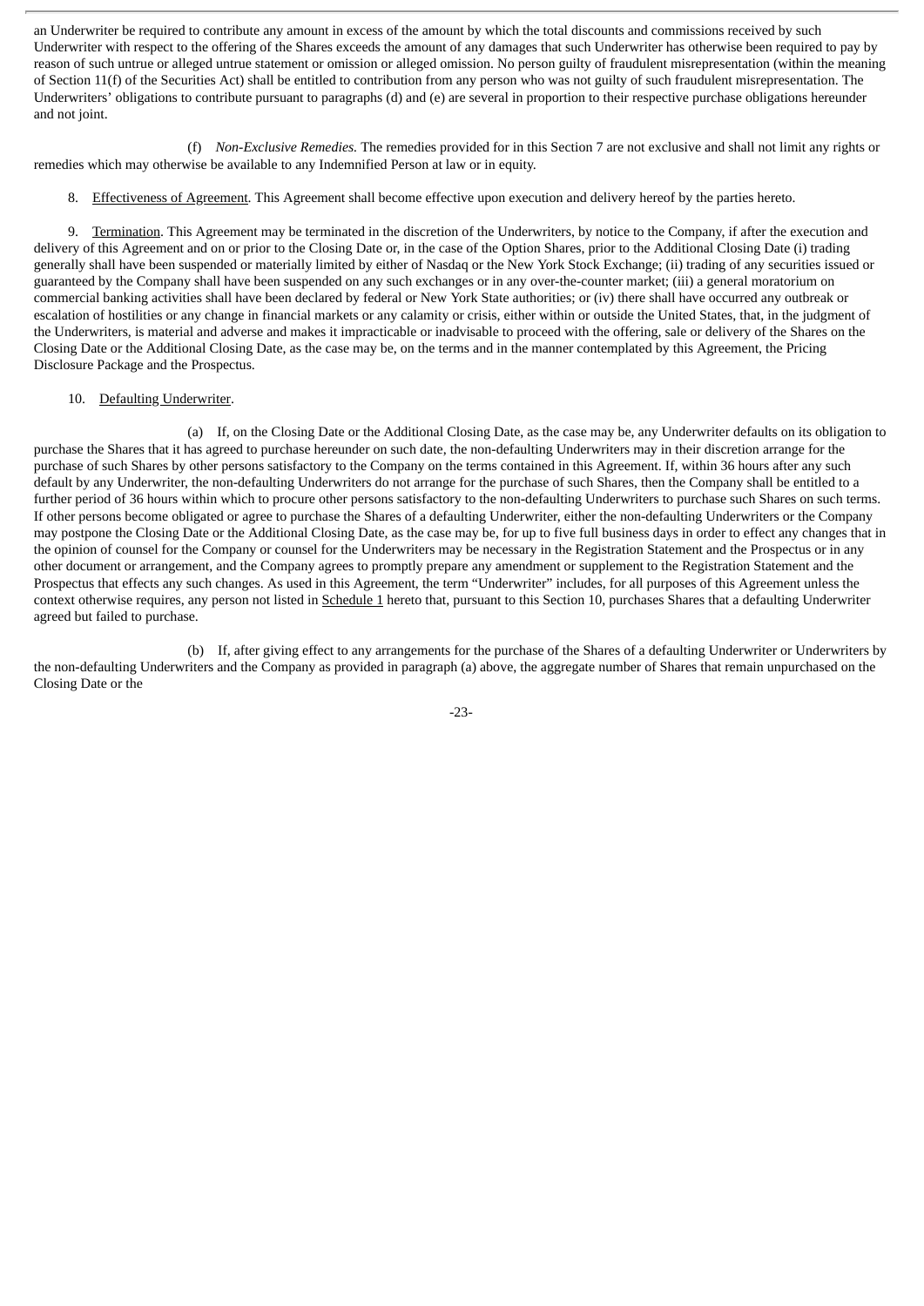an Underwriter be required to contribute any amount in excess of the amount by which the total discounts and commissions received by such Underwriter with respect to the offering of the Shares exceeds the amount of any damages that such Underwriter has otherwise been required to pay by reason of such untrue or alleged untrue statement or omission or alleged omission. No person guilty of fraudulent misrepresentation (within the meaning of Section 11(f) of the Securities Act) shall be entitled to contribution from any person who was not guilty of such fraudulent misrepresentation. The Underwriters' obligations to contribute pursuant to paragraphs (d) and (e) are several in proportion to their respective purchase obligations hereunder and not joint.

(f) *Non-Exclusive Remedies.* The remedies provided for in this Section 7 are not exclusive and shall not limit any rights or remedies which may otherwise be available to any Indemnified Person at law or in equity.

8. Effectiveness of Agreement. This Agreement shall become effective upon execution and delivery hereof by the parties hereto.

9. Termination. This Agreement may be terminated in the discretion of the Underwriters, by notice to the Company, if after the execution and delivery of this Agreement and on or prior to the Closing Date or, in the case of the Option Shares, prior to the Additional Closing Date (i) trading generally shall have been suspended or materially limited by either of Nasdaq or the New York Stock Exchange; (ii) trading of any securities issued or guaranteed by the Company shall have been suspended on any such exchanges or in any over-the-counter market; (iii) a general moratorium on commercial banking activities shall have been declared by federal or New York State authorities; or (iv) there shall have occurred any outbreak or escalation of hostilities or any change in financial markets or any calamity or crisis, either within or outside the United States, that, in the judgment of the Underwriters, is material and adverse and makes it impracticable or inadvisable to proceed with the offering, sale or delivery of the Shares on the Closing Date or the Additional Closing Date, as the case may be, on the terms and in the manner contemplated by this Agreement, the Pricing Disclosure Package and the Prospectus.

10. Defaulting Underwriter.

(a) If, on the Closing Date or the Additional Closing Date, as the case may be, any Underwriter defaults on its obligation to purchase the Shares that it has agreed to purchase hereunder on such date, the non-defaulting Underwriters may in their discretion arrange for the purchase of such Shares by other persons satisfactory to the Company on the terms contained in this Agreement. If, within 36 hours after any such default by any Underwriter, the non-defaulting Underwriters do not arrange for the purchase of such Shares, then the Company shall be entitled to a further period of 36 hours within which to procure other persons satisfactory to the non-defaulting Underwriters to purchase such Shares on such terms. If other persons become obligated or agree to purchase the Shares of a defaulting Underwriter, either the non-defaulting Underwriters or the Company may postpone the Closing Date or the Additional Closing Date, as the case may be, for up to five full business days in order to effect any changes that in the opinion of counsel for the Company or counsel for the Underwriters may be necessary in the Registration Statement and the Prospectus or in any other document or arrangement, and the Company agrees to promptly prepare any amendment or supplement to the Registration Statement and the Prospectus that effects any such changes. As used in this Agreement, the term "Underwriter" includes, for all purposes of this Agreement unless the context otherwise requires, any person not listed in Schedule 1 hereto that, pursuant to this Section 10, purchases Shares that a defaulting Underwriter agreed but failed to purchase.

(b) If, after giving effect to any arrangements for the purchase of the Shares of a defaulting Underwriter or Underwriters by the non-defaulting Underwriters and the Company as provided in paragraph (a) above, the aggregate number of Shares that remain unpurchased on the Closing Date or the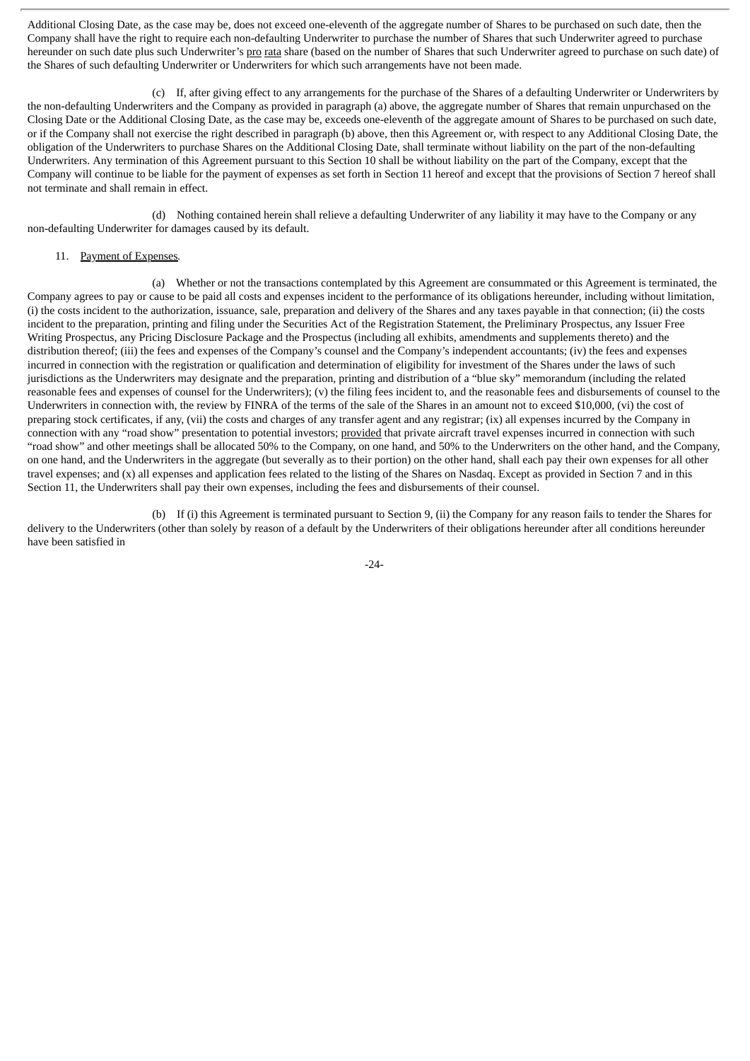Additional Closing Date, as the case may be, does not exceed one-eleventh of the aggregate number of Shares to be purchased on such date, then the Company shall have the right to require each non-defaulting Underwriter to purchase the number of Shares that such Underwriter agreed to purchase hereunder on such date plus such Underwriter's pro rata share (based on the number of Shares that such Underwriter agreed to purchase on such date) of the Shares of such defaulting Underwriter or Underwriters for which such arrangements have not been made.

(c) If, after giving effect to any arrangements for the purchase of the Shares of a defaulting Underwriter or Underwriters by the non-defaulting Underwriters and the Company as provided in paragraph (a) above, the aggregate number of Shares that remain unpurchased on the Closing Date or the Additional Closing Date, as the case may be, exceeds one-eleventh of the aggregate amount of Shares to be purchased on such date, or if the Company shall not exercise the right described in paragraph (b) above, then this Agreement or, with respect to any Additional Closing Date, the obligation of the Underwriters to purchase Shares on the Additional Closing Date, shall terminate without liability on the part of the non-defaulting Underwriters. Any termination of this Agreement pursuant to this Section 10 shall be without liability on the part of the Company, except that the Company will continue to be liable for the payment of expenses as set forth in Section 11 hereof and except that the provisions of Section 7 hereof shall not terminate and shall remain in effect.

(d) Nothing contained herein shall relieve a defaulting Underwriter of any liability it may have to the Company or any non-defaulting Underwriter for damages caused by its default.

11. Payment of Expenses.

(a) Whether or not the transactions contemplated by this Agreement are consummated or this Agreement is terminated, the Company agrees to pay or cause to be paid all costs and expenses incident to the performance of its obligations hereunder, including without limitation, (i) the costs incident to the authorization, issuance, sale, preparation and delivery of the Shares and any taxes payable in that connection; (ii) the costs incident to the preparation, printing and filing under the Securities Act of the Registration Statement, the Preliminary Prospectus, any Issuer Free Writing Prospectus, any Pricing Disclosure Package and the Prospectus (including all exhibits, amendments and supplements thereto) and the distribution thereof; (iii) the fees and expenses of the Company's counsel and the Company's independent accountants; (iv) the fees and expenses incurred in connection with the registration or qualification and determination of eligibility for investment of the Shares under the laws of such jurisdictions as the Underwriters may designate and the preparation, printing and distribution of a "blue sky" memorandum (including the related reasonable fees and expenses of counsel for the Underwriters); (v) the filing fees incident to, and the reasonable fees and disbursements of counsel to the Underwriters in connection with, the review by FINRA of the terms of the sale of the Shares in an amount not to exceed $10,000, (vi) the cost of preparing stock certificates, if any, (vii) the costs and charges of any transfer agent and any registrar; (ix) all expenses incurred by the Company in connection with any "road show" presentation to potential investors; provided that private aircraft travel expenses incurred in connection with such "road show" and other meetings shall be allocated 50% to the Company, on one hand, and 50% to the Underwriters on the other hand, and the Company, on one hand, and the Underwriters in the aggregate (but severally as to their portion) on the other hand, shall each pay their own expenses for all other travel expenses; and (x) all expenses and application fees related to the listing of the Shares on Nasdaq. Except as provided in Section 7 and in this Section 11, the Underwriters shall pay their own expenses, including the fees and disbursements of their counsel.

(b) If (i) this Agreement is terminated pursuant to Section 9, (ii) the Company for any reason fails to tender the Shares for delivery to the Underwriters (other than solely by reason of a default by the Underwriters of their obligations hereunder after all conditions hereunder have been satisfied in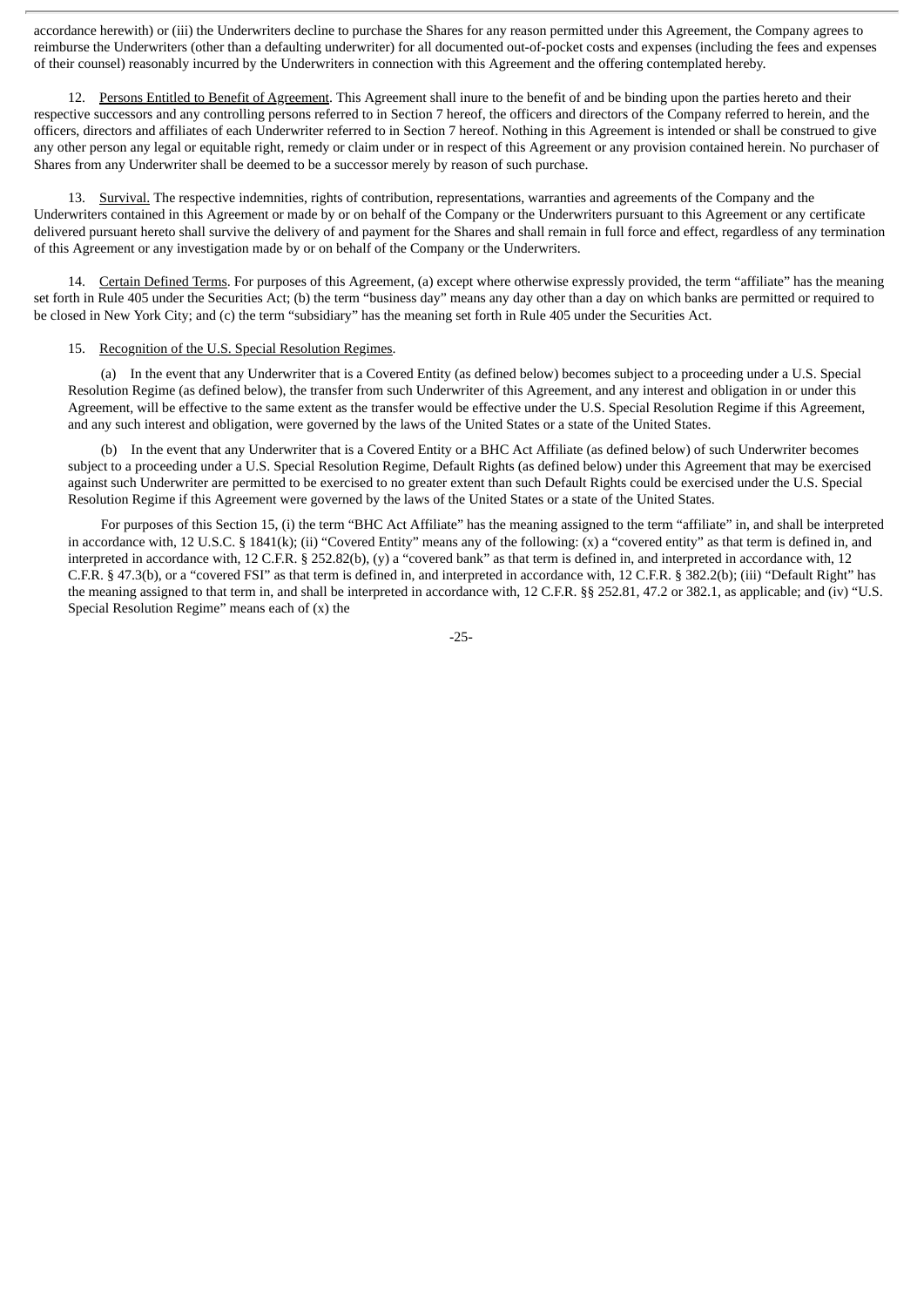accordance herewith) or (iii) the Underwriters decline to purchase the Shares for any reason permitted under this Agreement, the Company agrees to reimburse the Underwriters (other than a defaulting underwriter) for all documented out-of-pocket costs and expenses (including the fees and expenses of their counsel) reasonably incurred by the Underwriters in connection with this Agreement and the offering contemplated hereby.

12. Persons Entitled to Benefit of Agreement. This Agreement shall inure to the benefit of and be binding upon the parties hereto and their respective successors and any controlling persons referred to in Section 7 hereof, the officers and directors of the Company referred to herein, and the officers, directors and affiliates of each Underwriter referred to in Section 7 hereof. Nothing in this Agreement is intended or shall be construed to give any other person any legal or equitable right, remedy or claim under or in respect of this Agreement or any provision contained herein. No purchaser of Shares from any Underwriter shall be deemed to be a successor merely by reason of such purchase.

13. Survival. The respective indemnities, rights of contribution, representations, warranties and agreements of the Company and the Underwriters contained in this Agreement or made by or on behalf of the Company or the Underwriters pursuant to this Agreement or any certificate delivered pursuant hereto shall survive the delivery of and payment for the Shares and shall remain in full force and effect, regardless of any termination of this Agreement or any investigation made by or on behalf of the Company or the Underwriters.

14. Certain Defined Terms. For purposes of this Agreement, (a) except where otherwise expressly provided, the term "affiliate" has the meaning set forth in Rule 405 under the Securities Act; (b) the term "business day" means any day other than a day on which banks are permitted or required to be closed in New York City; and (c) the term "subsidiary" has the meaning set forth in Rule 405 under the Securities Act.

15. Recognition of the U.S. Special Resolution Regimes.

(a) In the event that any Underwriter that is a Covered Entity (as defined below) becomes subject to a proceeding under a U.S. Special Resolution Regime (as defined below), the transfer from such Underwriter of this Agreement, and any interest and obligation in or under this Agreement, will be effective to the same extent as the transfer would be effective under the U.S. Special Resolution Regime if this Agreement, and any such interest and obligation, were governed by the laws of the United States or a state of the United States.

(b) In the event that any Underwriter that is a Covered Entity or a BHC Act Affiliate (as defined below) of such Underwriter becomes subject to a proceeding under a U.S. Special Resolution Regime, Default Rights (as defined below) under this Agreement that may be exercised against such Underwriter are permitted to be exercised to no greater extent than such Default Rights could be exercised under the U.S. Special Resolution Regime if this Agreement were governed by the laws of the United States or a state of the United States.

For purposes of this Section 15, (i) the term "BHC Act Affiliate" has the meaning assigned to the term "affiliate" in, and shall be interpreted in accordance with, 12 U.S.C. § 1841(k); (ii) "Covered Entity" means any of the following: (x) a "covered entity" as that term is defined in, and interpreted in accordance with, 12 C.F.R. § 252.82(b), (y) a "covered bank" as that term is defined in, and interpreted in accordance with, 12 C.F.R. § 47.3(b), or a "covered FSI" as that term is defined in, and interpreted in accordance with, 12 C.F.R. § 382.2(b); (iii) "Default Right" has the meaning assigned to that term in, and shall be interpreted in accordance with, 12 C.F.R. §§ 252.81, 47.2 or 382.1, as applicable; and (iv) "U.S. Special Resolution Regime" means each of (x) the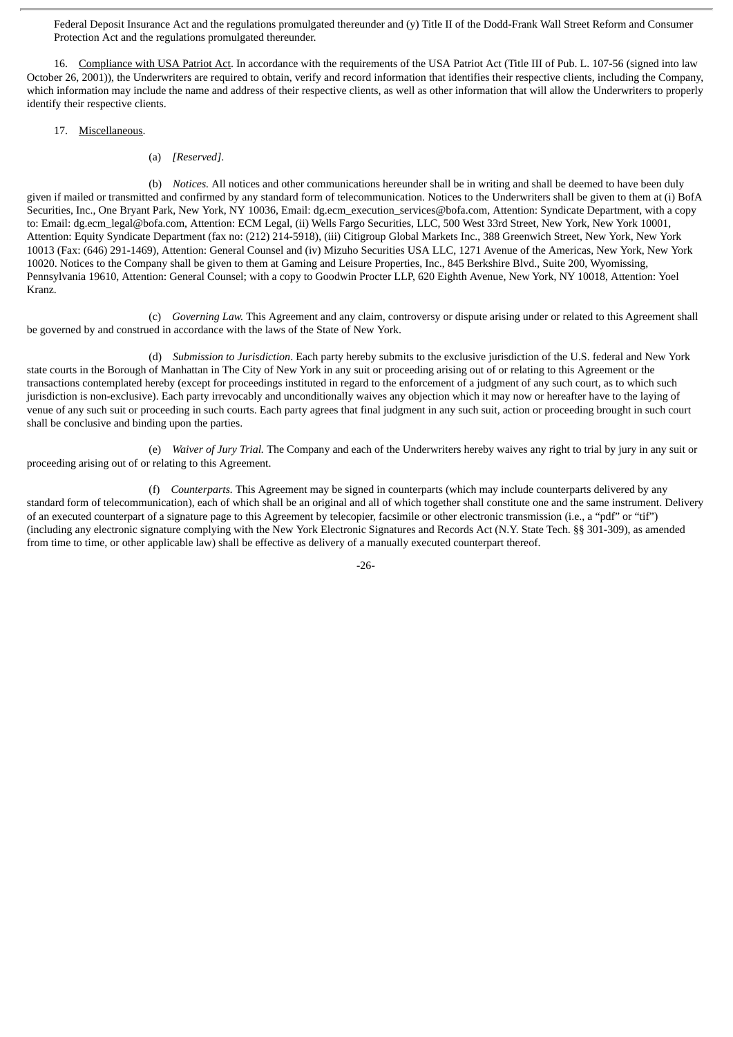Federal Deposit Insurance Act and the regulations promulgated thereunder and (y) Title II of the Dodd-Frank Wall Street Reform and Consumer Protection Act and the regulations promulgated thereunder.

16. Compliance with USA Patriot Act. In accordance with the requirements of the USA Patriot Act (Title III of Pub. L. 107-56 (signed into law October 26, 2001)), the Underwriters are required to obtain, verify and record information that identifies their respective clients, including the Company, which information may include the name and address of their respective clients, as well as other information that will allow the Underwriters to properly identify their respective clients.

17. Miscellaneous.

(a) *[Reserved]*.

(b) *Notices.* All notices and other communications hereunder shall be in writing and shall be deemed to have been duly given if mailed or transmitted and confirmed by any standard form of telecommunication. Notices to the Underwriters shall be given to them at (i) BofA Securities, Inc., One Bryant Park, New York, NY 10036, Email: dg.ecm_execution_services@bofa.com, Attention: Syndicate Department, with a copy to: Email: dg.ecm_legal@bofa.com, Attention: ECM Legal, (ii) Wells Fargo Securities, LLC, 500 West 33rd Street, New York, New York 10001, Attention: Equity Syndicate Department (fax no: (212) 214-5918), (iii) Citigroup Global Markets Inc., 388 Greenwich Street, New York, New York 10013 (Fax: (646) 291-1469), Attention: General Counsel and (iv) Mizuho Securities USA LLC, 1271 Avenue of the Americas, New York, New York 10020. Notices to the Company shall be given to them at Gaming and Leisure Properties, Inc., 845 Berkshire Blvd., Suite 200, Wyomissing, Pennsylvania 19610, Attention: General Counsel; with a copy to Goodwin Procter LLP, 620 Eighth Avenue, New York, NY 10018, Attention: Yoel Kranz.

(c) *Governing Law.* This Agreement and any claim, controversy or dispute arising under or related to this Agreement shall be governed by and construed in accordance with the laws of the State of New York.

(d) *Submission to Jurisdiction*. Each party hereby submits to the exclusive jurisdiction of the U.S. federal and New York state courts in the Borough of Manhattan in The City of New York in any suit or proceeding arising out of or relating to this Agreement or the transactions contemplated hereby (except for proceedings instituted in regard to the enforcement of a judgment of any such court, as to which such jurisdiction is non-exclusive). Each party irrevocably and unconditionally waives any objection which it may now or hereafter have to the laying of venue of any such suit or proceeding in such courts. Each party agrees that final judgment in any such suit, action or proceeding brought in such court shall be conclusive and binding upon the parties.

(e) *Waiver of Jury Trial.* The Company and each of the Underwriters hereby waives any right to trial by jury in any suit or proceeding arising out of or relating to this Agreement.

(f) *Counterparts.* This Agreement may be signed in counterparts (which may include counterparts delivered by any standard form of telecommunication), each of which shall be an original and all of which together shall constitute one and the same instrument. Delivery of an executed counterpart of a signature page to this Agreement by telecopier, facsimile or other electronic transmission (i.e., a "pdf" or "tif") (including any electronic signature complying with the New York Electronic Signatures and Records Act (N.Y. State Tech. §§ 301-309), as amended from time to time, or other applicable law) shall be effective as delivery of a manually executed counterpart thereof.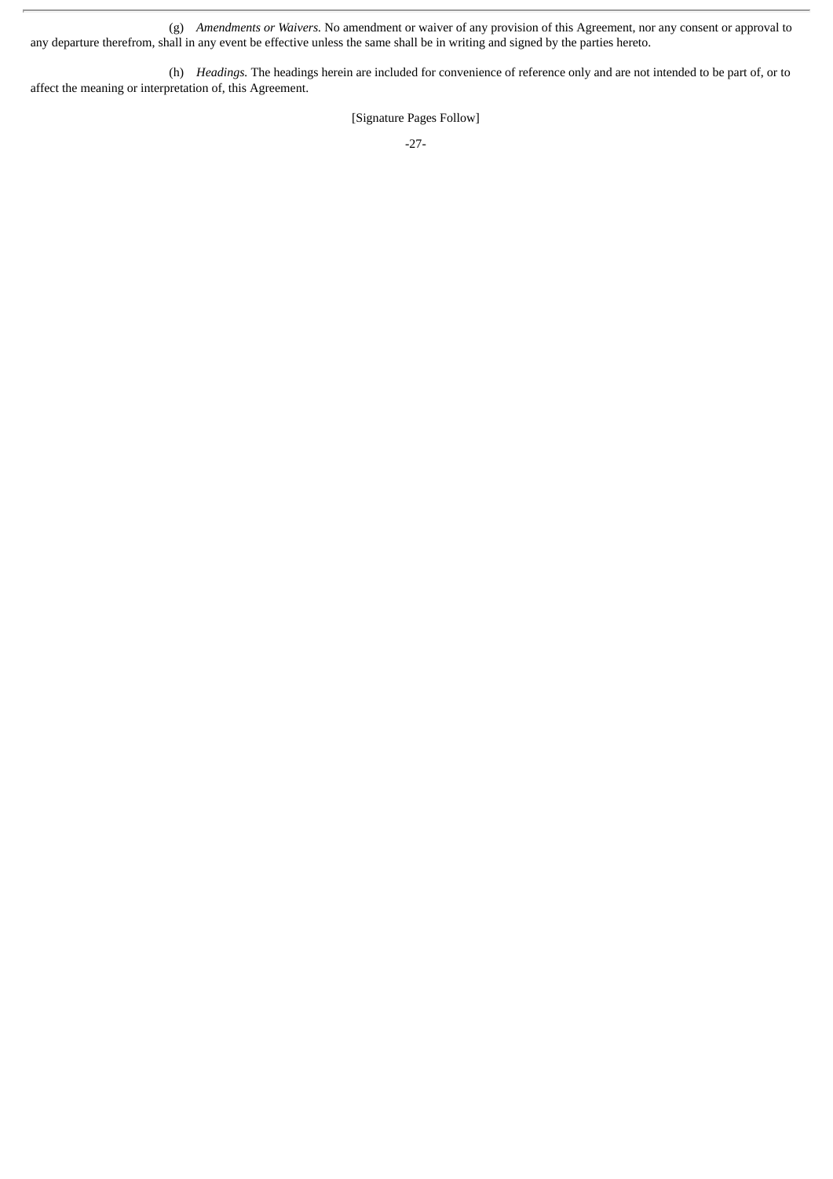(g) *Amendments or Waivers.* No amendment or waiver of any provision of this Agreement, nor any consent or approval to any departure therefrom, shall in any event be effective unless the same shall be in writing and signed by the parties hereto.

(h) *Headings.* The headings herein are included for convenience of reference only and are not intended to be part of, or to affect the meaning or interpretation of, this Agreement.

[Signature Pages Follow]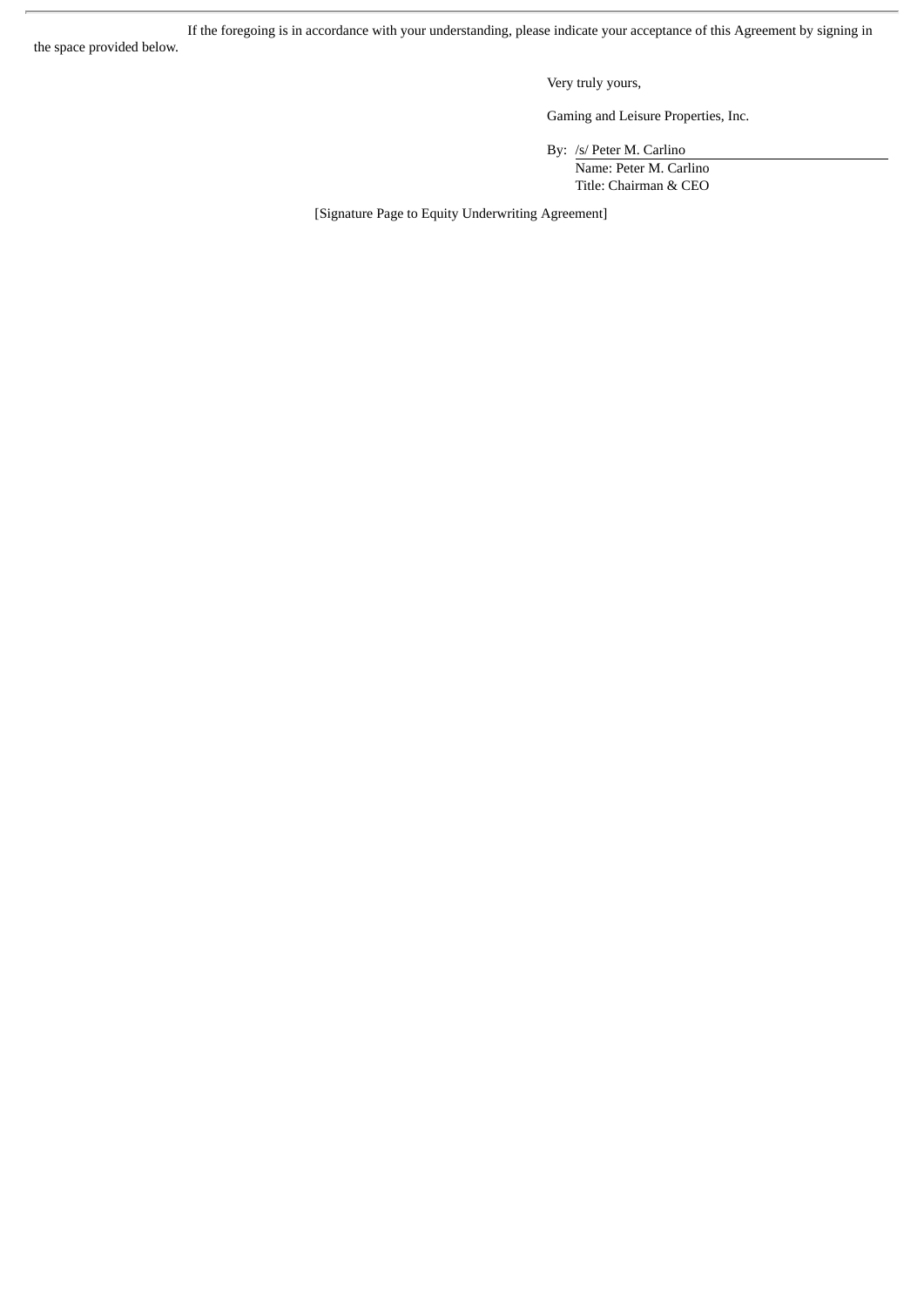If the foregoing is in accordance with your understanding, please indicate your acceptance of this Agreement by signing in the space provided below.

Very truly yours,

Gaming and Leisure Properties, Inc.

By: /s/ Peter M. Carlino

Name: Peter M. Carlino

Title: Chairman & CEO

[Signature Page to Equity Underwriting Agreement]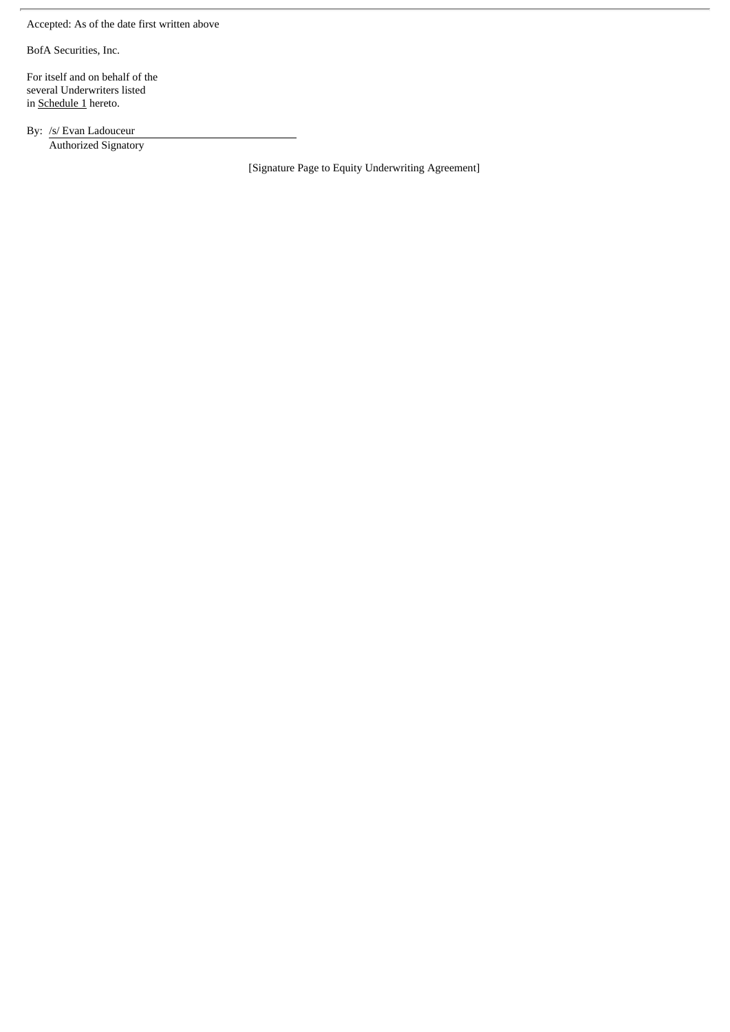Accepted: As of the date first written above

BofA Securities, Inc.

For itself and on behalf of the
several Underwriters listed
in Schedule 1 hereto.

By: /s/ Evan Ladouceur
Authorized Signatory

[Signature Page to Equity Underwriting Agreement]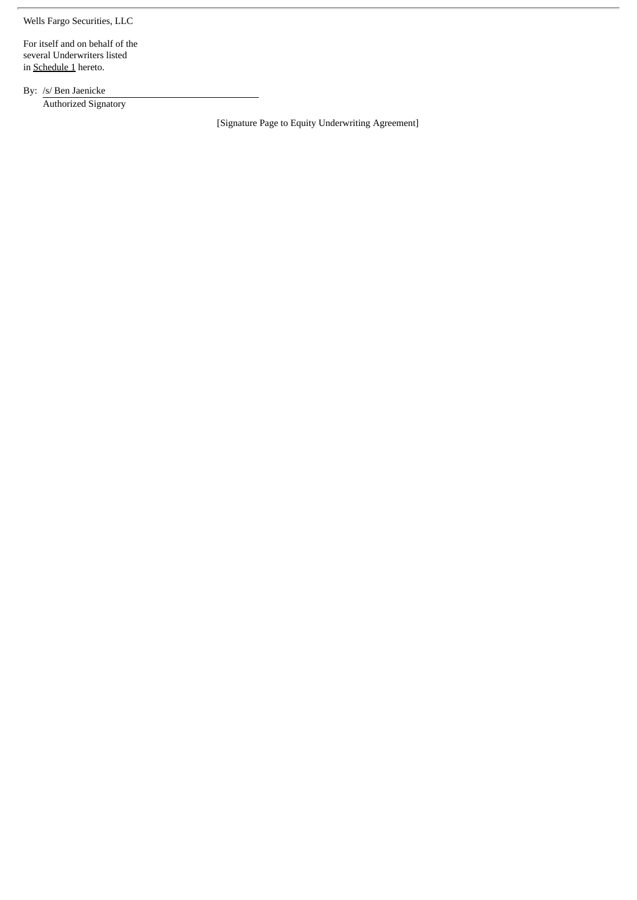Wells Fargo Securities, LLC

For itself and on behalf of the several Underwriters listed in Schedule 1 hereto.

By: /s/ Ben Jaenicke
Authorized Signatory

[Signature Page to Equity Underwriting Agreement]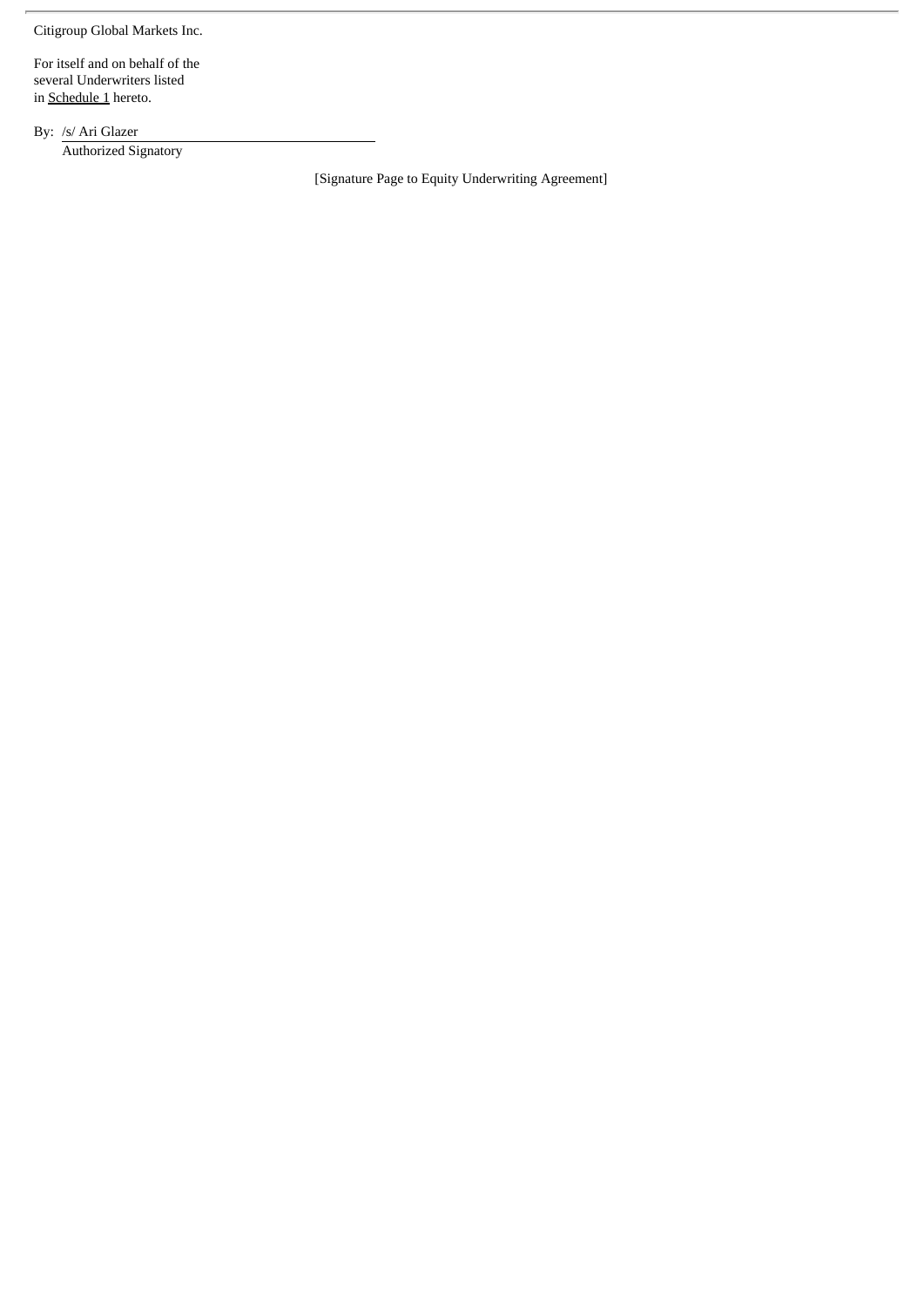Citigroup Global Markets Inc.

For itself and on behalf of the several Underwriters listed in Schedule 1 hereto.

By: /s/ Ari Glazer
Authorized Signatory

[Signature Page to Equity Underwriting Agreement]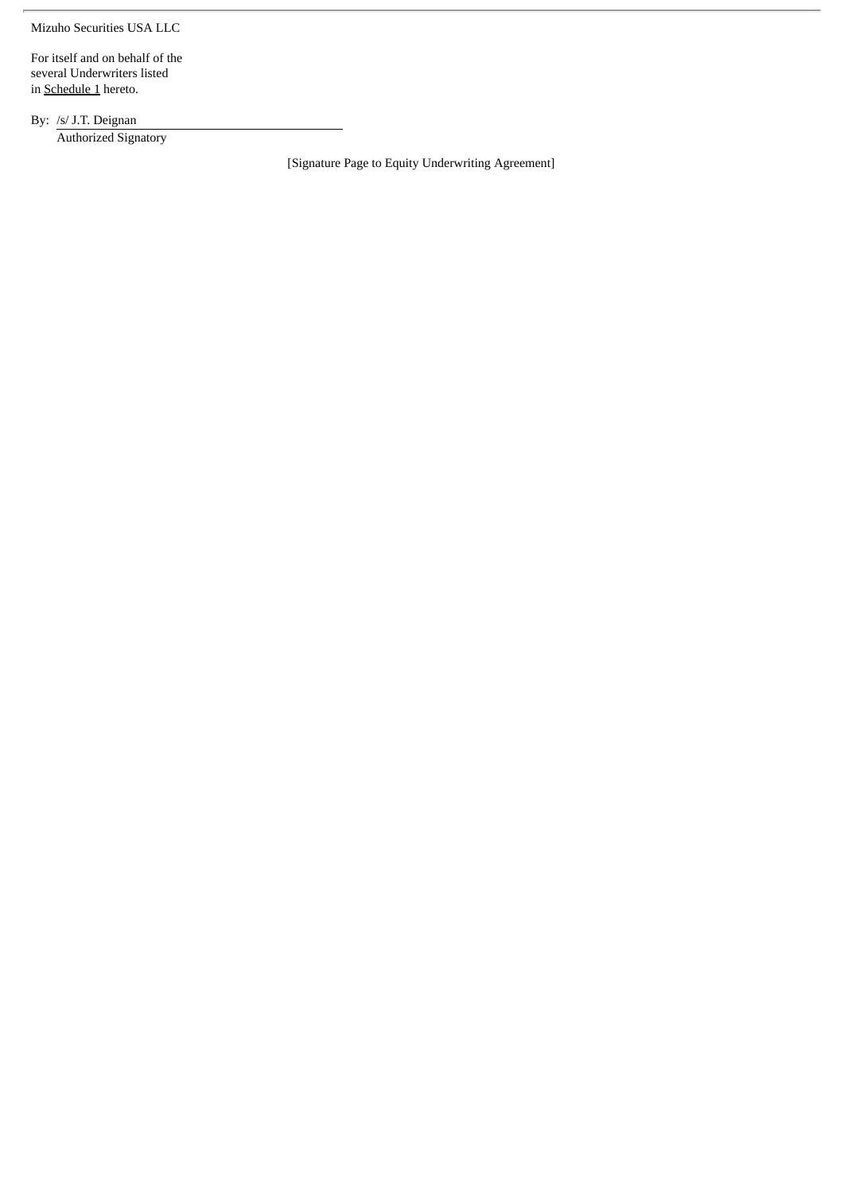Mizuho Securities USA LLC

For itself and on behalf of the several Underwriters listed in Schedule 1 hereto.

By: /s/ J.T. Deignan
Authorized Signatory

[Signature Page to Equity Underwriting Agreement]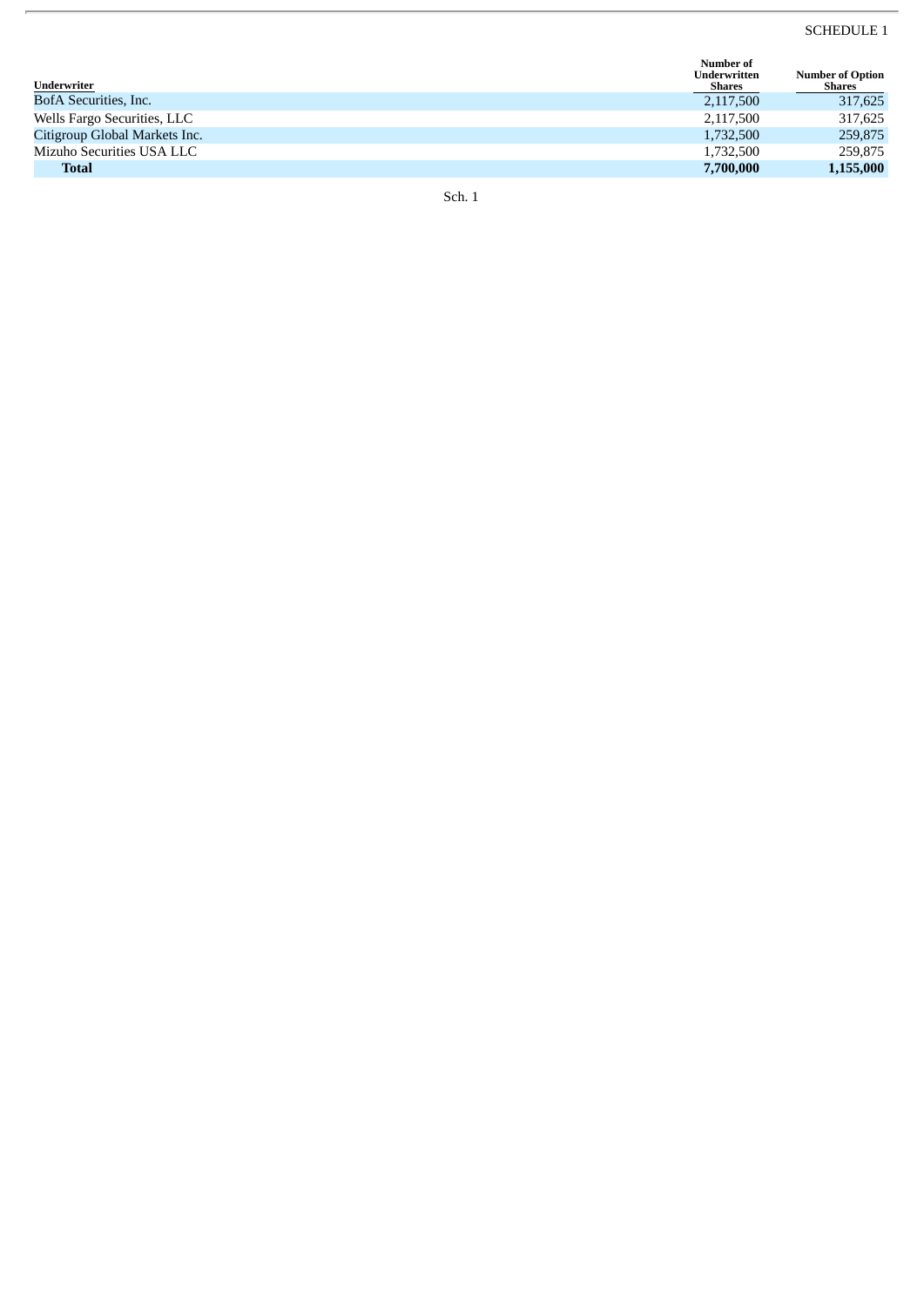SCHEDULE 1

| Underwriter | Number of Underwritten Shares | Number of Option Shares |
|---|---|---|
| BofA Securities, Inc. | 2,117,500 | 317,625 |
| Wells Fargo Securities, LLC | 2,117,500 | 317,625 |
| Citigroup Global Markets Inc. | 1,732,500 | 259,875 |
| Mizuho Securities USA LLC | 1,732,500 | 259,875 |
| **Total** | **7,700,000** | **1,155,000** |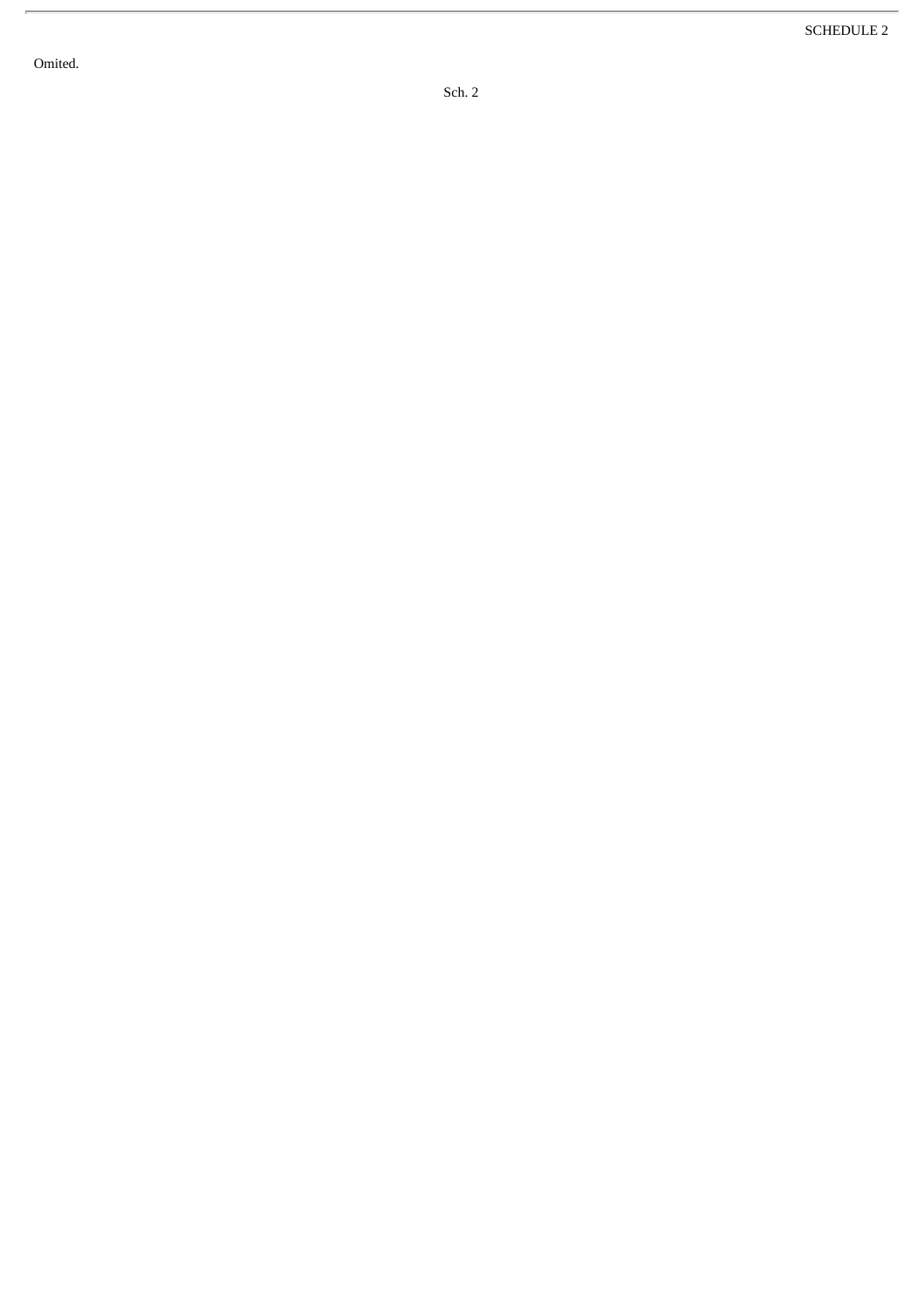SCHEDULE 2

Omited.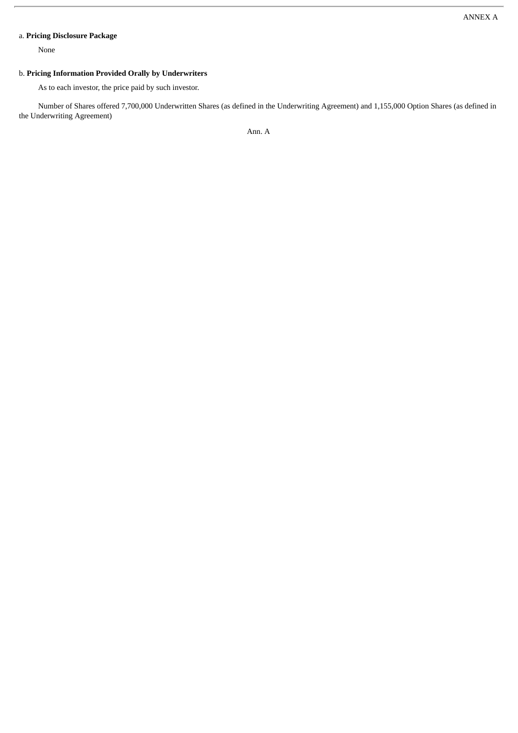ANNEX A

a. **Pricing Disclosure Package**

None

b. **Pricing Information Provided Orally by Underwriters**

As to each investor, the price paid by such investor.

Number of Shares offered 7,700,000 Underwritten Shares (as defined in the Underwriting Agreement) and 1,155,000 Option Shares (as defined in the Underwriting Agreement)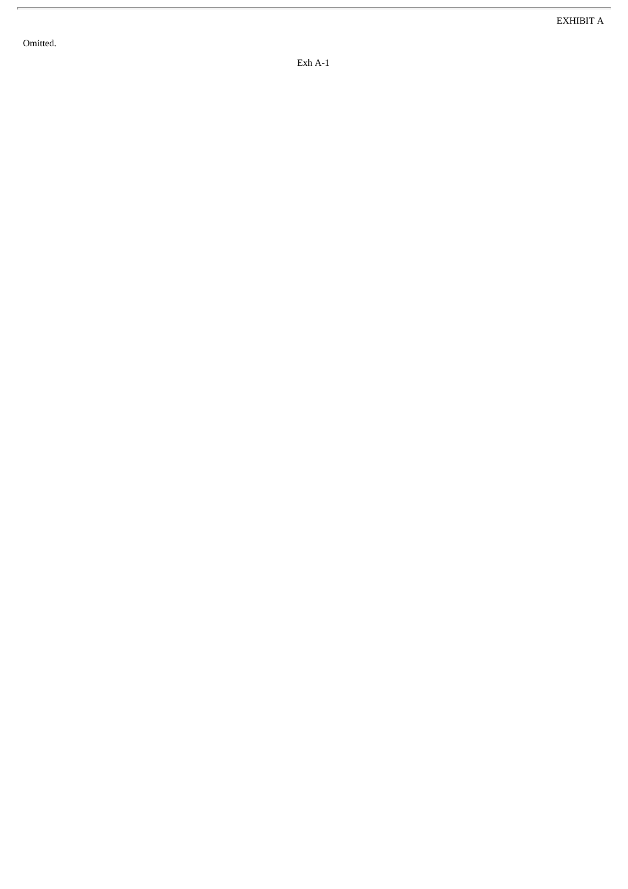EXHIBIT A

Omitted.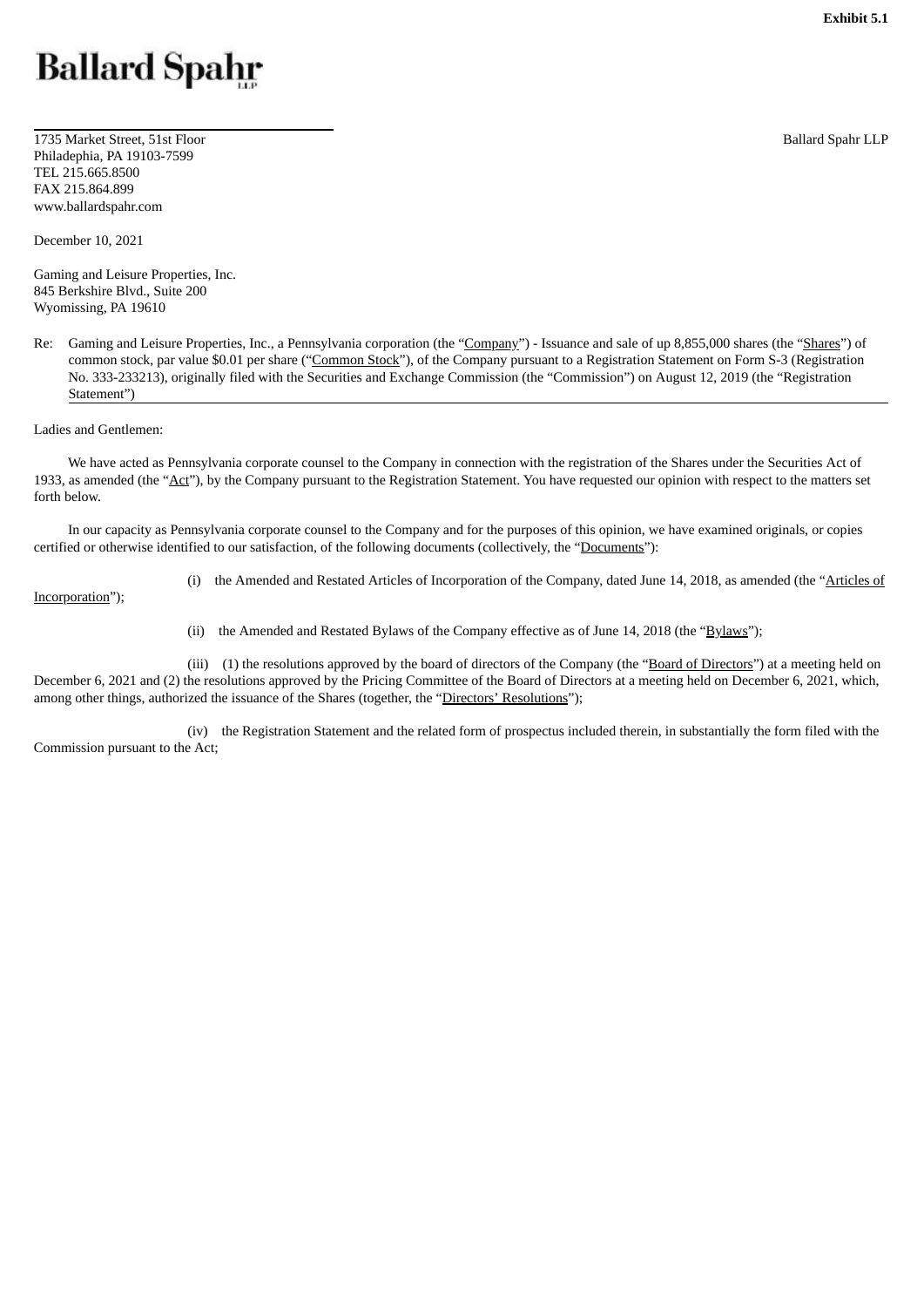**Exhibit 5.1**

**Ballard Spahr**

1735 Market Street, 51st Floor
Philadephia, PA 19103-7599
TEL 215.665.8500
FAX 215.864.899
www.ballardspahr.com

Ballard Spahr LLP

December 10, 2021

Gaming and Leisure Properties, Inc.
845 Berkshire Blvd., Suite 200
Wyomissing, PA 19610

Re: Gaming and Leisure Properties, Inc., a Pennsylvania corporation (the "Company") - Issuance and sale of up 8,855,000 shares (the "Shares") of common stock, par value $0.01 per share ("Common Stock"), of the Company pursuant to a Registration Statement on Form S-3 (Registration No. 333-233213), originally filed with the Securities and Exchange Commission (the "Commission") on August 12, 2019 (the "Registration Statement")

Ladies and Gentlemen:

We have acted as Pennsylvania corporate counsel to the Company in connection with the registration of the Shares under the Securities Act of 1933, as amended (the "Act"), by the Company pursuant to the Registration Statement. You have requested our opinion with respect to the matters set forth below.

In our capacity as Pennsylvania corporate counsel to the Company and for the purposes of this opinion, we have examined originals, or copies certified or otherwise identified to our satisfaction, of the following documents (collectively, the "Documents"):

(i) the Amended and Restated Articles of Incorporation of the Company, dated June 14, 2018, as amended (the "Articles of Incorporation");

(ii) the Amended and Restated Bylaws of the Company effective as of June 14, 2018 (the "Bylaws");

(iii) (1) the resolutions approved by the board of directors of the Company (the "Board of Directors") at a meeting held on December 6, 2021 and (2) the resolutions approved by the Pricing Committee of the Board of Directors at a meeting held on December 6, 2021, which, among other things, authorized the issuance of the Shares (together, the "Directors' Resolutions");

(iv) the Registration Statement and the related form of prospectus included therein, in substantially the form filed with the Commission pursuant to the Act;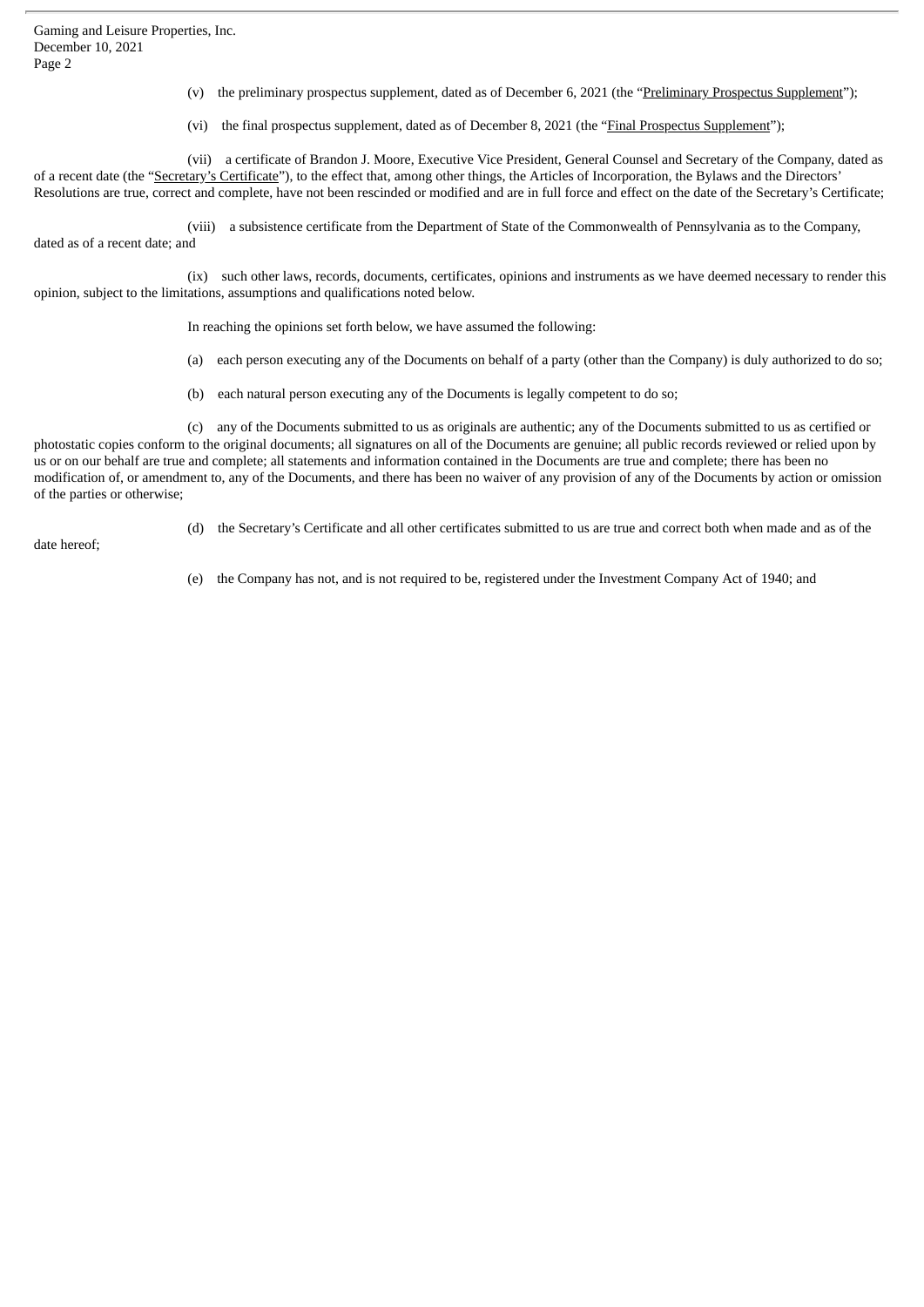(v) the preliminary prospectus supplement, dated as of December 6, 2021 (the "Preliminary Prospectus Supplement");

(vi) the final prospectus supplement, dated as of December 8, 2021 (the "Final Prospectus Supplement");

(vii) a certificate of Brandon J. Moore, Executive Vice President, General Counsel and Secretary of the Company, dated as of a recent date (the "Secretary's Certificate"), to the effect that, among other things, the Articles of Incorporation, the Bylaws and the Directors' Resolutions are true, correct and complete, have not been rescinded or modified and are in full force and effect on the date of the Secretary's Certificate;

(viii) a subsistence certificate from the Department of State of the Commonwealth of Pennsylvania as to the Company, dated as of a recent date; and

(ix) such other laws, records, documents, certificates, opinions and instruments as we have deemed necessary to render this opinion, subject to the limitations, assumptions and qualifications noted below.

In reaching the opinions set forth below, we have assumed the following:

(a) each person executing any of the Documents on behalf of a party (other than the Company) is duly authorized to do so;

(b) each natural person executing any of the Documents is legally competent to do so;

(c) any of the Documents submitted to us as originals are authentic; any of the Documents submitted to us as certified or photostatic copies conform to the original documents; all signatures on all of the Documents are genuine; all public records reviewed or relied upon by us or on our behalf are true and complete; all statements and information contained in the Documents are true and complete; there has been no modification of, or amendment to, any of the Documents, and there has been no waiver of any provision of any of the Documents by action or omission of the parties or otherwise;

(d) the Secretary's Certificate and all other certificates submitted to us are true and correct both when made and as of the date hereof;

(e) the Company has not, and is not required to be, registered under the Investment Company Act of 1940; and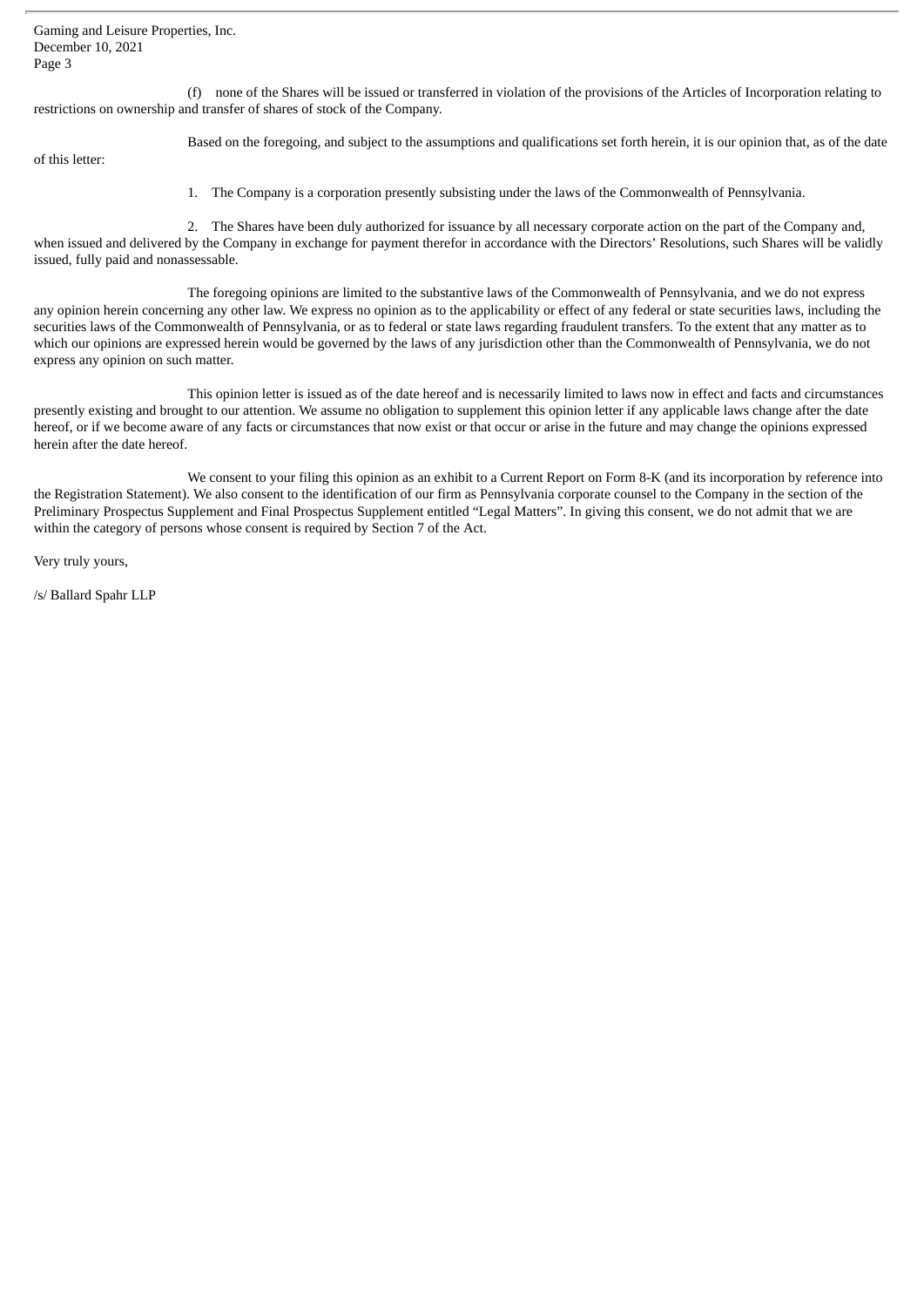(f) none of the Shares will be issued or transferred in violation of the provisions of the Articles of Incorporation relating to restrictions on ownership and transfer of shares of stock of the Company.

Based on the foregoing, and subject to the assumptions and qualifications set forth herein, it is our opinion that, as of the date of this letter:

1. The Company is a corporation presently subsisting under the laws of the Commonwealth of Pennsylvania.

2. The Shares have been duly authorized for issuance by all necessary corporate action on the part of the Company and, when issued and delivered by the Company in exchange for payment therefor in accordance with the Directors' Resolutions, such Shares will be validly issued, fully paid and nonassessable.

The foregoing opinions are limited to the substantive laws of the Commonwealth of Pennsylvania, and we do not express any opinion herein concerning any other law. We express no opinion as to the applicability or effect of any federal or state securities laws, including the securities laws of the Commonwealth of Pennsylvania, or as to federal or state laws regarding fraudulent transfers. To the extent that any matter as to which our opinions are expressed herein would be governed by the laws of any jurisdiction other than the Commonwealth of Pennsylvania, we do not express any opinion on such matter.

This opinion letter is issued as of the date hereof and is necessarily limited to laws now in effect and facts and circumstances presently existing and brought to our attention. We assume no obligation to supplement this opinion letter if any applicable laws change after the date hereof, or if we become aware of any facts or circumstances that now exist or that occur or arise in the future and may change the opinions expressed herein after the date hereof.

We consent to your filing this opinion as an exhibit to a Current Report on Form 8-K (and its incorporation by reference into the Registration Statement). We also consent to the identification of our firm as Pennsylvania corporate counsel to the Company in the section of the Preliminary Prospectus Supplement and Final Prospectus Supplement entitled "Legal Matters". In giving this consent, we do not admit that we are within the category of persons whose consent is required by Section 7 of the Act.

Very truly yours,

/s/ Ballard Spahr LLP